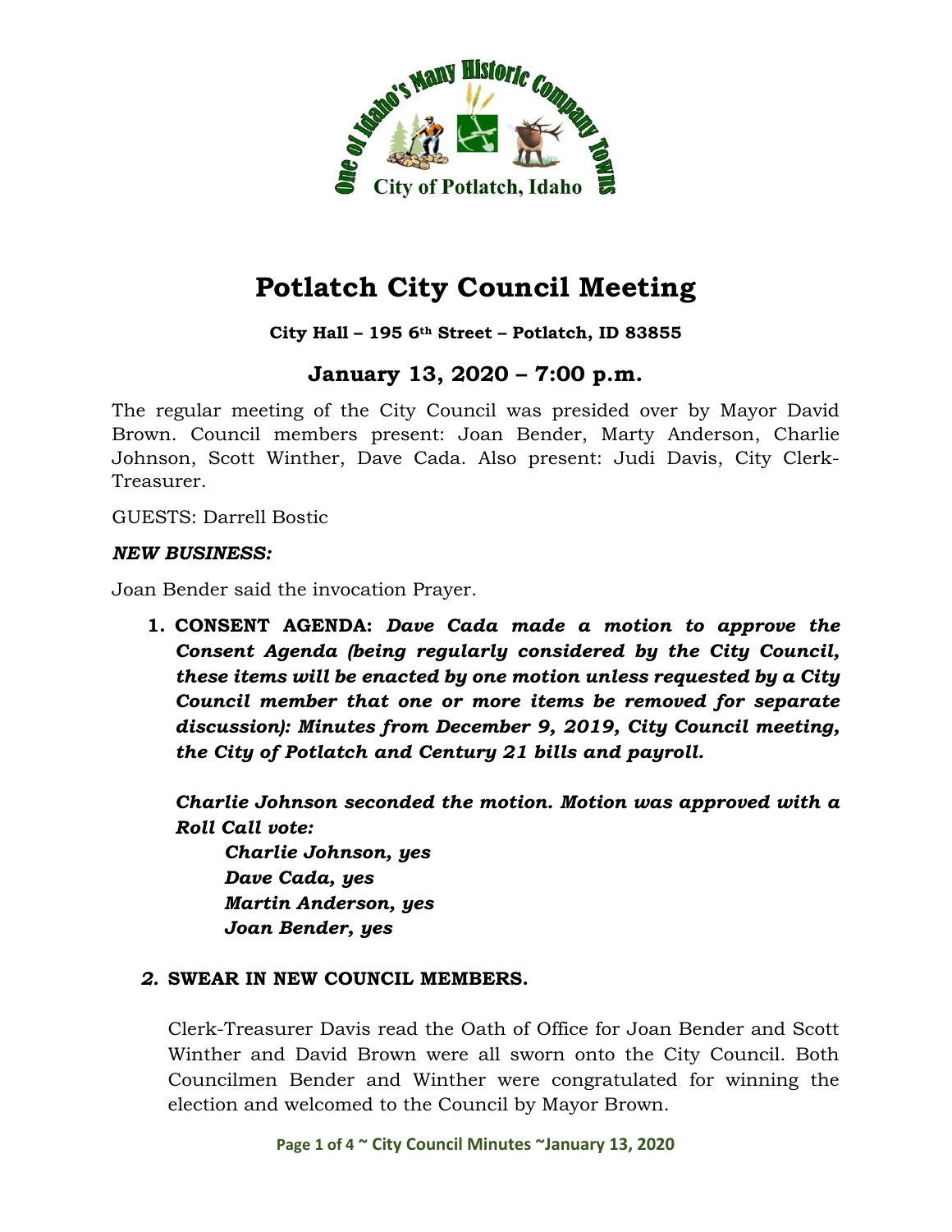# Potlatch City Council Meeting

**City Hall – 195 6th Street – Potlatch, ID 83855**

## January 13, 2020 – 7:00 p.m.

The regular meeting of the City Council was presided over by Mayor David Brown. Council members present: Joan Bender, Marty Anderson, Charlie Johnson, Scott Winther, Dave Cada. Also present: Judi Davis, City Clerk-Treasurer.

GUESTS: Darrell Bostic

***NEW BUSINESS:***

Joan Bender said the invocation Prayer.

1. **CONSENT AGENDA:** ***Dave Cada made a motion to approve the Consent Agenda (being regularly considered by the City Council, these items will be enacted by one motion unless requested by a City Council member that one or more items be removed for separate discussion): Minutes from December 9, 2019, City Council meeting, the City of Potlatch and Century 21 bills and payroll.***

   ***Charlie Johnson seconded the motion. Motion was approved with a Roll Call vote:***

   ***Charlie Johnson, yes***
   ***Dave Cada, yes***
   ***Martin Anderson, yes***
   ***Joan Bender, yes***

2. **SWEAR IN NEW COUNCIL MEMBERS.**

   Clerk-Treasurer Davis read the Oath of Office for Joan Bender and Scott Winther and David Brown were all sworn onto the City Council. Both Councilmen Bender and Winther were congratulated for winning the election and welcomed to the Council by Mayor Brown.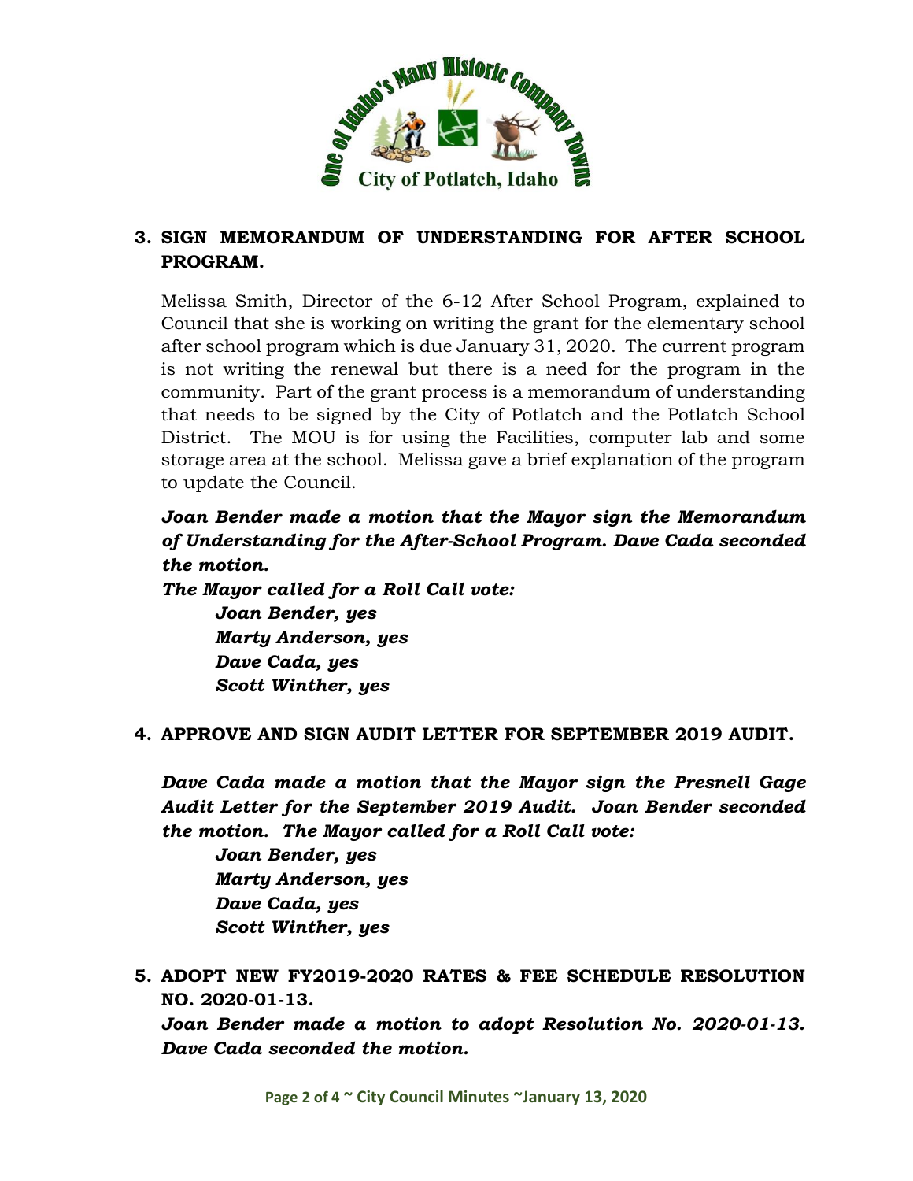## 3. SIGN MEMORANDUM OF UNDERSTANDING FOR AFTER SCHOOL PROGRAM.

Melissa Smith, Director of the 6-12 After School Program, explained to Council that she is working on writing the grant for the elementary school after school program which is due January 31, 2020. The current program is not writing the renewal but there is a need for the program in the community. Part of the grant process is a memorandum of understanding that needs to be signed by the City of Potlatch and the Potlatch School District. The MOU is for using the Facilities, computer lab and some storage area at the school. Melissa gave a brief explanation of the program to update the Council.

***Joan Bender made a motion that the Mayor sign the Memorandum of Understanding for the After-School Program. Dave Cada seconded the motion.***

***The Mayor called for a Roll Call vote:***

***Joan Bender, yes***
***Marty Anderson, yes***
***Dave Cada, yes***
***Scott Winther, yes***

## 4. APPROVE AND SIGN AUDIT LETTER FOR SEPTEMBER 2019 AUDIT.

***Dave Cada made a motion that the Mayor sign the Presnell Gage Audit Letter for the September 2019 Audit. Joan Bender seconded the motion. The Mayor called for a Roll Call vote:***

***Joan Bender, yes***
***Marty Anderson, yes***
***Dave Cada, yes***
***Scott Winther, yes***

## 5. ADOPT NEW FY2019-2020 RATES & FEE SCHEDULE RESOLUTION NO. 2020-01-13.

***Joan Bender made a motion to adopt Resolution No. 2020-01-13. Dave Cada seconded the motion.***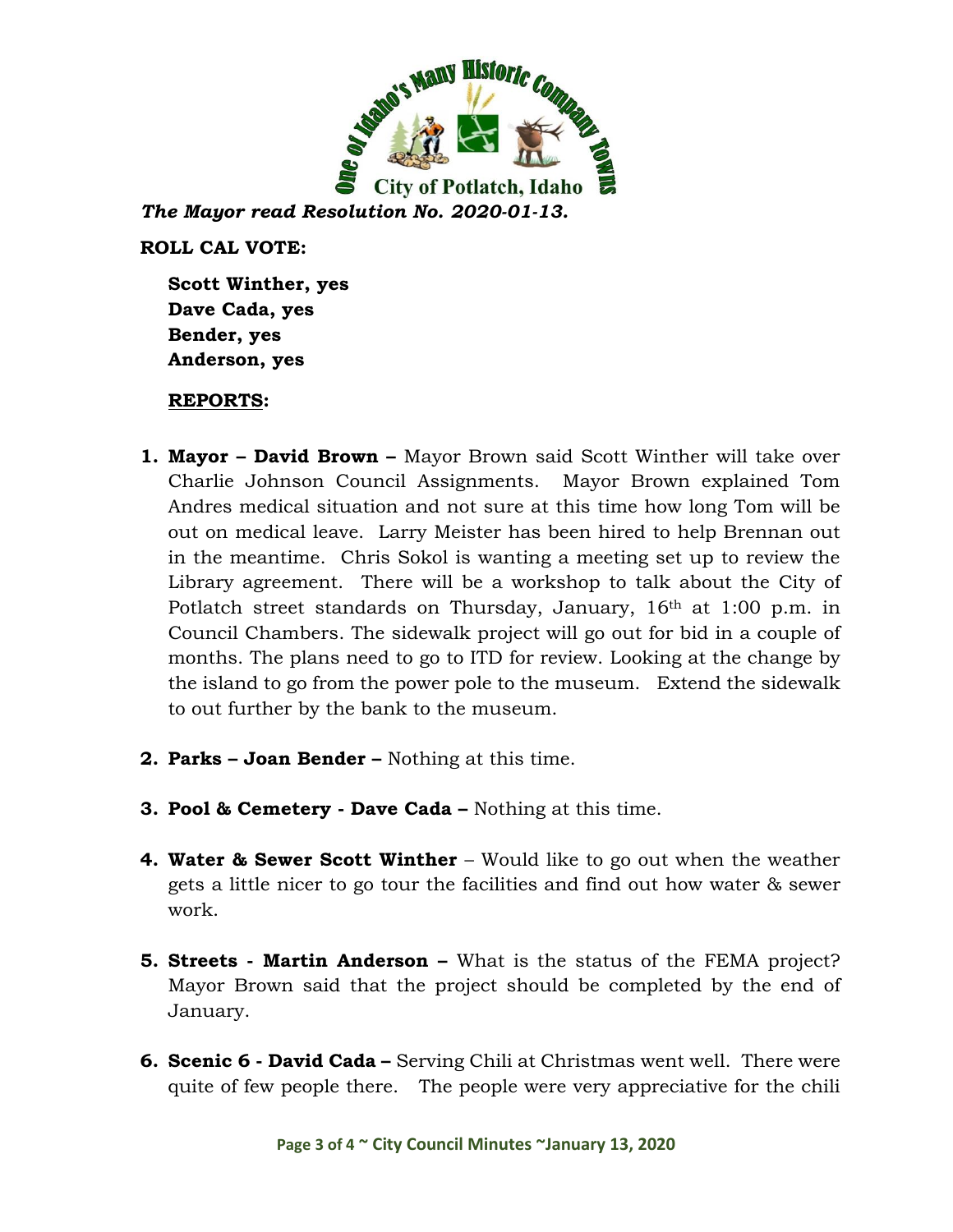***The Mayor read Resolution No. 2020-01-13.***

**ROLL CAL VOTE:**

**Scott Winther, yes**
**Dave Cada, yes**
**Bender, yes**
**Anderson, yes**

**REPORTS:**

1. **Mayor – David Brown –** Mayor Brown said Scott Winther will take over Charlie Johnson Council Assignments. Mayor Brown explained Tom Andres medical situation and not sure at this time how long Tom will be out on medical leave. Larry Meister has been hired to help Brennan out in the meantime. Chris Sokol is wanting a meeting set up to review the Library agreement. There will be a workshop to talk about the City of Potlatch street standards on Thursday, January, 16th at 1:00 p.m. in Council Chambers. The sidewalk project will go out for bid in a couple of months. The plans need to go to ITD for review. Looking at the change by the island to go from the power pole to the museum. Extend the sidewalk to out further by the bank to the museum.

2. **Parks – Joan Bender –** Nothing at this time.

3. **Pool & Cemetery - Dave Cada –** Nothing at this time.

4. **Water & Sewer Scott Winther** – Would like to go out when the weather gets a little nicer to go tour the facilities and find out how water & sewer work.

5. **Streets - Martin Anderson –** What is the status of the FEMA project? Mayor Brown said that the project should be completed by the end of January.

6. **Scenic 6 - David Cada –** Serving Chili at Christmas went well. There were quite of few people there. The people were very appreciative for the chili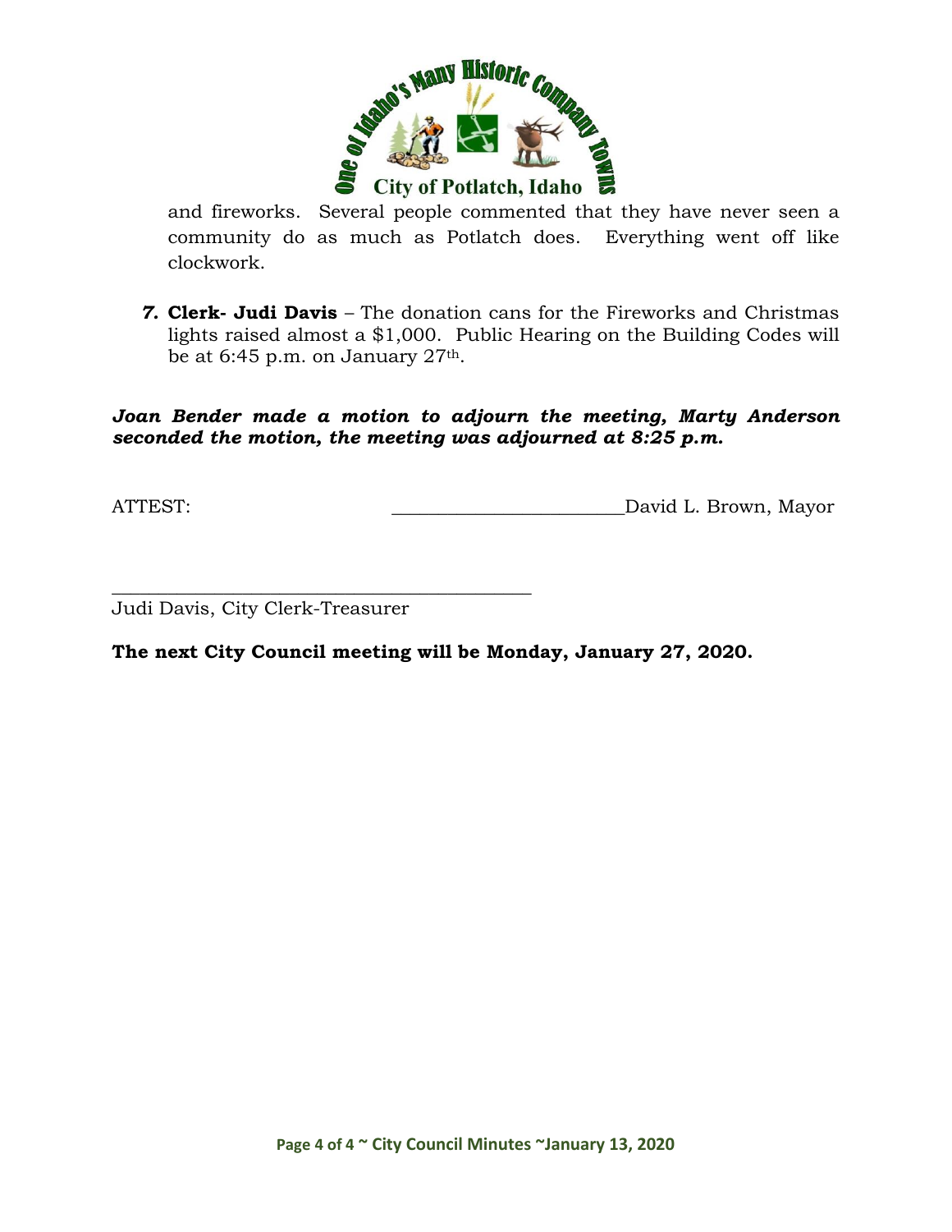and fireworks. Several people commented that they have never seen a community do as much as Potlatch does. Everything went off like clockwork.

7. **Clerk- Judi Davis** – The donation cans for the Fireworks and Christmas lights raised almost a $1,000. Public Hearing on the Building Codes will be at 6:45 p.m. on January 27th.

***Joan Bender made a motion to adjourn the meeting, Marty Anderson seconded the motion, the meeting was adjourned at 8:25 p.m.***

ATTEST: ________________________David L. Brown, Mayor

_____________________________________________

Judi Davis, City Clerk-Treasurer

**The next City Council meeting will be Monday, January 27, 2020.**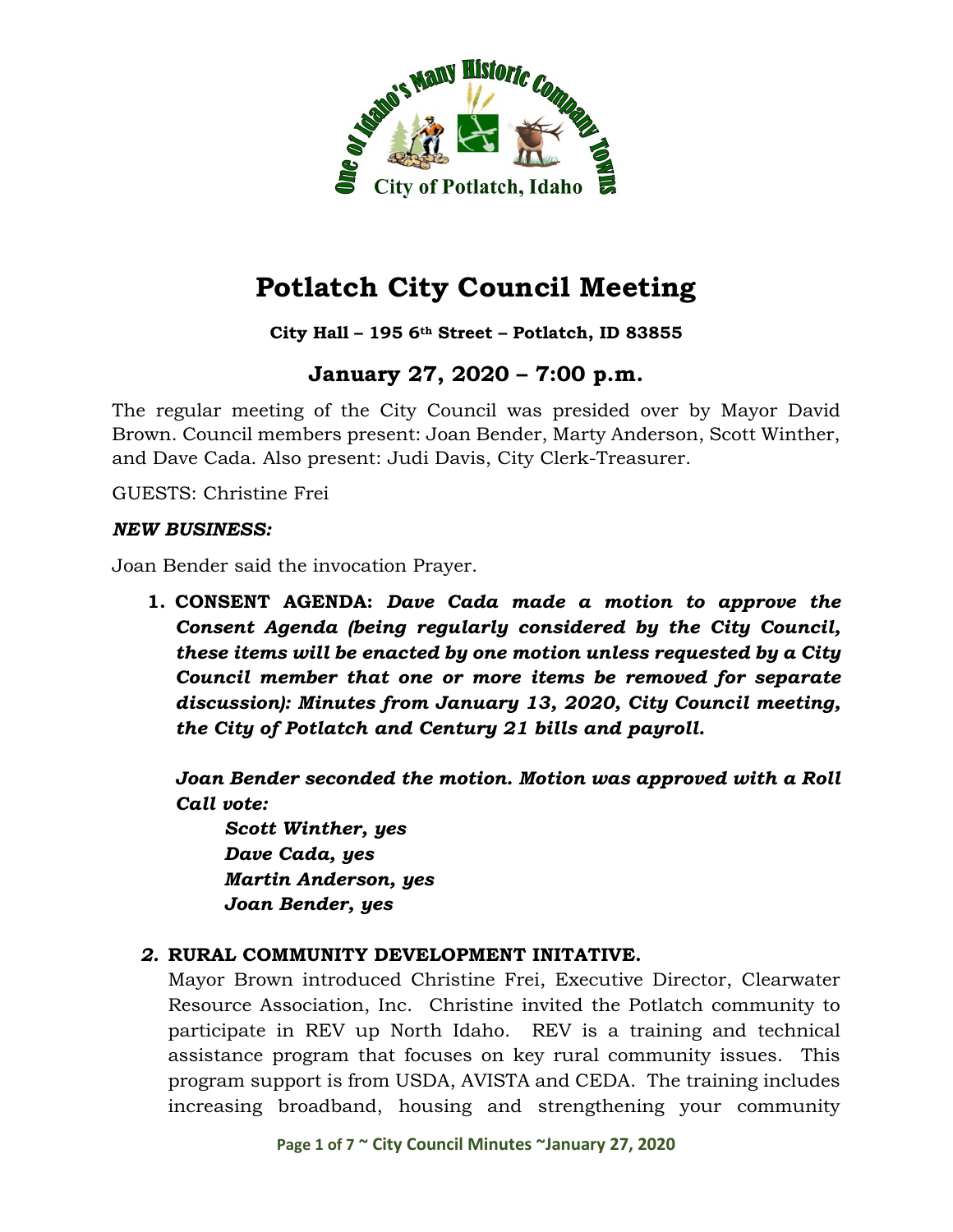# Potlatch City Council Meeting

**City Hall – 195 6th Street – Potlatch, ID 83855**

## January 27, 2020 – 7:00 p.m.

The regular meeting of the City Council was presided over by Mayor David Brown. Council members present: Joan Bender, Marty Anderson, Scott Winther, and Dave Cada. Also present: Judi Davis, City Clerk-Treasurer.

GUESTS: Christine Frei

***NEW BUSINESS:***

Joan Bender said the invocation Prayer.

1. **CONSENT AGENDA:** ***Dave Cada made a motion to approve the Consent Agenda (being regularly considered by the City Council, these items will be enacted by one motion unless requested by a City Council member that one or more items be removed for separate discussion): Minutes from January 13, 2020, City Council meeting, the City of Potlatch and Century 21 bills and payroll.***

   ***Joan Bender seconded the motion. Motion was approved with a Roll Call vote:***

   ***Scott Winther, yes***
   ***Dave Cada, yes***
   ***Martin Anderson, yes***
   ***Joan Bender, yes***

2. **RURAL COMMUNITY DEVELOPMENT INITATIVE.**
   Mayor Brown introduced Christine Frei, Executive Director, Clearwater Resource Association, Inc. Christine invited the Potlatch community to participate in REV up North Idaho. REV is a training and technical assistance program that focuses on key rural community issues. This program support is from USDA, AVISTA and CEDA. The training includes increasing broadband, housing and strengthening your community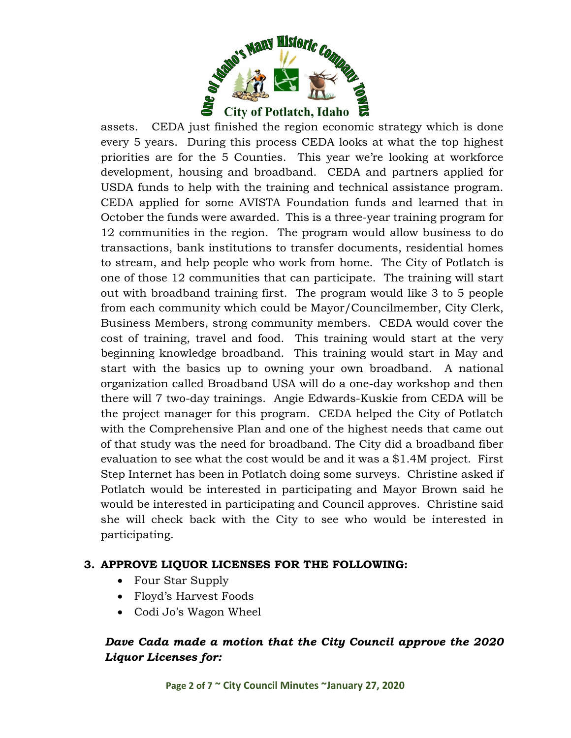assets. CEDA just finished the region economic strategy which is done every 5 years. During this process CEDA looks at what the top highest priorities are for the 5 Counties. This year we're looking at workforce development, housing and broadband. CEDA and partners applied for USDA funds to help with the training and technical assistance program. CEDA applied for some AVISTA Foundation funds and learned that in October the funds were awarded. This is a three-year training program for 12 communities in the region. The program would allow business to do transactions, bank institutions to transfer documents, residential homes to stream, and help people who work from home. The City of Potlatch is one of those 12 communities that can participate. The training will start out with broadband training first. The program would like 3 to 5 people from each community which could be Mayor/Councilmember, City Clerk, Business Members, strong community members. CEDA would cover the cost of training, travel and food. This training would start at the very beginning knowledge broadband. This training would start in May and start with the basics up to owning your own broadband. A national organization called Broadband USA will do a one-day workshop and then there will 7 two-day trainings. Angie Edwards-Kuskie from CEDA will be the project manager for this program. CEDA helped the City of Potlatch with the Comprehensive Plan and one of the highest needs that came out of that study was the need for broadband. The City did a broadband fiber evaluation to see what the cost would be and it was a $1.4M project. First Step Internet has been in Potlatch doing some surveys. Christine asked if Potlatch would be interested in participating and Mayor Brown said he would be interested in participating and Council approves. Christine said she will check back with the City to see who would be interested in participating.

**3. APPROVE LIQUOR LICENSES FOR THE FOLLOWING:**

- Four Star Supply
- Floyd's Harvest Foods
- Codi Jo's Wagon Wheel

***Dave Cada made a motion that the City Council approve the 2020 Liquor Licenses for:***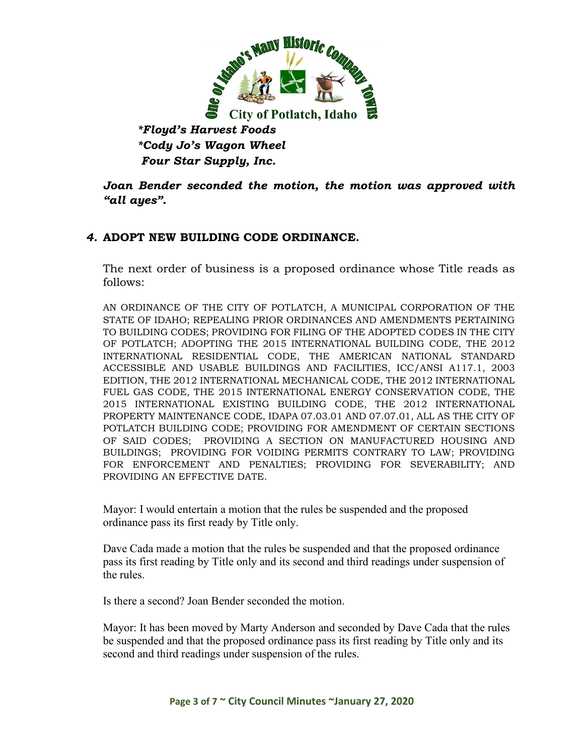*\*Floyd's Harvest Foods*
*\*Cody Jo's Wagon Wheel*
*Four Star Supply, Inc.*

***Joan Bender seconded the motion, the motion was approved with "all ayes".***

### *4.* ADOPT NEW BUILDING CODE ORDINANCE.

The next order of business is a proposed ordinance whose Title reads as follows:

AN ORDINANCE OF THE CITY OF POTLATCH, A MUNICIPAL CORPORATION OF THE STATE OF IDAHO; REPEALING PRIOR ORDINANCES AND AMENDMENTS PERTAINING TO BUILDING CODES; PROVIDING FOR FILING OF THE ADOPTED CODES IN THE CITY OF POTLATCH; ADOPTING THE 2015 INTERNATIONAL BUILDING CODE, THE 2012 INTERNATIONAL RESIDENTIAL CODE, THE AMERICAN NATIONAL STANDARD ACCESSIBLE AND USABLE BUILDINGS AND FACILITIES, ICC/ANSI A117.1, 2003 EDITION, THE 2012 INTERNATIONAL MECHANICAL CODE, THE 2012 INTERNATIONAL FUEL GAS CODE, THE 2015 INTERNATIONAL ENERGY CONSERVATION CODE, THE 2015 INTERNATIONAL EXISTING BUILDING CODE, THE 2012 INTERNATIONAL PROPERTY MAINTENANCE CODE, IDAPA 07.03.01 AND 07.07.01, ALL AS THE CITY OF POTLATCH BUILDING CODE; PROVIDING FOR AMENDMENT OF CERTAIN SECTIONS OF SAID CODES; PROVIDING A SECTION ON MANUFACTURED HOUSING AND BUILDINGS; PROVIDING FOR VOIDING PERMITS CONTRARY TO LAW; PROVIDING FOR ENFORCEMENT AND PENALTIES; PROVIDING FOR SEVERABILITY; AND PROVIDING AN EFFECTIVE DATE.

Mayor: I would entertain a motion that the rules be suspended and the proposed ordinance pass its first ready by Title only.

Dave Cada made a motion that the rules be suspended and that the proposed ordinance pass its first reading by Title only and its second and third readings under suspension of the rules.

Is there a second? Joan Bender seconded the motion.

Mayor: It has been moved by Marty Anderson and seconded by Dave Cada that the rules be suspended and that the proposed ordinance pass its first reading by Title only and its second and third readings under suspension of the rules.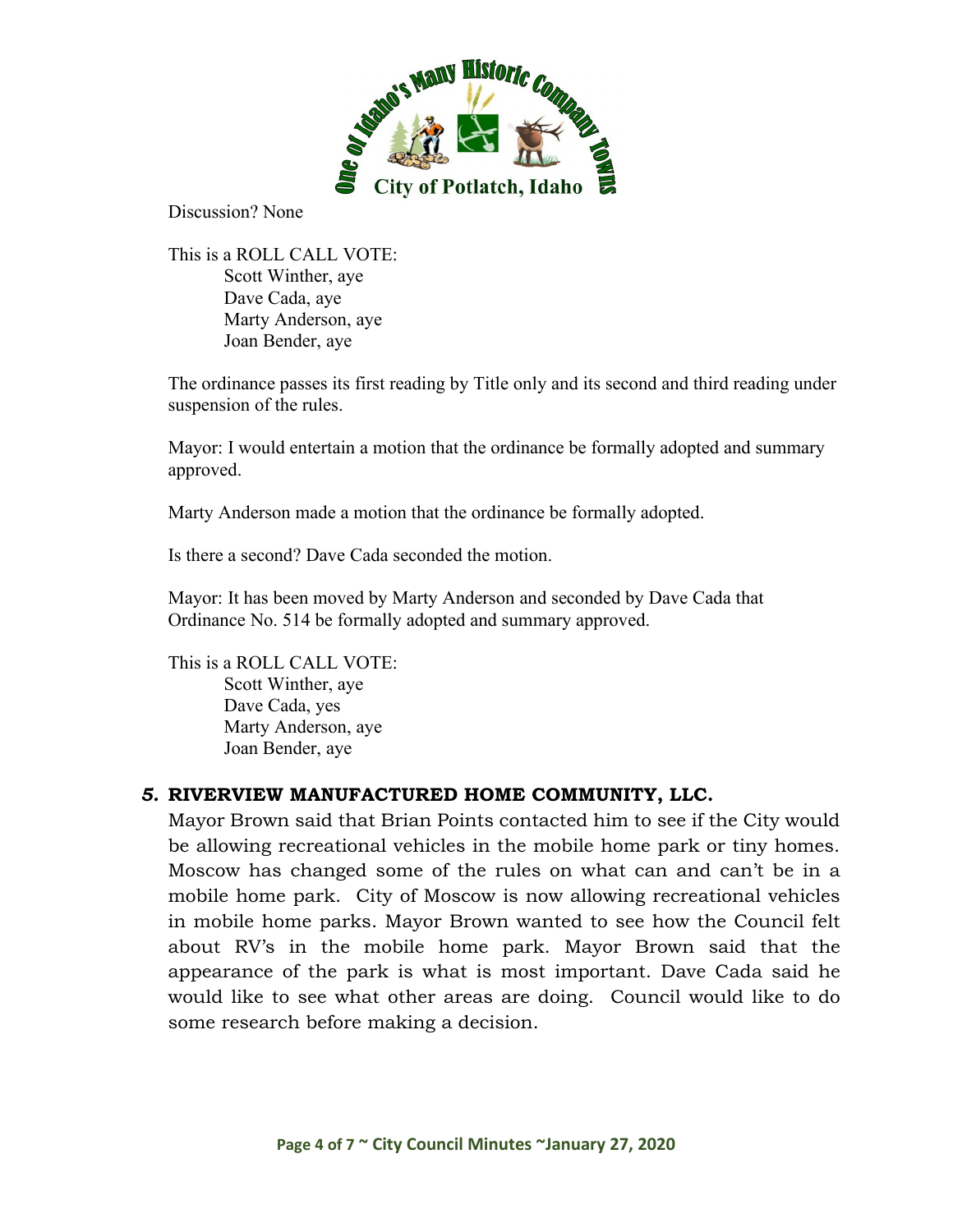Discussion? None

This is a ROLL CALL VOTE:
- Scott Winther, aye
- Dave Cada, aye
- Marty Anderson, aye
- Joan Bender, aye

The ordinance passes its first reading by Title only and its second and third reading under suspension of the rules.

Mayor: I would entertain a motion that the ordinance be formally adopted and summary approved.

Marty Anderson made a motion that the ordinance be formally adopted.

Is there a second? Dave Cada seconded the motion.

Mayor: It has been moved by Marty Anderson and seconded by Dave Cada that Ordinance No. 514 be formally adopted and summary approved.

This is a ROLL CALL VOTE:
- Scott Winther, aye
- Dave Cada, yes
- Marty Anderson, aye
- Joan Bender, aye

### *5.* RIVERVIEW MANUFACTURED HOME COMMUNITY, LLC.

Mayor Brown said that Brian Points contacted him to see if the City would be allowing recreational vehicles in the mobile home park or tiny homes. Moscow has changed some of the rules on what can and can't be in a mobile home park. City of Moscow is now allowing recreational vehicles in mobile home parks. Mayor Brown wanted to see how the Council felt about RV's in the mobile home park. Mayor Brown said that the appearance of the park is what is most important. Dave Cada said he would like to see what other areas are doing. Council would like to do some research before making a decision.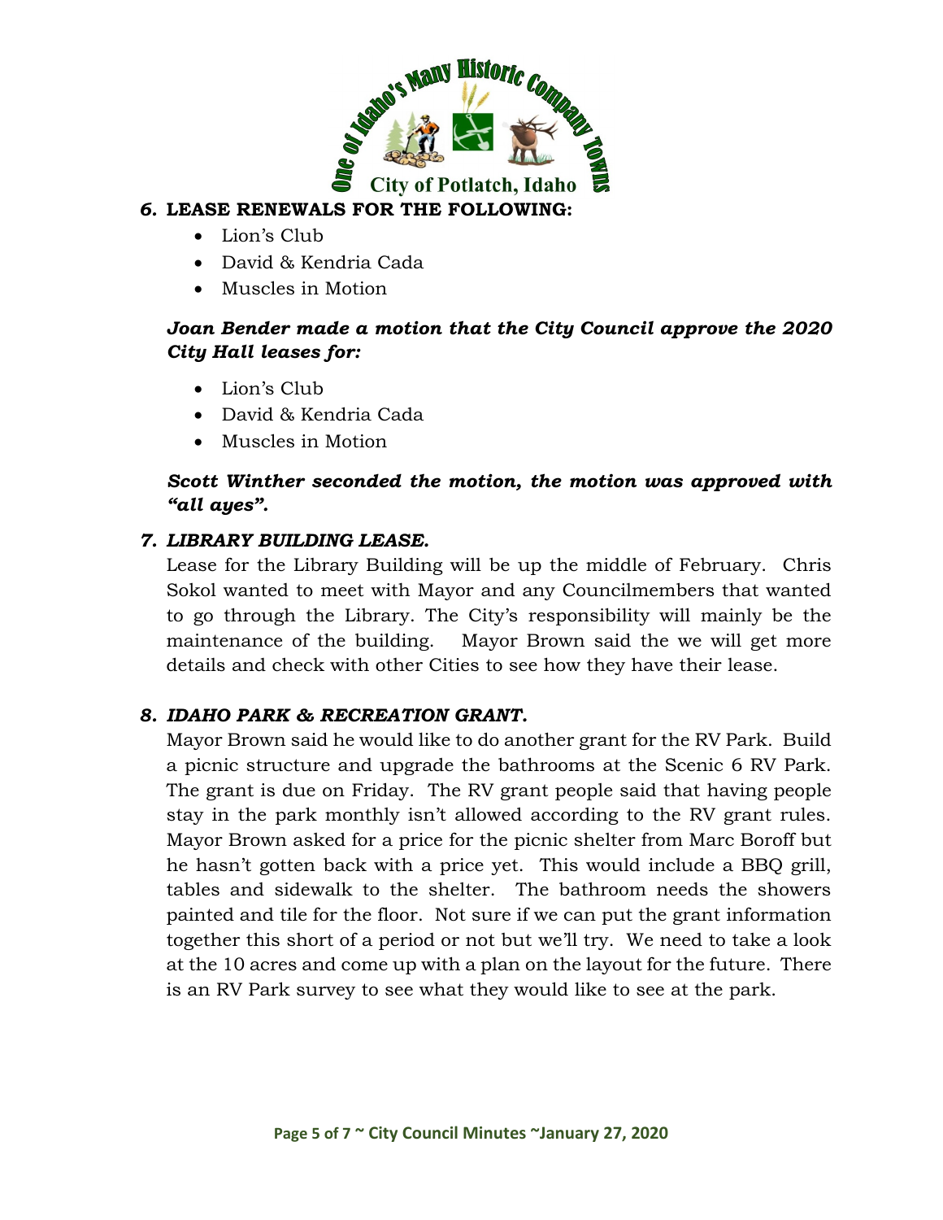### 6. LEASE RENEWALS FOR THE FOLLOWING:

- Lion's Club
- David & Kendria Cada
- Muscles in Motion

***Joan Bender made a motion that the City Council approve the 2020 City Hall leases for:***

- Lion's Club
- David & Kendria Cada
- Muscles in Motion

***Scott Winther seconded the motion, the motion was approved with "all ayes".***

### *7. LIBRARY BUILDING LEASE.*

Lease for the Library Building will be up the middle of February. Chris Sokol wanted to meet with Mayor and any Councilmembers that wanted to go through the Library. The City's responsibility will mainly be the maintenance of the building. Mayor Brown said the we will get more details and check with other Cities to see how they have their lease.

### *8. IDAHO PARK & RECREATION GRANT.*

Mayor Brown said he would like to do another grant for the RV Park. Build a picnic structure and upgrade the bathrooms at the Scenic 6 RV Park. The grant is due on Friday. The RV grant people said that having people stay in the park monthly isn't allowed according to the RV grant rules. Mayor Brown asked for a price for the picnic shelter from Marc Boroff but he hasn't gotten back with a price yet. This would include a BBQ grill, tables and sidewalk to the shelter. The bathroom needs the showers painted and tile for the floor. Not sure if we can put the grant information together this short of a period or not but we'll try. We need to take a look at the 10 acres and come up with a plan on the layout for the future. There is an RV Park survey to see what they would like to see at the park.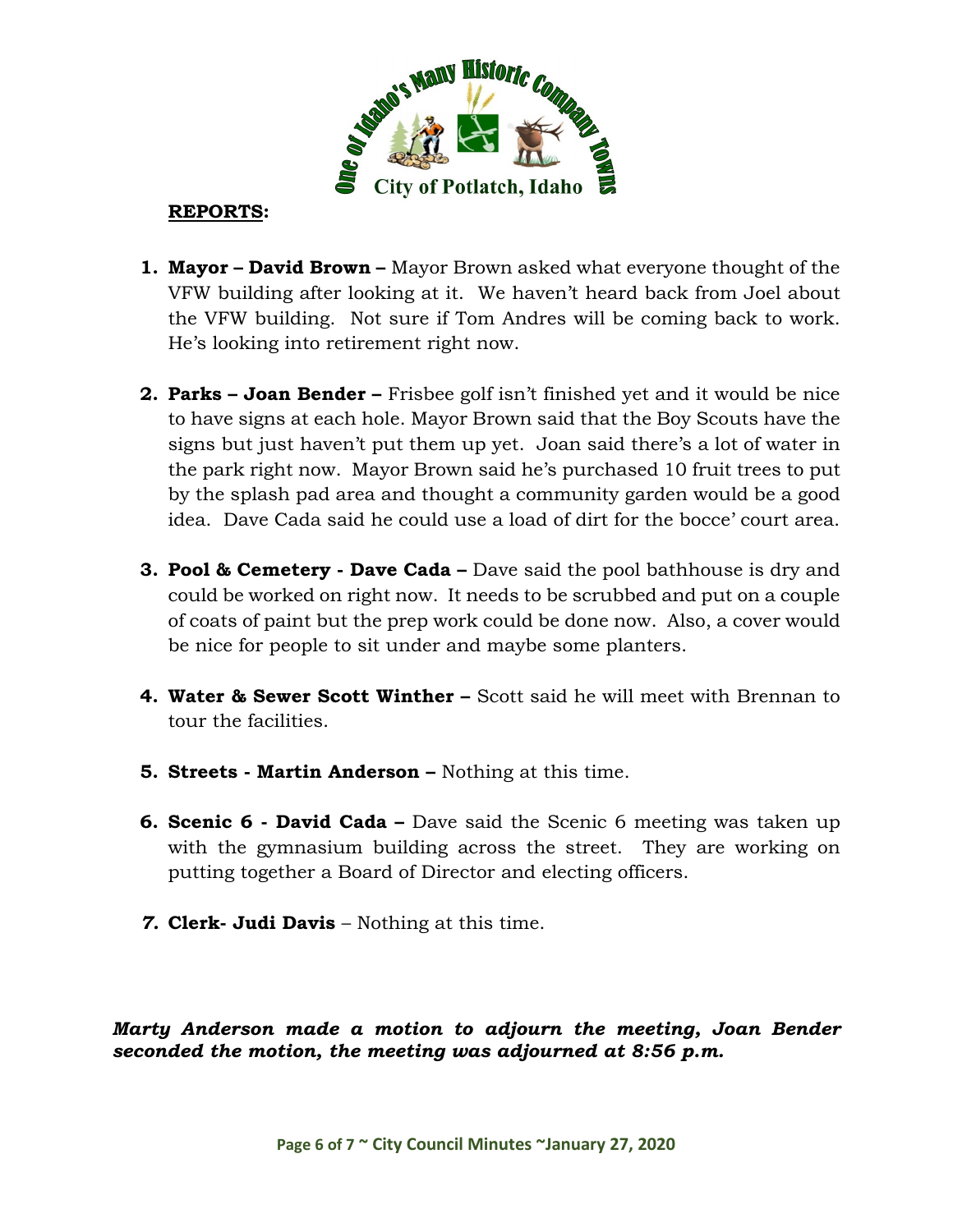**REPORTS:**

1. **Mayor – David Brown –** Mayor Brown asked what everyone thought of the VFW building after looking at it. We haven't heard back from Joel about the VFW building. Not sure if Tom Andres will be coming back to work. He's looking into retirement right now.

2. **Parks – Joan Bender –** Frisbee golf isn't finished yet and it would be nice to have signs at each hole. Mayor Brown said that the Boy Scouts have the signs but just haven't put them up yet. Joan said there's a lot of water in the park right now. Mayor Brown said he's purchased 10 fruit trees to put by the splash pad area and thought a community garden would be a good idea. Dave Cada said he could use a load of dirt for the bocce' court area.

3. **Pool & Cemetery - Dave Cada –** Dave said the pool bathhouse is dry and could be worked on right now. It needs to be scrubbed and put on a couple of coats of paint but the prep work could be done now. Also, a cover would be nice for people to sit under and maybe some planters.

4. **Water & Sewer Scott Winther –** Scott said he will meet with Brennan to tour the facilities.

5. **Streets - Martin Anderson –** Nothing at this time.

6. **Scenic 6 - David Cada –** Dave said the Scenic 6 meeting was taken up with the gymnasium building across the street. They are working on putting together a Board of Director and electing officers.

7. **Clerk- Judi Davis** – Nothing at this time.

***Marty Anderson made a motion to adjourn the meeting, Joan Bender seconded the motion, the meeting was adjourned at 8:56 p.m.***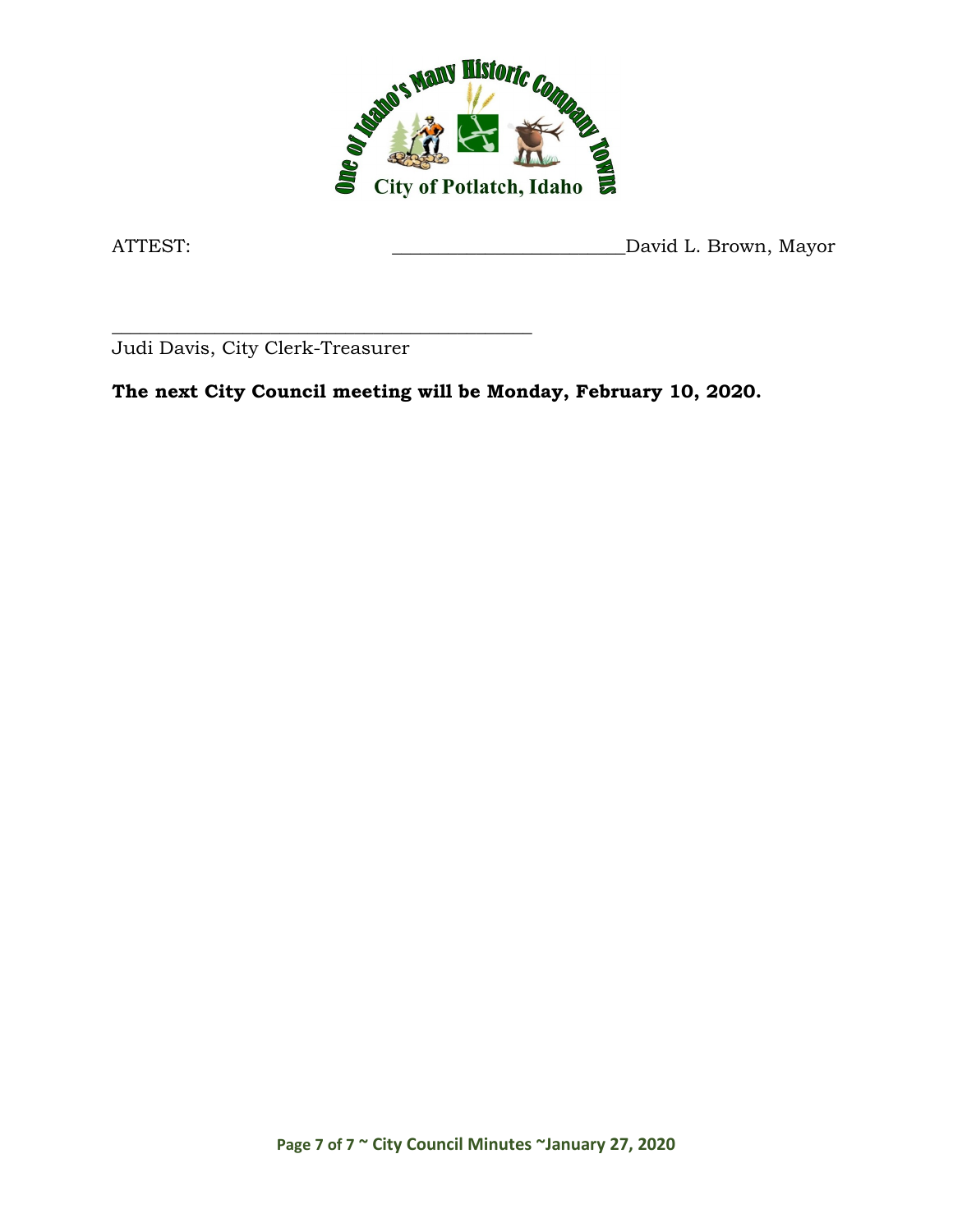ATTEST: ________________________David L. Brown, Mayor

_______________________________________________

Judi Davis, City Clerk-Treasurer

**The next City Council meeting will be Monday, February 10, 2020.**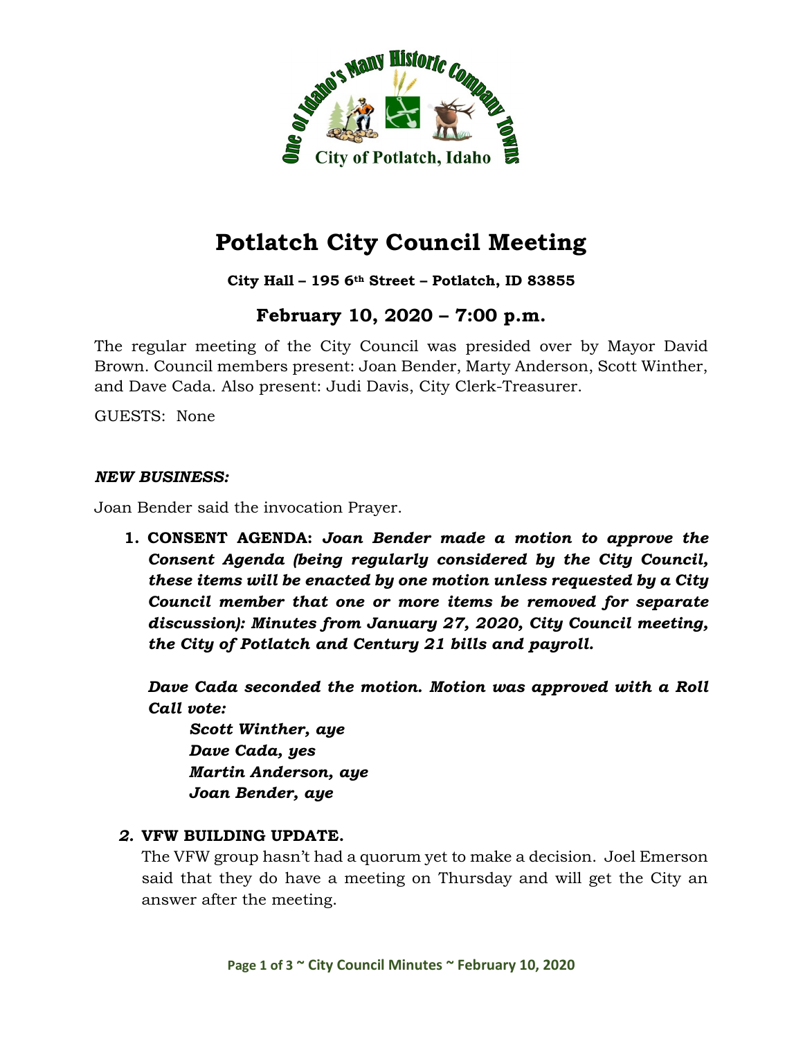# Potlatch City Council Meeting

**City Hall – 195 6th Street – Potlatch, ID 83855**

## February 10, 2020 – 7:00 p.m.

The regular meeting of the City Council was presided over by Mayor David Brown. Council members present: Joan Bender, Marty Anderson, Scott Winther, and Dave Cada. Also present: Judi Davis, City Clerk-Treasurer.

GUESTS: None

***NEW BUSINESS:***

Joan Bender said the invocation Prayer.

1. **CONSENT AGENDA:** ***Joan Bender made a motion to approve the Consent Agenda (being regularly considered by the City Council, these items will be enacted by one motion unless requested by a City Council member that one or more items be removed for separate discussion): Minutes from January 27, 2020, City Council meeting, the City of Potlatch and Century 21 bills and payroll.***

   ***Dave Cada seconded the motion. Motion was approved with a Roll Call vote:***

   ***Scott Winther, aye***
   ***Dave Cada, yes***
   ***Martin Anderson, aye***
   ***Joan Bender, aye***

2. **VFW BUILDING UPDATE.**
   The VFW group hasn't had a quorum yet to make a decision. Joel Emerson said that they do have a meeting on Thursday and will get the City an answer after the meeting.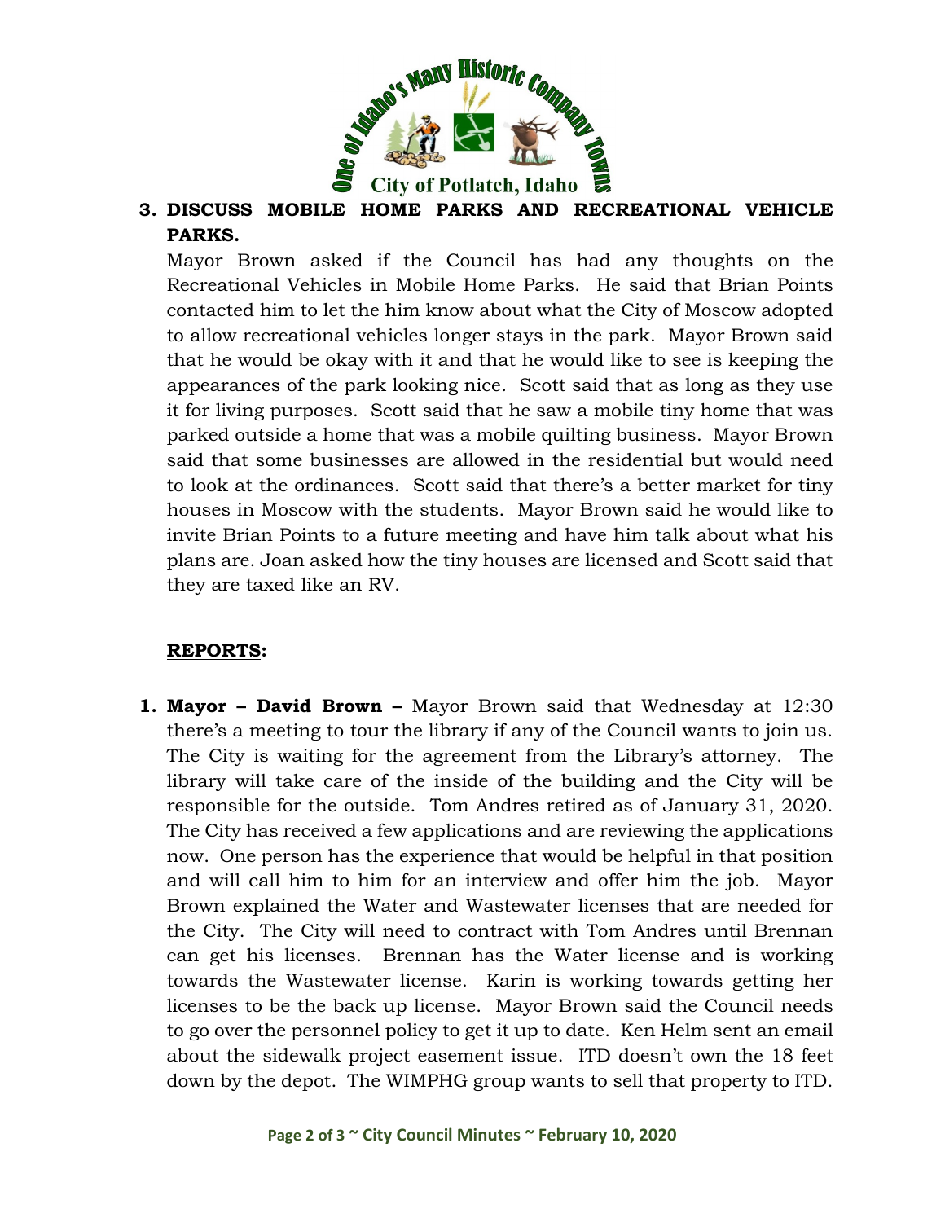**3. DISCUSS MOBILE HOME PARKS AND RECREATIONAL VEHICLE PARKS.**

Mayor Brown asked if the Council has had any thoughts on the Recreational Vehicles in Mobile Home Parks. He said that Brian Points contacted him to let the him know about what the City of Moscow adopted to allow recreational vehicles longer stays in the park. Mayor Brown said that he would be okay with it and that he would like to see is keeping the appearances of the park looking nice. Scott said that as long as they use it for living purposes. Scott said that he saw a mobile tiny home that was parked outside a home that was a mobile quilting business. Mayor Brown said that some businesses are allowed in the residential but would need to look at the ordinances. Scott said that there's a better market for tiny houses in Moscow with the students. Mayor Brown said he would like to invite Brian Points to a future meeting and have him talk about what his plans are. Joan asked how the tiny houses are licensed and Scott said that they are taxed like an RV.

**REPORTS:**

1. **Mayor – David Brown –** Mayor Brown said that Wednesday at 12:30 there's a meeting to tour the library if any of the Council wants to join us. The City is waiting for the agreement from the Library's attorney. The library will take care of the inside of the building and the City will be responsible for the outside. Tom Andres retired as of January 31, 2020. The City has received a few applications and are reviewing the applications now. One person has the experience that would be helpful in that position and will call him to him for an interview and offer him the job. Mayor Brown explained the Water and Wastewater licenses that are needed for the City. The City will need to contract with Tom Andres until Brennan can get his licenses. Brennan has the Water license and is working towards the Wastewater license. Karin is working towards getting her licenses to be the back up license. Mayor Brown said the Council needs to go over the personnel policy to get it up to date. Ken Helm sent an email about the sidewalk project easement issue. ITD doesn't own the 18 feet down by the depot. The WIMPHG group wants to sell that property to ITD.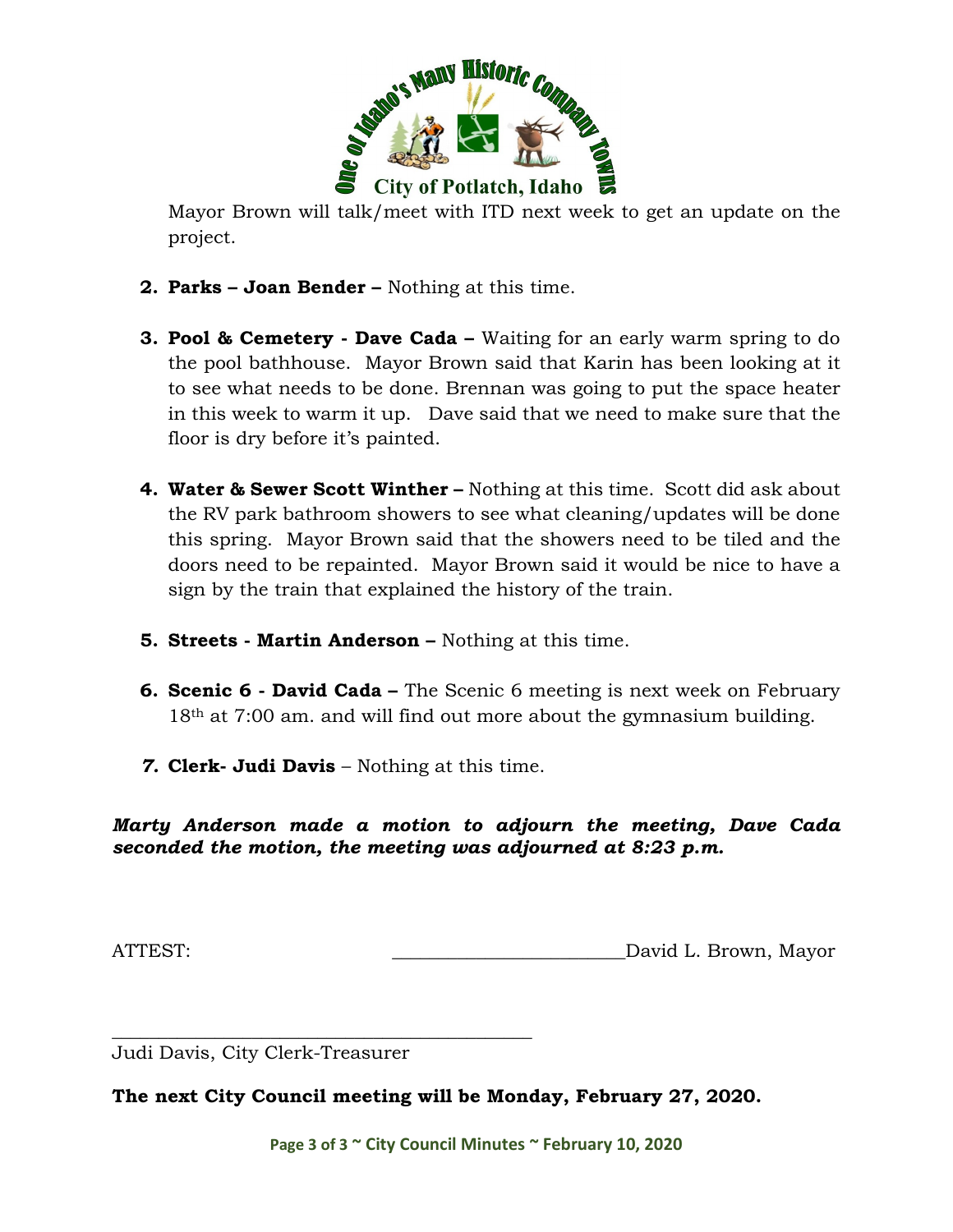Mayor Brown will talk/meet with ITD next week to get an update on the project.

2. **Parks – Joan Bender –** Nothing at this time.

3. **Pool & Cemetery - Dave Cada –** Waiting for an early warm spring to do the pool bathhouse. Mayor Brown said that Karin has been looking at it to see what needs to be done. Brennan was going to put the space heater in this week to warm it up. Dave said that we need to make sure that the floor is dry before it's painted.

4. **Water & Sewer Scott Winther –** Nothing at this time. Scott did ask about the RV park bathroom showers to see what cleaning/updates will be done this spring. Mayor Brown said that the showers need to be tiled and the doors need to be repainted. Mayor Brown said it would be nice to have a sign by the train that explained the history of the train.

5. **Streets - Martin Anderson –** Nothing at this time.

6. **Scenic 6 - David Cada –** The Scenic 6 meeting is next week on February 18th at 7:00 am. and will find out more about the gymnasium building.

7. **Clerk- Judi Davis** – Nothing at this time.

***Marty Anderson made a motion to adjourn the meeting, Dave Cada seconded the motion, the meeting was adjourned at 8:23 p.m.***

ATTEST: ________________________David L. Brown, Mayor

_____________________________________________
Judi Davis, City Clerk-Treasurer

**The next City Council meeting will be Monday, February 27, 2020.**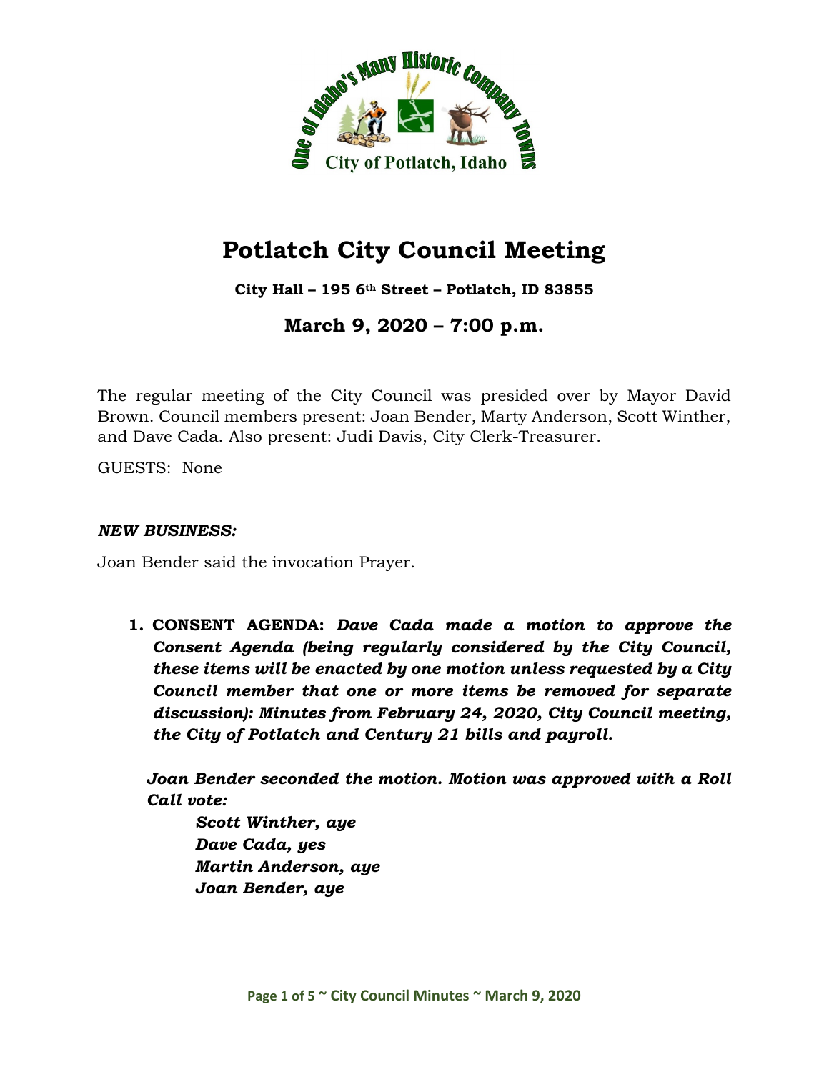# Potlatch City Council Meeting

**City Hall – 195 6th Street – Potlatch, ID 83855**

## March 9, 2020 – 7:00 p.m.

The regular meeting of the City Council was presided over by Mayor David Brown. Council members present: Joan Bender, Marty Anderson, Scott Winther, and Dave Cada. Also present: Judi Davis, City Clerk-Treasurer.

GUESTS: None

***NEW BUSINESS:***

Joan Bender said the invocation Prayer.

1. **CONSENT AGENDA:** ***Dave Cada made a motion to approve the Consent Agenda (being regularly considered by the City Council, these items will be enacted by one motion unless requested by a City Council member that one or more items be removed for separate discussion): Minutes from February 24, 2020, City Council meeting, the City of Potlatch and Century 21 bills and payroll.***

   ***Joan Bender seconded the motion. Motion was approved with a Roll Call vote:***

   ***Scott Winther, aye***
   ***Dave Cada, yes***
   ***Martin Anderson, aye***
   ***Joan Bender, aye***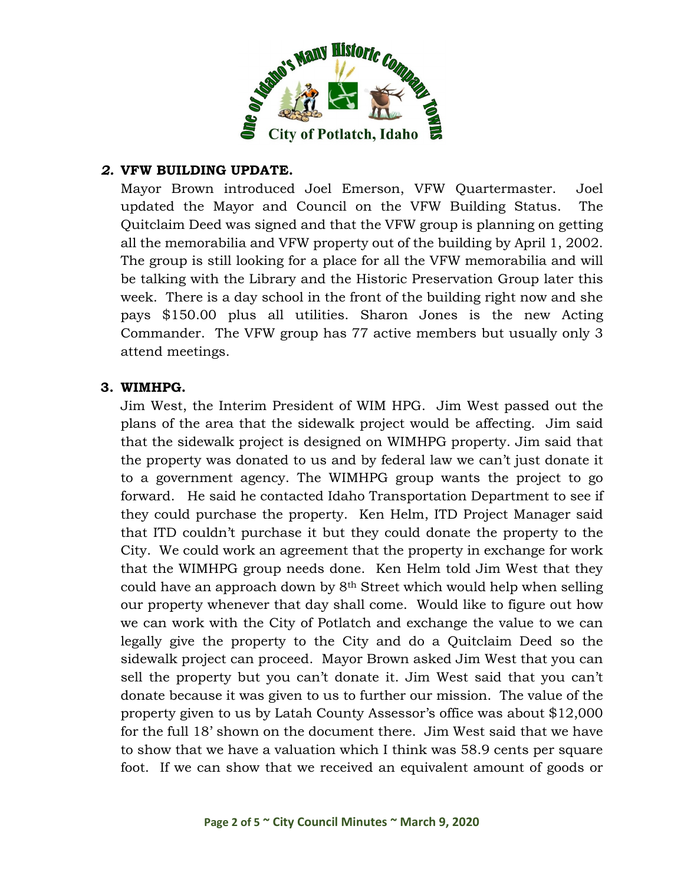## 2. VFW BUILDING UPDATE.

Mayor Brown introduced Joel Emerson, VFW Quartermaster. Joel updated the Mayor and Council on the VFW Building Status. The Quitclaim Deed was signed and that the VFW group is planning on getting all the memorabilia and VFW property out of the building by April 1, 2002. The group is still looking for a place for all the VFW memorabilia and will be talking with the Library and the Historic Preservation Group later this week. There is a day school in the front of the building right now and she pays $150.00 plus all utilities. Sharon Jones is the new Acting Commander. The VFW group has 77 active members but usually only 3 attend meetings.

## 3. WIMHPG.

Jim West, the Interim President of WIM HPG. Jim West passed out the plans of the area that the sidewalk project would be affecting. Jim said that the sidewalk project is designed on WIMHPG property. Jim said that the property was donated to us and by federal law we can't just donate it to a government agency. The WIMHPG group wants the project to go forward. He said he contacted Idaho Transportation Department to see if they could purchase the property. Ken Helm, ITD Project Manager said that ITD couldn't purchase it but they could donate the property to the City. We could work an agreement that the property in exchange for work that the WIMHPG group needs done. Ken Helm told Jim West that they could have an approach down by 8th Street which would help when selling our property whenever that day shall come. Would like to figure out how we can work with the City of Potlatch and exchange the value to we can legally give the property to the City and do a Quitclaim Deed so the sidewalk project can proceed. Mayor Brown asked Jim West that you can sell the property but you can't donate it. Jim West said that you can't donate because it was given to us to further our mission. The value of the property given to us by Latah County Assessor's office was about $12,000 for the full 18' shown on the document there. Jim West said that we have to show that we have a valuation which I think was 58.9 cents per square foot. If we can show that we received an equivalent amount of goods or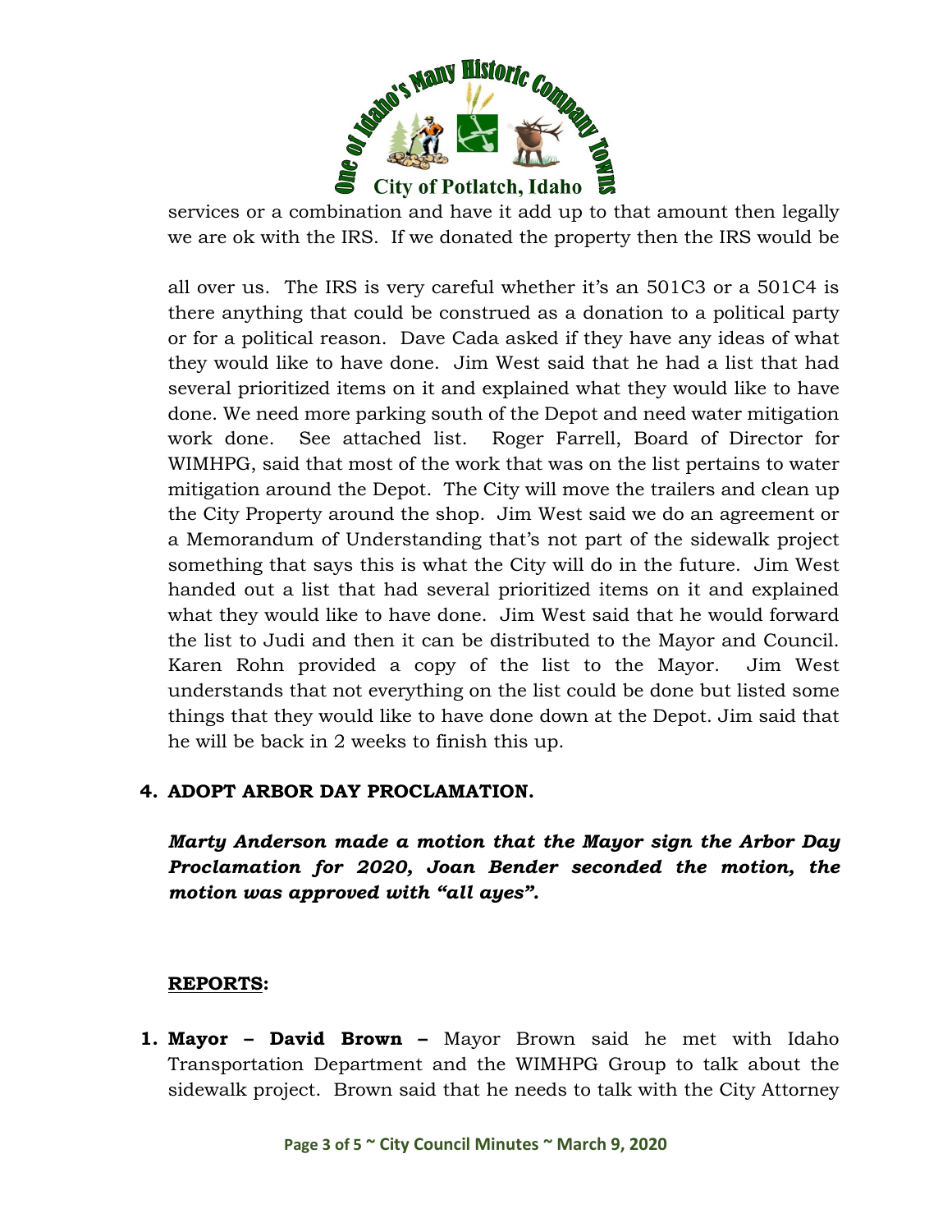services or a combination and have it add up to that amount then legally we are ok with the IRS. If we donated the property then the IRS would be

all over us. The IRS is very careful whether it's an 501C3 or a 501C4 is there anything that could be construed as a donation to a political party or for a political reason. Dave Cada asked if they have any ideas of what they would like to have done. Jim West said that he had a list that had several prioritized items on it and explained what they would like to have done. We need more parking south of the Depot and need water mitigation work done. See attached list. Roger Farrell, Board of Director for WIMHPG, said that most of the work that was on the list pertains to water mitigation around the Depot. The City will move the trailers and clean up the City Property around the shop. Jim West said we do an agreement or a Memorandum of Understanding that's not part of the sidewalk project something that says this is what the City will do in the future. Jim West handed out a list that had several prioritized items on it and explained what they would like to have done. Jim West said that he would forward the list to Judi and then it can be distributed to the Mayor and Council. Karen Rohn provided a copy of the list to the Mayor. Jim West understands that not everything on the list could be done but listed some things that they would like to have done down at the Depot. Jim said that he will be back in 2 weeks to finish this up.

**4. ADOPT ARBOR DAY PROCLAMATION.**

***Marty Anderson made a motion that the Mayor sign the Arbor Day Proclamation for 2020, Joan Bender seconded the motion, the motion was approved with "all ayes".***

**REPORTS:**

1. **Mayor – David Brown –** Mayor Brown said he met with Idaho Transportation Department and the WIMHPG Group to talk about the sidewalk project. Brown said that he needs to talk with the City Attorney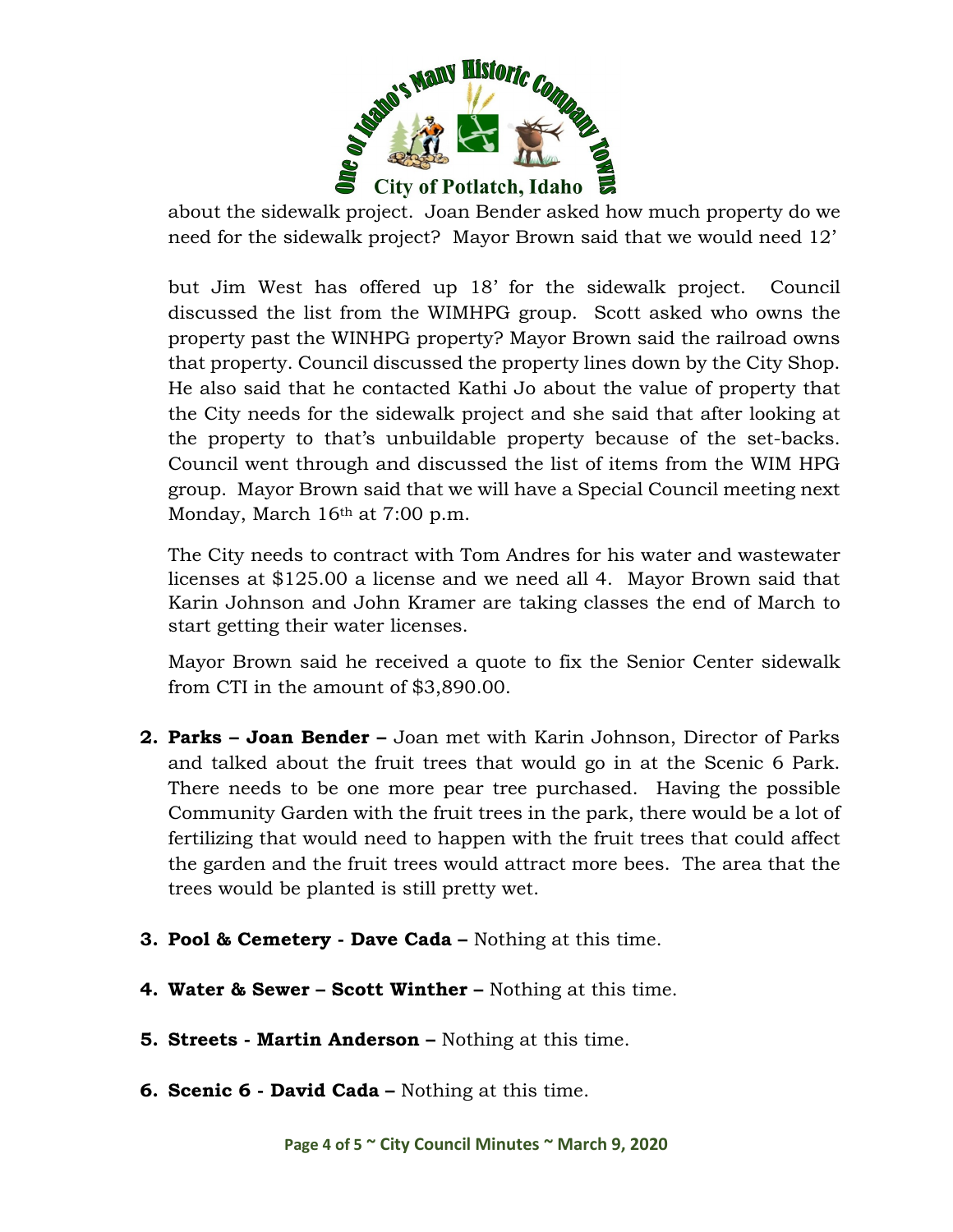about the sidewalk project. Joan Bender asked how much property do we need for the sidewalk project? Mayor Brown said that we would need 12' but Jim West has offered up 18' for the sidewalk project. Council discussed the list from the WIMHPG group. Scott asked who owns the property past the WINHPG property? Mayor Brown said the railroad owns that property. Council discussed the property lines down by the City Shop. He also said that he contacted Kathi Jo about the value of property that the City needs for the sidewalk project and she said that after looking at the property to that's unbuildable property because of the set-backs. Council went through and discussed the list of items from the WIM HPG group. Mayor Brown said that we will have a Special Council meeting next Monday, March 16th at 7:00 p.m.

The City needs to contract with Tom Andres for his water and wastewater licenses at $125.00 a license and we need all 4. Mayor Brown said that Karin Johnson and John Kramer are taking classes the end of March to start getting their water licenses.

Mayor Brown said he received a quote to fix the Senior Center sidewalk from CTI in the amount of $3,890.00.

2. **Parks – Joan Bender –** Joan met with Karin Johnson, Director of Parks and talked about the fruit trees that would go in at the Scenic 6 Park. There needs to be one more pear tree purchased. Having the possible Community Garden with the fruit trees in the park, there would be a lot of fertilizing that would need to happen with the fruit trees that could affect the garden and the fruit trees would attract more bees. The area that the trees would be planted is still pretty wet.

3. **Pool & Cemetery - Dave Cada –** Nothing at this time.

4. **Water & Sewer – Scott Winther –** Nothing at this time.

5. **Streets - Martin Anderson –** Nothing at this time.

6. **Scenic 6 - David Cada –** Nothing at this time.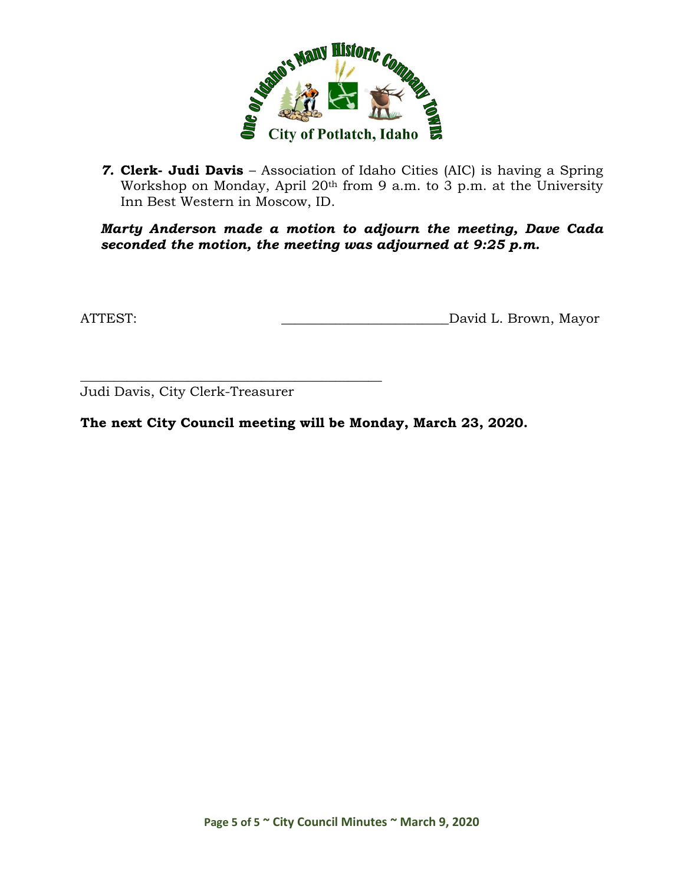7. **Clerk- Judi Davis** – Association of Idaho Cities (AIC) is having a Spring Workshop on Monday, April 20th from 9 a.m. to 3 p.m. at the University Inn Best Western in Moscow, ID.

***Marty Anderson made a motion to adjourn the meeting, Dave Cada seconded the motion, the meeting was adjourned at 9:25 p.m.***

ATTEST: ________________________David L. Brown, Mayor

_____________________________________________
Judi Davis, City Clerk-Treasurer

**The next City Council meeting will be Monday, March 23, 2020.**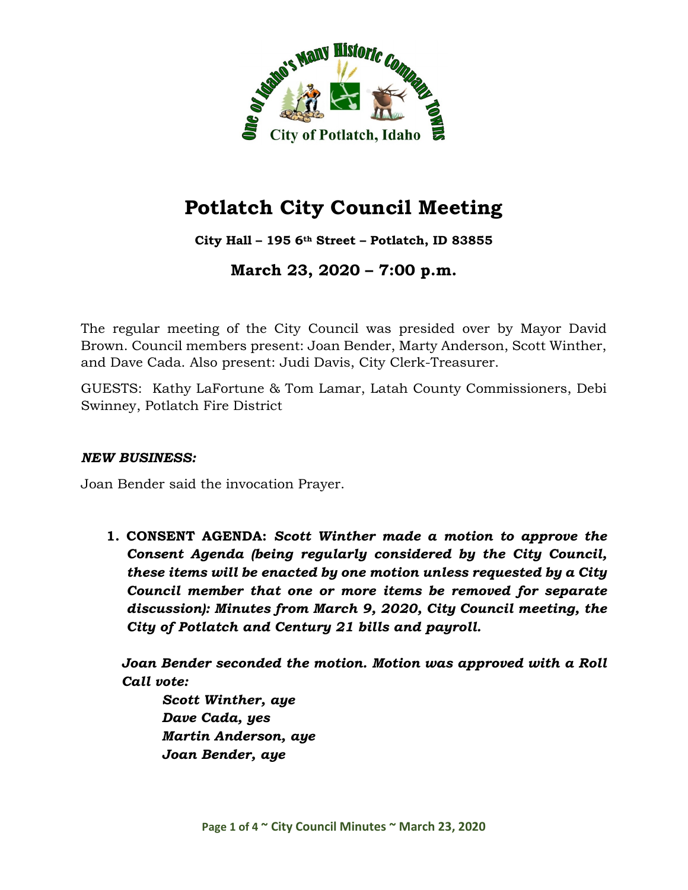# Potlatch City Council Meeting

**City Hall – 195 6th Street – Potlatch, ID 83855**

## March 23, 2020 – 7:00 p.m.

The regular meeting of the City Council was presided over by Mayor David Brown. Council members present: Joan Bender, Marty Anderson, Scott Winther, and Dave Cada. Also present: Judi Davis, City Clerk-Treasurer.

GUESTS: Kathy LaFortune & Tom Lamar, Latah County Commissioners, Debi Swinney, Potlatch Fire District

***NEW BUSINESS:***

Joan Bender said the invocation Prayer.

1. **CONSENT AGENDA:** ***Scott Winther made a motion to approve the Consent Agenda (being regularly considered by the City Council, these items will be enacted by one motion unless requested by a City Council member that one or more items be removed for separate discussion): Minutes from March 9, 2020, City Council meeting, the City of Potlatch and Century 21 bills and payroll.***

   ***Joan Bender seconded the motion. Motion was approved with a Roll Call vote:***

   ***Scott Winther, aye***
   ***Dave Cada, yes***
   ***Martin Anderson, aye***
   ***Joan Bender, aye***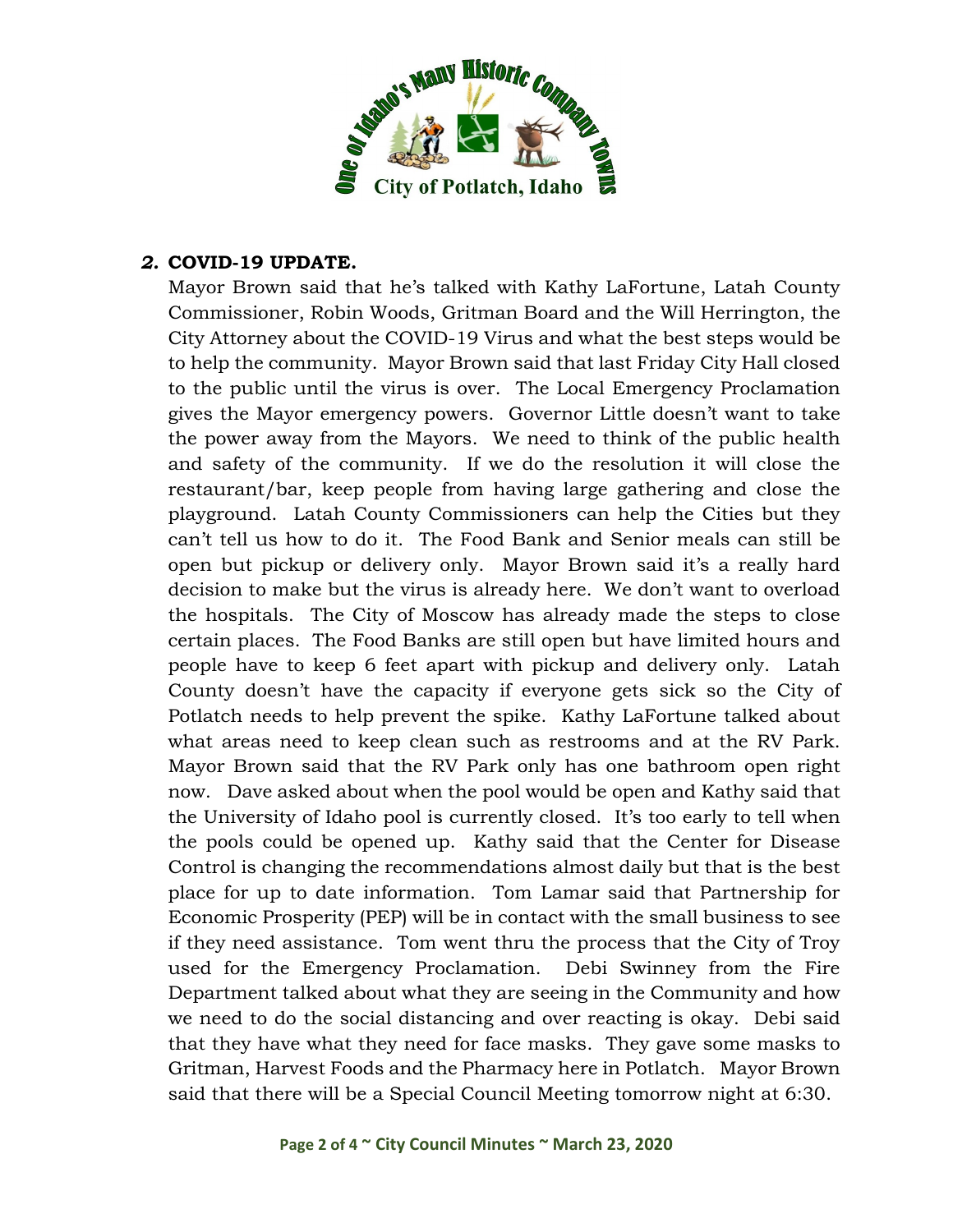***2.* COVID-19 UPDATE.**

Mayor Brown said that he's talked with Kathy LaFortune, Latah County Commissioner, Robin Woods, Gritman Board and the Will Herrington, the City Attorney about the COVID-19 Virus and what the best steps would be to help the community. Mayor Brown said that last Friday City Hall closed to the public until the virus is over. The Local Emergency Proclamation gives the Mayor emergency powers. Governor Little doesn't want to take the power away from the Mayors. We need to think of the public health and safety of the community. If we do the resolution it will close the restaurant/bar, keep people from having large gathering and close the playground. Latah County Commissioners can help the Cities but they can't tell us how to do it. The Food Bank and Senior meals can still be open but pickup or delivery only. Mayor Brown said it's a really hard decision to make but the virus is already here. We don't want to overload the hospitals. The City of Moscow has already made the steps to close certain places. The Food Banks are still open but have limited hours and people have to keep 6 feet apart with pickup and delivery only. Latah County doesn't have the capacity if everyone gets sick so the City of Potlatch needs to help prevent the spike. Kathy LaFortune talked about what areas need to keep clean such as restrooms and at the RV Park. Mayor Brown said that the RV Park only has one bathroom open right now. Dave asked about when the pool would be open and Kathy said that the University of Idaho pool is currently closed. It's too early to tell when the pools could be opened up. Kathy said that the Center for Disease Control is changing the recommendations almost daily but that is the best place for up to date information. Tom Lamar said that Partnership for Economic Prosperity (PEP) will be in contact with the small business to see if they need assistance. Tom went thru the process that the City of Troy used for the Emergency Proclamation. Debi Swinney from the Fire Department talked about what they are seeing in the Community and how we need to do the social distancing and over reacting is okay. Debi said that they have what they need for face masks. They gave some masks to Gritman, Harvest Foods and the Pharmacy here in Potlatch. Mayor Brown said that there will be a Special Council Meeting tomorrow night at 6:30.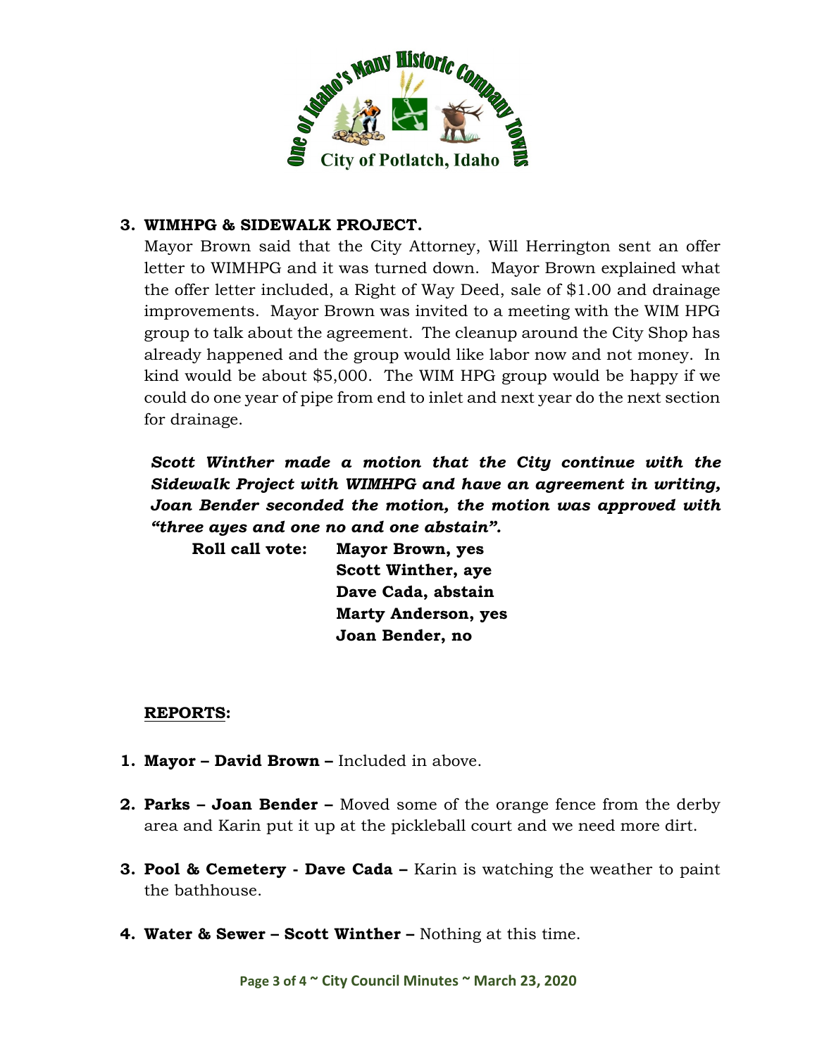**3. WIMHPG & SIDEWALK PROJECT.**

Mayor Brown said that the City Attorney, Will Herrington sent an offer letter to WIMHPG and it was turned down. Mayor Brown explained what the offer letter included, a Right of Way Deed, sale of $1.00 and drainage improvements. Mayor Brown was invited to a meeting with the WIM HPG group to talk about the agreement. The cleanup around the City Shop has already happened and the group would like labor now and not money. In kind would be about $5,000. The WIM HPG group would be happy if we could do one year of pipe from end to inlet and next year do the next section for drainage.

***Scott Winther made a motion that the City continue with the Sidewalk Project with WIMHPG and have an agreement in writing, Joan Bender seconded the motion, the motion was approved with "three ayes and one no and one abstain".***

**Roll call vote:** **Mayor Brown, yes**
**Scott Winther, aye**
**Dave Cada, abstain**
**Marty Anderson, yes**
**Joan Bender, no**

**REPORTS:**

1. **Mayor – David Brown –** Included in above.
2. **Parks – Joan Bender –** Moved some of the orange fence from the derby area and Karin put it up at the pickleball court and we need more dirt.
3. **Pool & Cemetery - Dave Cada –** Karin is watching the weather to paint the bathhouse.
4. **Water & Sewer – Scott Winther –** Nothing at this time.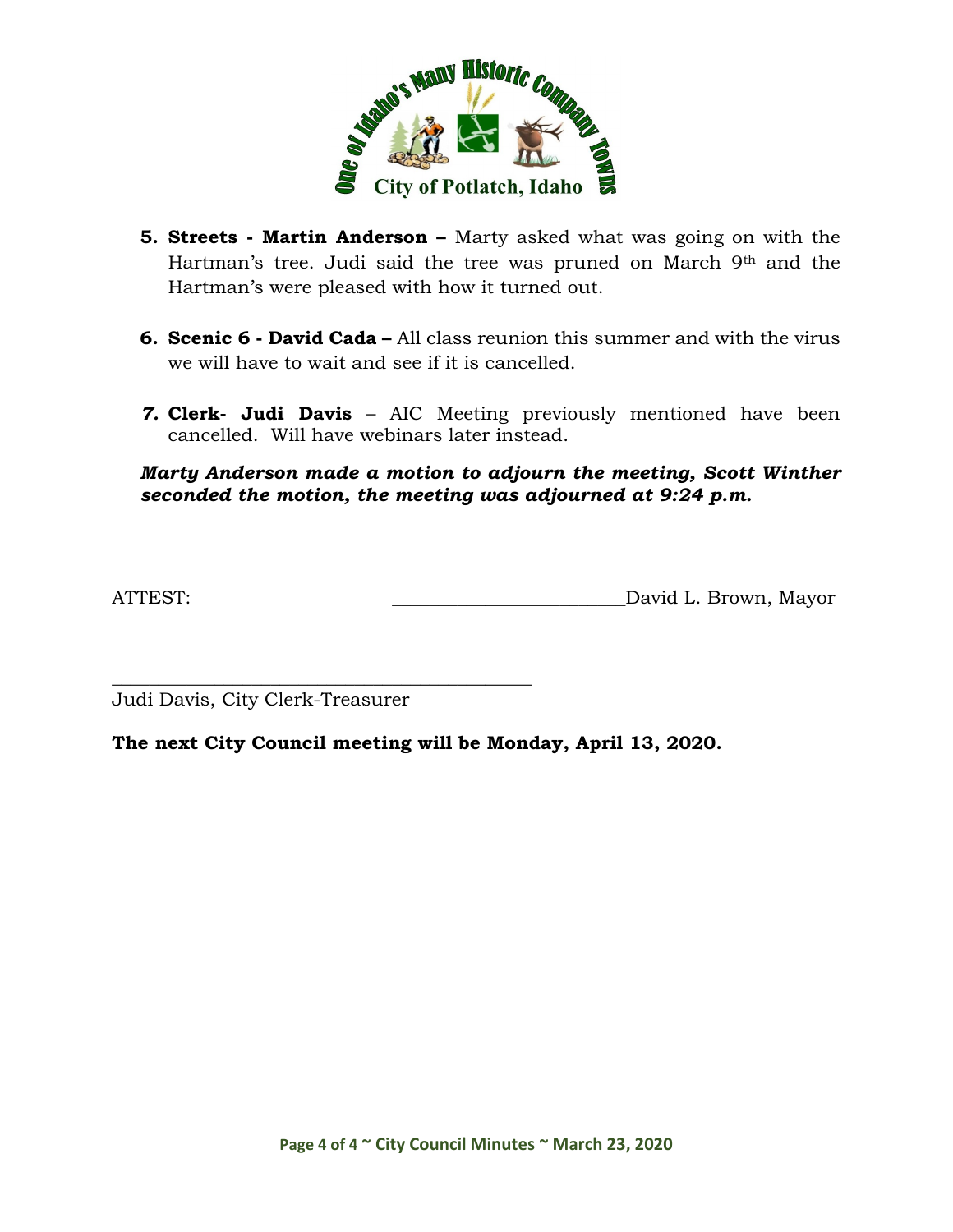5. **Streets - Martin Anderson –** Marty asked what was going on with the Hartman's tree. Judi said the tree was pruned on March 9th and the Hartman's were pleased with how it turned out.

6. **Scenic 6 - David Cada –** All class reunion this summer and with the virus we will have to wait and see if it is cancelled.

7. **Clerk- Judi Davis** – AIC Meeting previously mentioned have been cancelled. Will have webinars later instead.

***Marty Anderson made a motion to adjourn the meeting, Scott Winther seconded the motion, the meeting was adjourned at 9:24 p.m.***

ATTEST: \_\_\_\_\_\_\_\_\_\_\_\_\_\_\_\_\_\_\_\_\_\_\_\_David L. Brown, Mayor

\_\_\_\_\_\_\_\_\_\_\_\_\_\_\_\_\_\_\_\_\_\_\_\_\_\_\_\_\_\_\_\_\_\_\_\_\_\_\_\_\_\_\_

Judi Davis, City Clerk-Treasurer

**The next City Council meeting will be Monday, April 13, 2020.**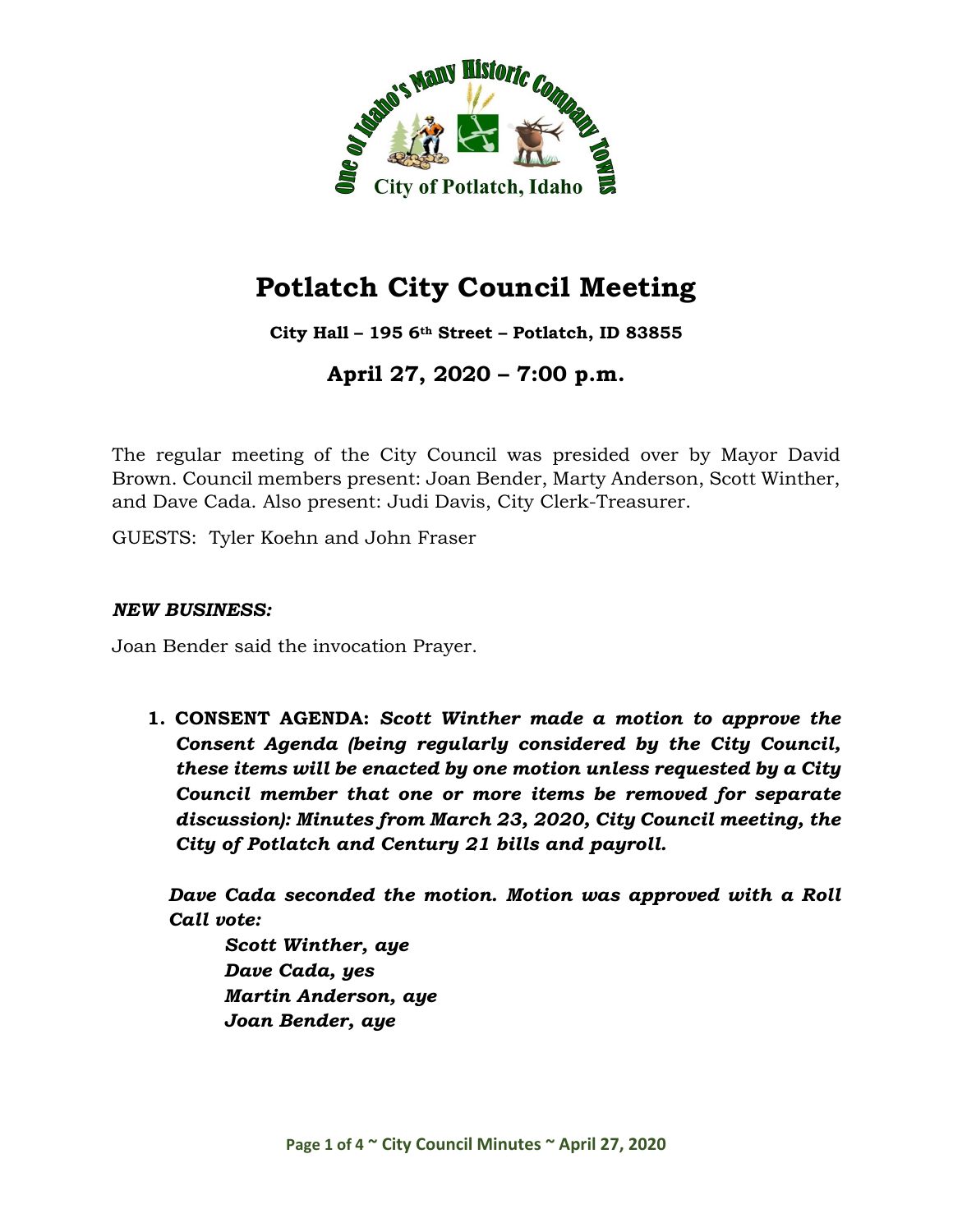# Potlatch City Council Meeting

**City Hall – 195 6th Street – Potlatch, ID 83855**

## April 27, 2020 – 7:00 p.m.

The regular meeting of the City Council was presided over by Mayor David Brown. Council members present: Joan Bender, Marty Anderson, Scott Winther, and Dave Cada. Also present: Judi Davis, City Clerk-Treasurer.

GUESTS: Tyler Koehn and John Fraser

***NEW BUSINESS:***

Joan Bender said the invocation Prayer.

1. **CONSENT AGENDA:** ***Scott Winther made a motion to approve the Consent Agenda (being regularly considered by the City Council, these items will be enacted by one motion unless requested by a City Council member that one or more items be removed for separate discussion): Minutes from March 23, 2020, City Council meeting, the City of Potlatch and Century 21 bills and payroll.***

   ***Dave Cada seconded the motion. Motion was approved with a Roll Call vote:***

   ***Scott Winther, aye***
   ***Dave Cada, yes***
   ***Martin Anderson, aye***
   ***Joan Bender, aye***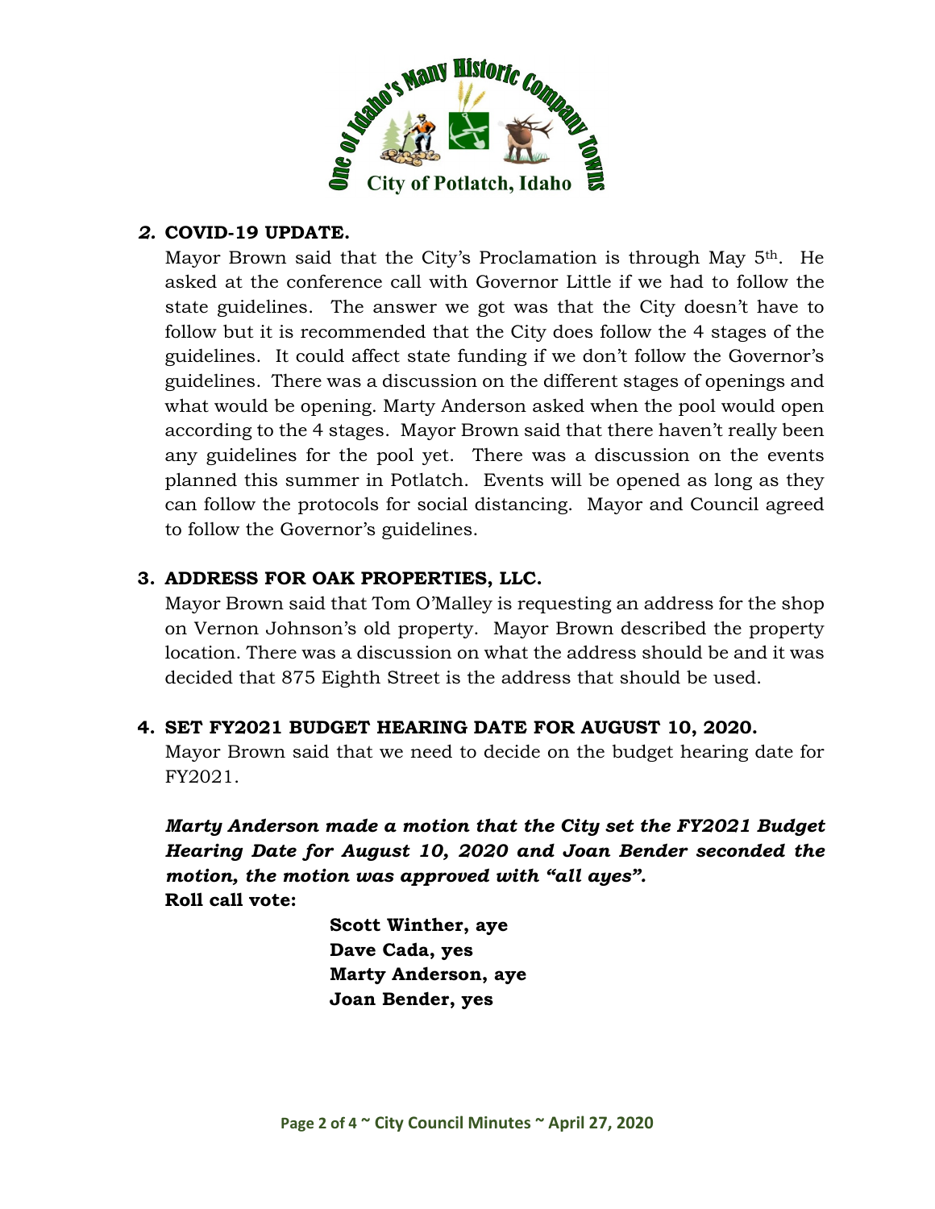## *2.* COVID-19 UPDATE.

Mayor Brown said that the City's Proclamation is through May 5th. He asked at the conference call with Governor Little if we had to follow the state guidelines. The answer we got was that the City doesn't have to follow but it is recommended that the City does follow the 4 stages of the guidelines. It could affect state funding if we don't follow the Governor's guidelines. There was a discussion on the different stages of openings and what would be opening. Marty Anderson asked when the pool would open according to the 4 stages. Mayor Brown said that there haven't really been any guidelines for the pool yet. There was a discussion on the events planned this summer in Potlatch. Events will be opened as long as they can follow the protocols for social distancing. Mayor and Council agreed to follow the Governor's guidelines.

## 3. ADDRESS FOR OAK PROPERTIES, LLC.

Mayor Brown said that Tom O'Malley is requesting an address for the shop on Vernon Johnson's old property. Mayor Brown described the property location. There was a discussion on what the address should be and it was decided that 875 Eighth Street is the address that should be used.

## 4. SET FY2021 BUDGET HEARING DATE FOR AUGUST 10, 2020.

Mayor Brown said that we need to decide on the budget hearing date for FY2021.

***Marty Anderson made a motion that the City set the FY2021 Budget Hearing Date for August 10, 2020 and Joan Bender seconded the motion, the motion was approved with "all ayes".***

**Roll call vote:**

**Scott Winther, aye**
**Dave Cada, yes**
**Marty Anderson, aye**
**Joan Bender, yes**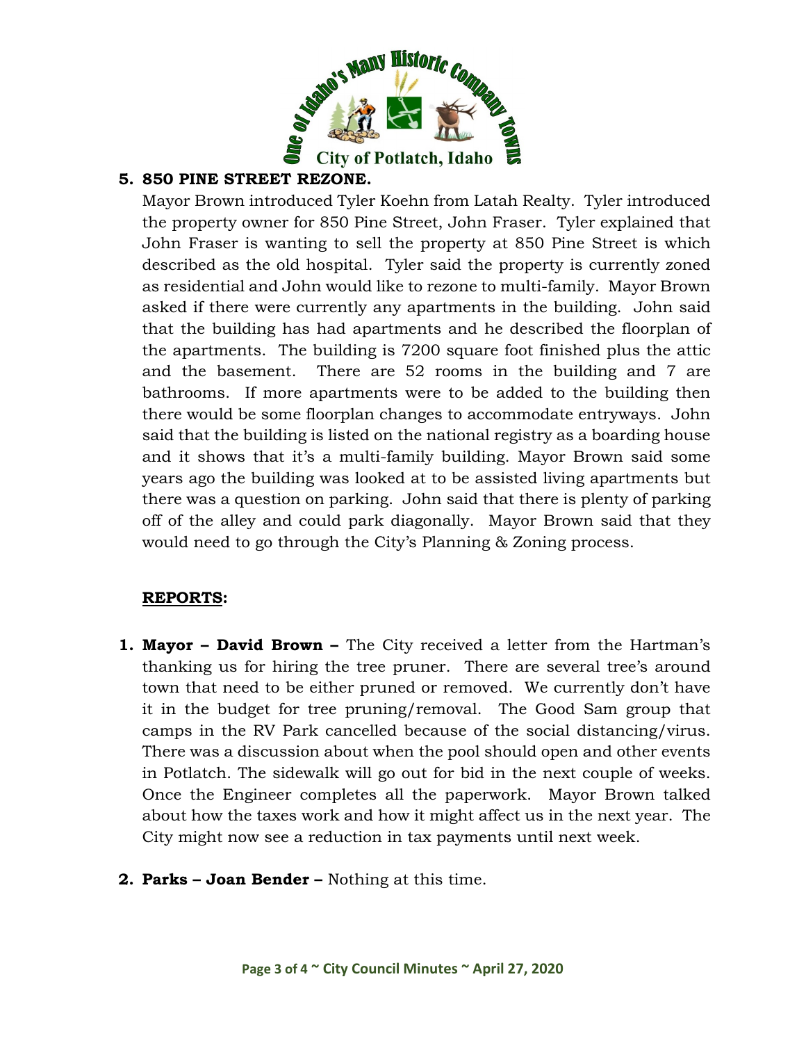**5. 850 PINE STREET REZONE.**

Mayor Brown introduced Tyler Koehn from Latah Realty. Tyler introduced the property owner for 850 Pine Street, John Fraser. Tyler explained that John Fraser is wanting to sell the property at 850 Pine Street is which described as the old hospital. Tyler said the property is currently zoned as residential and John would like to rezone to multi-family. Mayor Brown asked if there were currently any apartments in the building. John said that the building has had apartments and he described the floorplan of the apartments. The building is 7200 square foot finished plus the attic and the basement. There are 52 rooms in the building and 7 are bathrooms. If more apartments were to be added to the building then there would be some floorplan changes to accommodate entryways. John said that the building is listed on the national registry as a boarding house and it shows that it's a multi-family building. Mayor Brown said some years ago the building was looked at to be assisted living apartments but there was a question on parking. John said that there is plenty of parking off of the alley and could park diagonally. Mayor Brown said that they would need to go through the City's Planning & Zoning process.

**REPORTS:**

1. **Mayor – David Brown –** The City received a letter from the Hartman's thanking us for hiring the tree pruner. There are several tree's around town that need to be either pruned or removed. We currently don't have it in the budget for tree pruning/removal. The Good Sam group that camps in the RV Park cancelled because of the social distancing/virus. There was a discussion about when the pool should open and other events in Potlatch. The sidewalk will go out for bid in the next couple of weeks. Once the Engineer completes all the paperwork. Mayor Brown talked about how the taxes work and how it might affect us in the next year. The City might now see a reduction in tax payments until next week.

2. **Parks – Joan Bender –** Nothing at this time.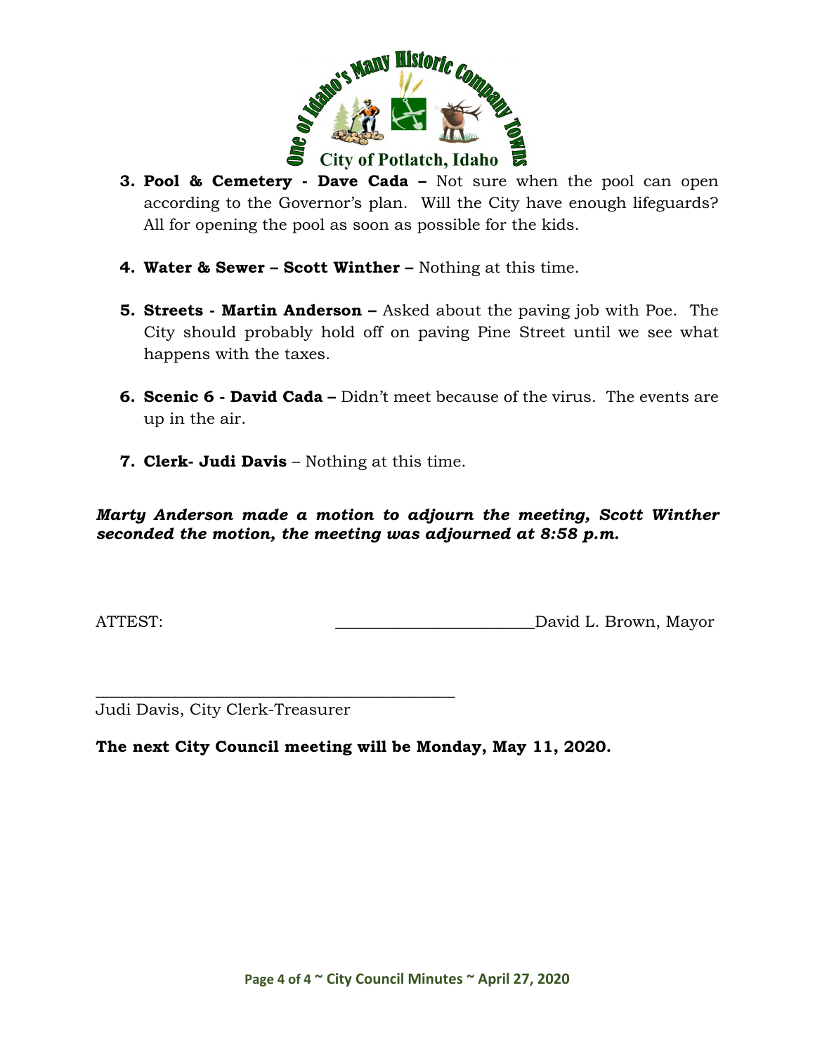3. **Pool & Cemetery - Dave Cada –** Not sure when the pool can open according to the Governor's plan. Will the City have enough lifeguards? All for opening the pool as soon as possible for the kids.

4. **Water & Sewer – Scott Winther –** Nothing at this time.

5. **Streets - Martin Anderson –** Asked about the paving job with Poe. The City should probably hold off on paving Pine Street until we see what happens with the taxes.

6. **Scenic 6 - David Cada –** Didn't meet because of the virus. The events are up in the air.

7. **Clerk- Judi Davis** – Nothing at this time.

***Marty Anderson made a motion to adjourn the meeting, Scott Winther seconded the motion, the meeting was adjourned at 8:58 p.m.***

ATTEST: ________________________David L. Brown, Mayor

____________________________________________
Judi Davis, City Clerk-Treasurer

**The next City Council meeting will be Monday, May 11, 2020.**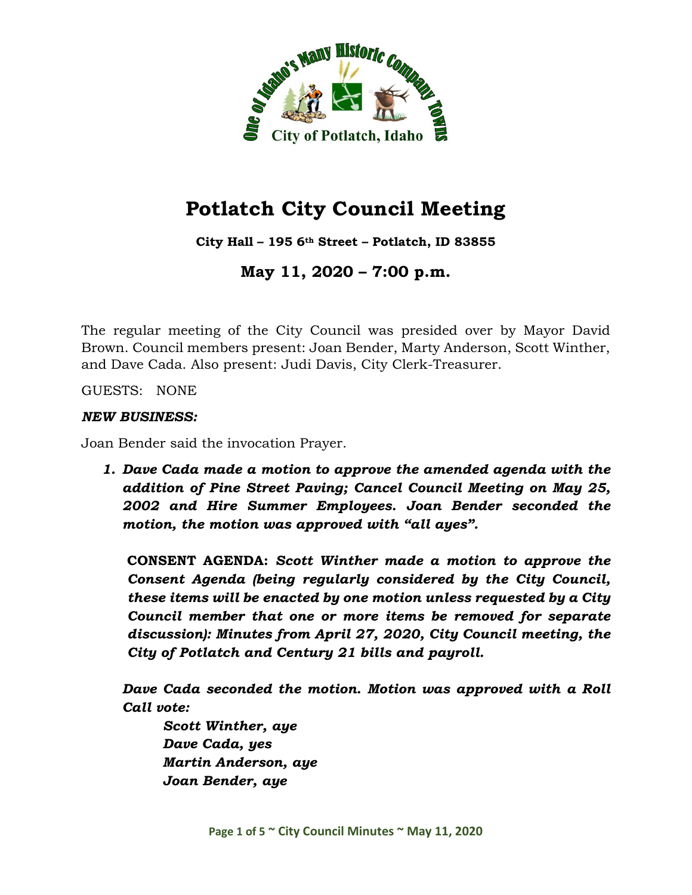# Potlatch City Council Meeting

**City Hall – 195 6th Street – Potlatch, ID 83855**

**May 11, 2020 – 7:00 p.m.**

The regular meeting of the City Council was presided over by Mayor David Brown. Council members present: Joan Bender, Marty Anderson, Scott Winther, and Dave Cada. Also present: Judi Davis, City Clerk-Treasurer.

GUESTS: NONE

***NEW BUSINESS:***

Joan Bender said the invocation Prayer.

1. ***Dave Cada made a motion to approve the amended agenda with the addition of Pine Street Paving; Cancel Council Meeting on May 25, 2002 and Hire Summer Employees. Joan Bender seconded the motion, the motion was approved with "all ayes".***

   **CONSENT AGENDA:** ***Scott Winther made a motion to approve the Consent Agenda (being regularly considered by the City Council, these items will be enacted by one motion unless requested by a City Council member that one or more items be removed for separate discussion): Minutes from April 27, 2020, City Council meeting, the City of Potlatch and Century 21 bills and payroll.***

   ***Dave Cada seconded the motion. Motion was approved with a Roll Call vote:***

   ***Scott Winther, aye***
   ***Dave Cada, yes***
   ***Martin Anderson, aye***
   ***Joan Bender, aye***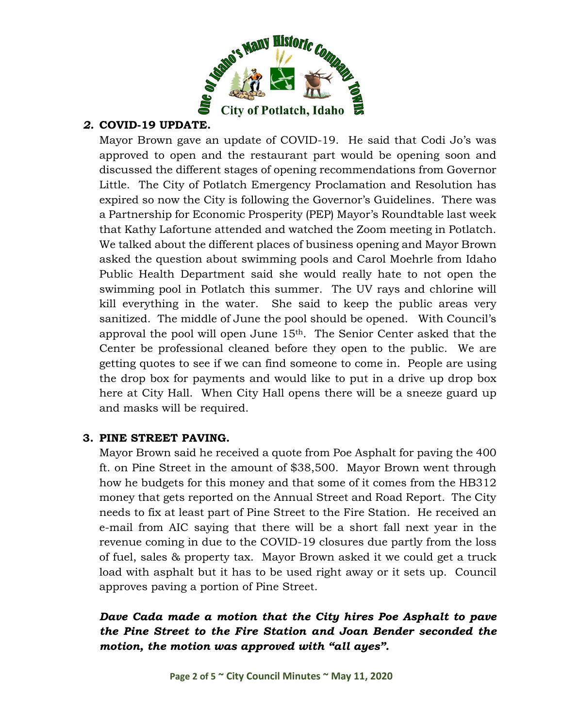## 2. COVID-19 UPDATE.

Mayor Brown gave an update of COVID-19. He said that Codi Jo's was approved to open and the restaurant part would be opening soon and discussed the different stages of opening recommendations from Governor Little. The City of Potlatch Emergency Proclamation and Resolution has expired so now the City is following the Governor's Guidelines. There was a Partnership for Economic Prosperity (PEP) Mayor's Roundtable last week that Kathy Lafortune attended and watched the Zoom meeting in Potlatch. We talked about the different places of business opening and Mayor Brown asked the question about swimming pools and Carol Moehrle from Idaho Public Health Department said she would really hate to not open the swimming pool in Potlatch this summer. The UV rays and chlorine will kill everything in the water. She said to keep the public areas very sanitized. The middle of June the pool should be opened. With Council's approval the pool will open June 15th. The Senior Center asked that the Center be professional cleaned before they open to the public. We are getting quotes to see if we can find someone to come in. People are using the drop box for payments and would like to put in a drive up drop box here at City Hall. When City Hall opens there will be a sneeze guard up and masks will be required.

## 3. PINE STREET PAVING.

Mayor Brown said he received a quote from Poe Asphalt for paving the 400 ft. on Pine Street in the amount of $38,500. Mayor Brown went through how he budgets for this money and that some of it comes from the HB312 money that gets reported on the Annual Street and Road Report. The City needs to fix at least part of Pine Street to the Fire Station. He received an e-mail from AIC saying that there will be a short fall next year in the revenue coming in due to the COVID-19 closures due partly from the loss of fuel, sales & property tax. Mayor Brown asked it we could get a truck load with asphalt but it has to be used right away or it sets up. Council approves paving a portion of Pine Street.

***Dave Cada made a motion that the City hires Poe Asphalt to pave the Pine Street to the Fire Station and Joan Bender seconded the motion, the motion was approved with "all ayes".***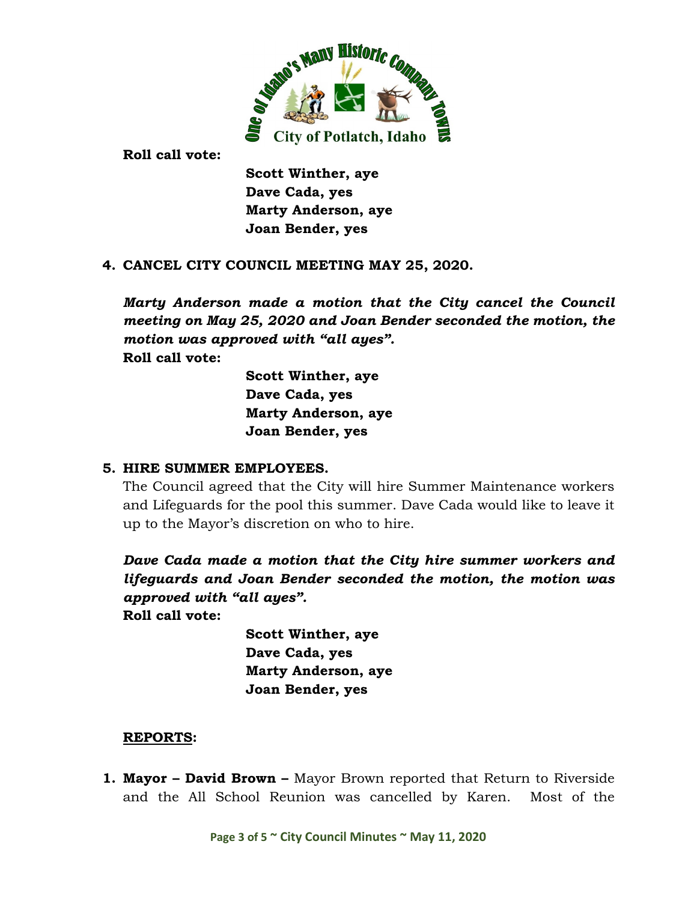**Roll call vote:**

**Scott Winther, aye**
**Dave Cada, yes**
**Marty Anderson, aye**
**Joan Bender, yes**

**4. CANCEL CITY COUNCIL MEETING MAY 25, 2020.**

***Marty Anderson made a motion that the City cancel the Council meeting on May 25, 2020 and Joan Bender seconded the motion, the motion was approved with "all ayes".***

**Roll call vote:**

**Scott Winther, aye**
**Dave Cada, yes**
**Marty Anderson, aye**
**Joan Bender, yes**

**5. HIRE SUMMER EMPLOYEES.**

The Council agreed that the City will hire Summer Maintenance workers and Lifeguards for the pool this summer. Dave Cada would like to leave it up to the Mayor's discretion on who to hire.

***Dave Cada made a motion that the City hire summer workers and lifeguards and Joan Bender seconded the motion, the motion was approved with "all ayes".***

**Roll call vote:**

**Scott Winther, aye**
**Dave Cada, yes**
**Marty Anderson, aye**
**Joan Bender, yes**

**<u>REPORTS</u>:**

1. **Mayor – David Brown –** Mayor Brown reported that Return to Riverside and the All School Reunion was cancelled by Karen. Most of the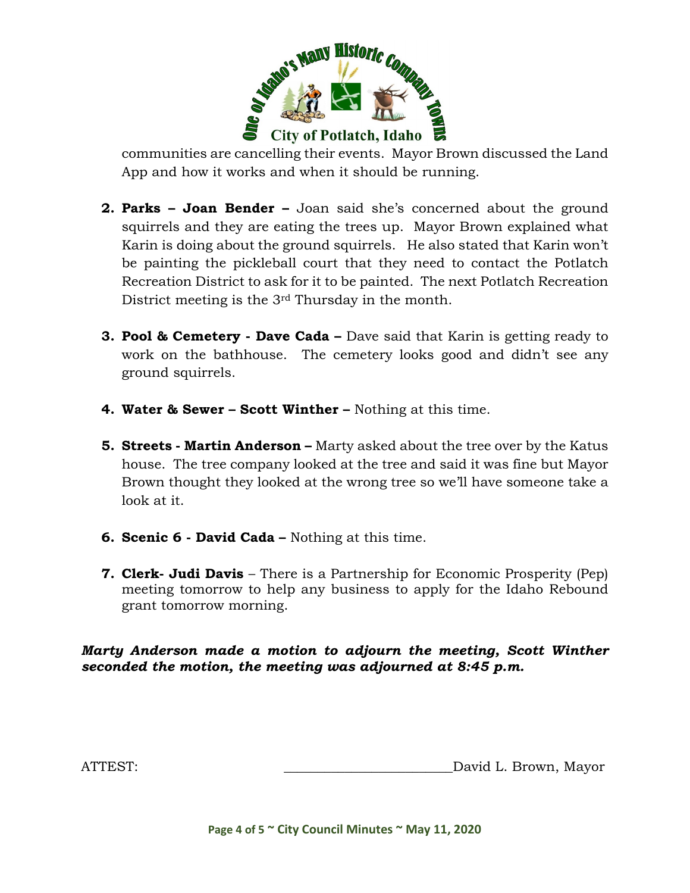communities are cancelling their events. Mayor Brown discussed the Land App and how it works and when it should be running.

2. **Parks – Joan Bender –** Joan said she's concerned about the ground squirrels and they are eating the trees up. Mayor Brown explained what Karin is doing about the ground squirrels. He also stated that Karin won't be painting the pickleball court that they need to contact the Potlatch Recreation District to ask for it to be painted. The next Potlatch Recreation District meeting is the 3rd Thursday in the month.

3. **Pool & Cemetery - Dave Cada –** Dave said that Karin is getting ready to work on the bathhouse. The cemetery looks good and didn't see any ground squirrels.

4. **Water & Sewer – Scott Winther –** Nothing at this time.

5. **Streets - Martin Anderson –** Marty asked about the tree over by the Katus house. The tree company looked at the tree and said it was fine but Mayor Brown thought they looked at the wrong tree so we'll have someone take a look at it.

6. **Scenic 6 - David Cada –** Nothing at this time.

7. **Clerk- Judi Davis** – There is a Partnership for Economic Prosperity (Pep) meeting tomorrow to help any business to apply for the Idaho Rebound grant tomorrow morning.

***Marty Anderson made a motion to adjourn the meeting, Scott Winther seconded the motion, the meeting was adjourned at 8:45 p.m.***

ATTEST: \_\_\_\_\_\_\_\_\_\_\_\_\_\_\_\_\_\_\_\_\_\_\_\_\_David L. Brown, Mayor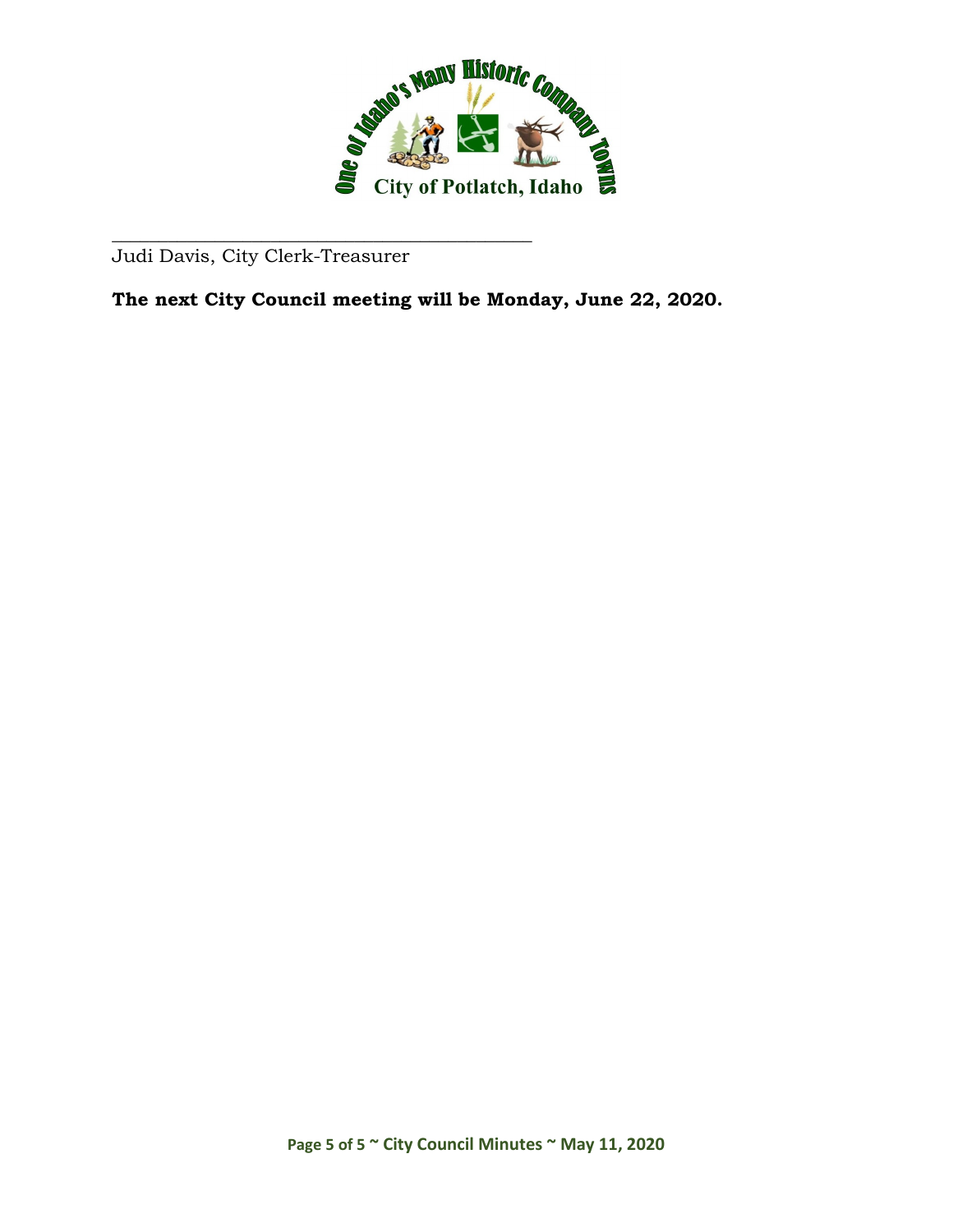\_\_\_\_\_\_\_\_\_\_\_\_\_\_\_\_\_\_\_\_\_\_\_\_\_\_\_\_\_\_\_\_\_\_\_\_\_\_\_\_\_\_\_\_

Judi Davis, City Clerk-Treasurer

**The next City Council meeting will be Monday, June 22, 2020.**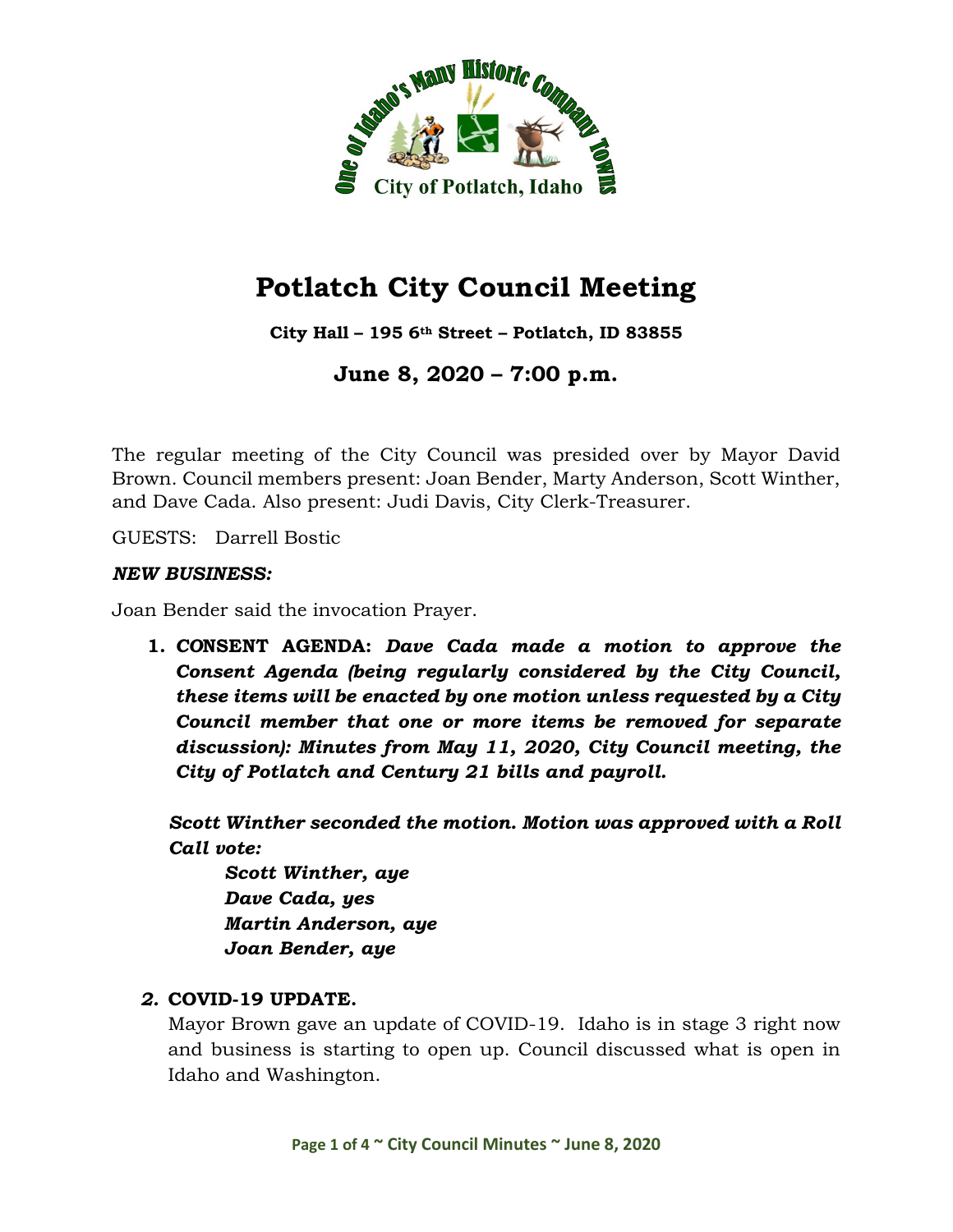# Potlatch City Council Meeting

**City Hall – 195 6th Street – Potlatch, ID 83855**

## June 8, 2020 – 7:00 p.m.

The regular meeting of the City Council was presided over by Mayor David Brown. Council members present: Joan Bender, Marty Anderson, Scott Winther, and Dave Cada. Also present: Judi Davis, City Clerk-Treasurer.

GUESTS: Darrell Bostic

***NEW BUSINESS:***

Joan Bender said the invocation Prayer.

1. **CONSENT AGENDA:** ***Dave Cada made a motion to approve the Consent Agenda (being regularly considered by the City Council, these items will be enacted by one motion unless requested by a City Council member that one or more items be removed for separate discussion): Minutes from May 11, 2020, City Council meeting, the City of Potlatch and Century 21 bills and payroll.***

   ***Scott Winther seconded the motion. Motion was approved with a Roll Call vote:***

   ***Scott Winther, aye***
   ***Dave Cada, yes***
   ***Martin Anderson, aye***
   ***Joan Bender, aye***

2. **COVID-19 UPDATE.**
   Mayor Brown gave an update of COVID-19. Idaho is in stage 3 right now and business is starting to open up. Council discussed what is open in Idaho and Washington.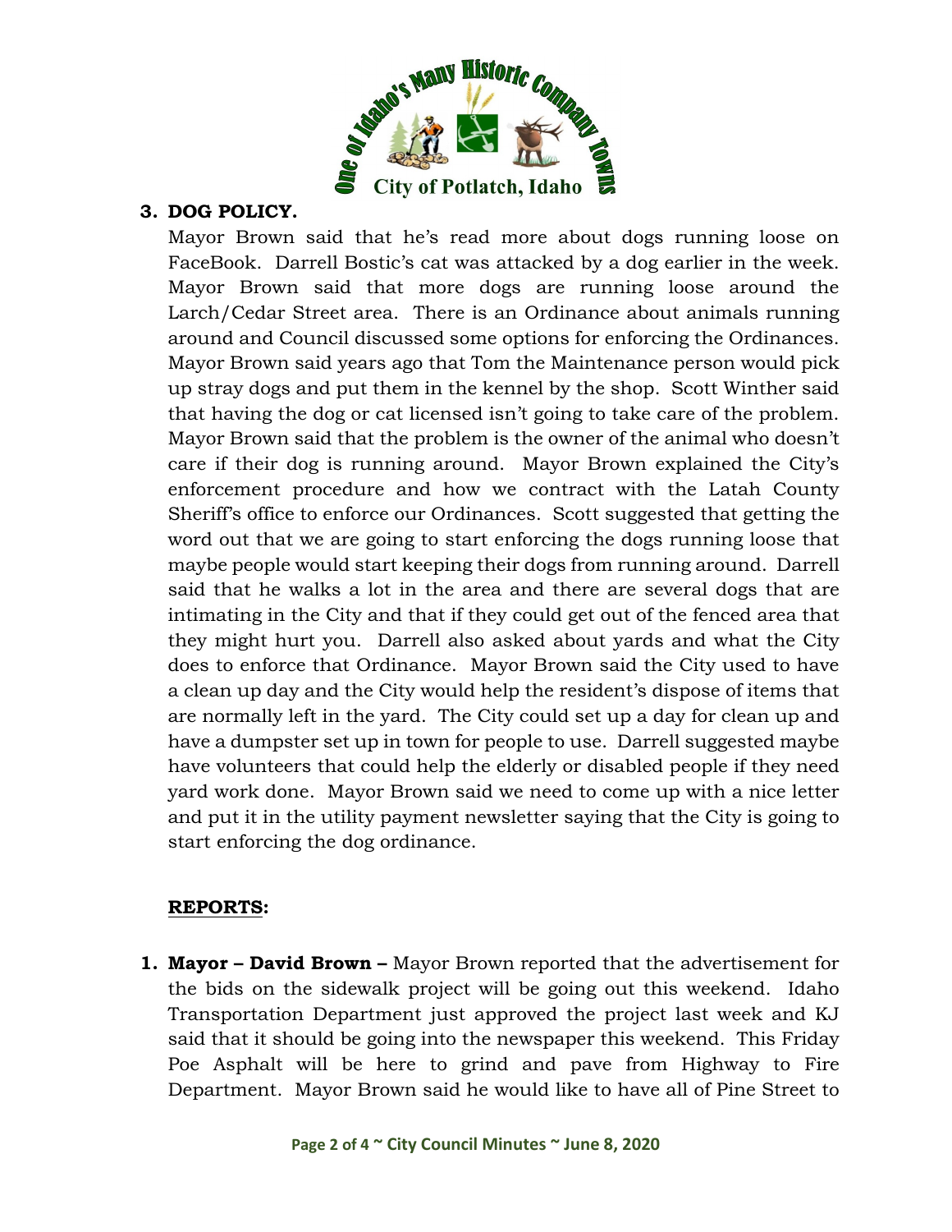**3. DOG POLICY.**

Mayor Brown said that he's read more about dogs running loose on FaceBook. Darrell Bostic's cat was attacked by a dog earlier in the week. Mayor Brown said that more dogs are running loose around the Larch/Cedar Street area. There is an Ordinance about animals running around and Council discussed some options for enforcing the Ordinances. Mayor Brown said years ago that Tom the Maintenance person would pick up stray dogs and put them in the kennel by the shop. Scott Winther said that having the dog or cat licensed isn't going to take care of the problem. Mayor Brown said that the problem is the owner of the animal who doesn't care if their dog is running around. Mayor Brown explained the City's enforcement procedure and how we contract with the Latah County Sheriff's office to enforce our Ordinances. Scott suggested that getting the word out that we are going to start enforcing the dogs running loose that maybe people would start keeping their dogs from running around. Darrell said that he walks a lot in the area and there are several dogs that are intimating in the City and that if they could get out of the fenced area that they might hurt you. Darrell also asked about yards and what the City does to enforce that Ordinance. Mayor Brown said the City used to have a clean up day and the City would help the resident's dispose of items that are normally left in the yard. The City could set up a day for clean up and have a dumpster set up in town for people to use. Darrell suggested maybe have volunteers that could help the elderly or disabled people if they need yard work done. Mayor Brown said we need to come up with a nice letter and put it in the utility payment newsletter saying that the City is going to start enforcing the dog ordinance.

**REPORTS:**

1. **Mayor – David Brown –** Mayor Brown reported that the advertisement for the bids on the sidewalk project will be going out this weekend. Idaho Transportation Department just approved the project last week and KJ said that it should be going into the newspaper this weekend. This Friday Poe Asphalt will be here to grind and pave from Highway to Fire Department. Mayor Brown said he would like to have all of Pine Street to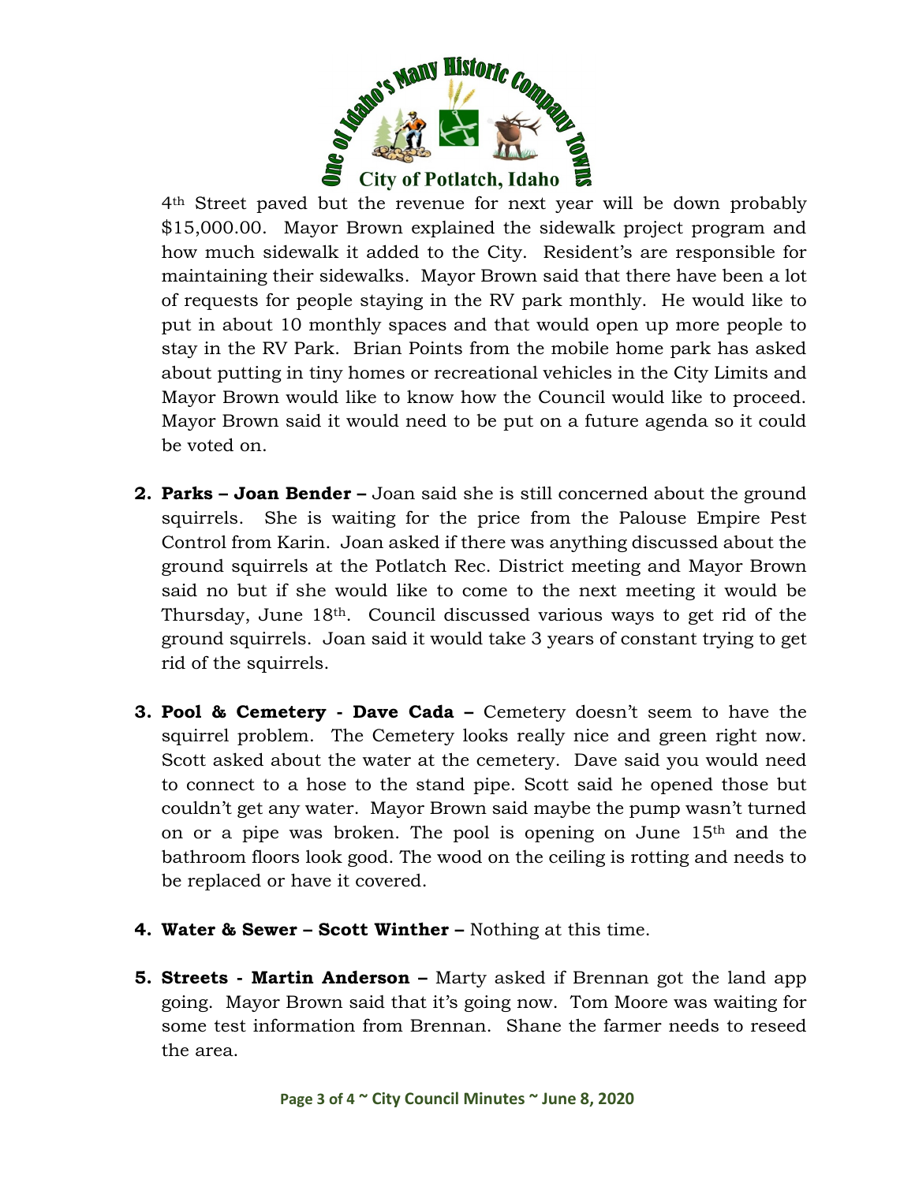4th Street paved but the revenue for next year will be down probably $15,000.00. Mayor Brown explained the sidewalk project program and how much sidewalk it added to the City. Resident's are responsible for maintaining their sidewalks. Mayor Brown said that there have been a lot of requests for people staying in the RV park monthly. He would like to put in about 10 monthly spaces and that would open up more people to stay in the RV Park. Brian Points from the mobile home park has asked about putting in tiny homes or recreational vehicles in the City Limits and Mayor Brown would like to know how the Council would like to proceed. Mayor Brown said it would need to be put on a future agenda so it could be voted on.

2. **Parks – Joan Bender –** Joan said she is still concerned about the ground squirrels. She is waiting for the price from the Palouse Empire Pest Control from Karin. Joan asked if there was anything discussed about the ground squirrels at the Potlatch Rec. District meeting and Mayor Brown said no but if she would like to come to the next meeting it would be Thursday, June 18th. Council discussed various ways to get rid of the ground squirrels. Joan said it would take 3 years of constant trying to get rid of the squirrels.

3. **Pool & Cemetery - Dave Cada –** Cemetery doesn't seem to have the squirrel problem. The Cemetery looks really nice and green right now. Scott asked about the water at the cemetery. Dave said you would need to connect to a hose to the stand pipe. Scott said he opened those but couldn't get any water. Mayor Brown said maybe the pump wasn't turned on or a pipe was broken. The pool is opening on June 15th and the bathroom floors look good. The wood on the ceiling is rotting and needs to be replaced or have it covered.

4. **Water & Sewer – Scott Winther –** Nothing at this time.

5. **Streets - Martin Anderson –** Marty asked if Brennan got the land app going. Mayor Brown said that it's going now. Tom Moore was waiting for some test information from Brennan. Shane the farmer needs to reseed the area.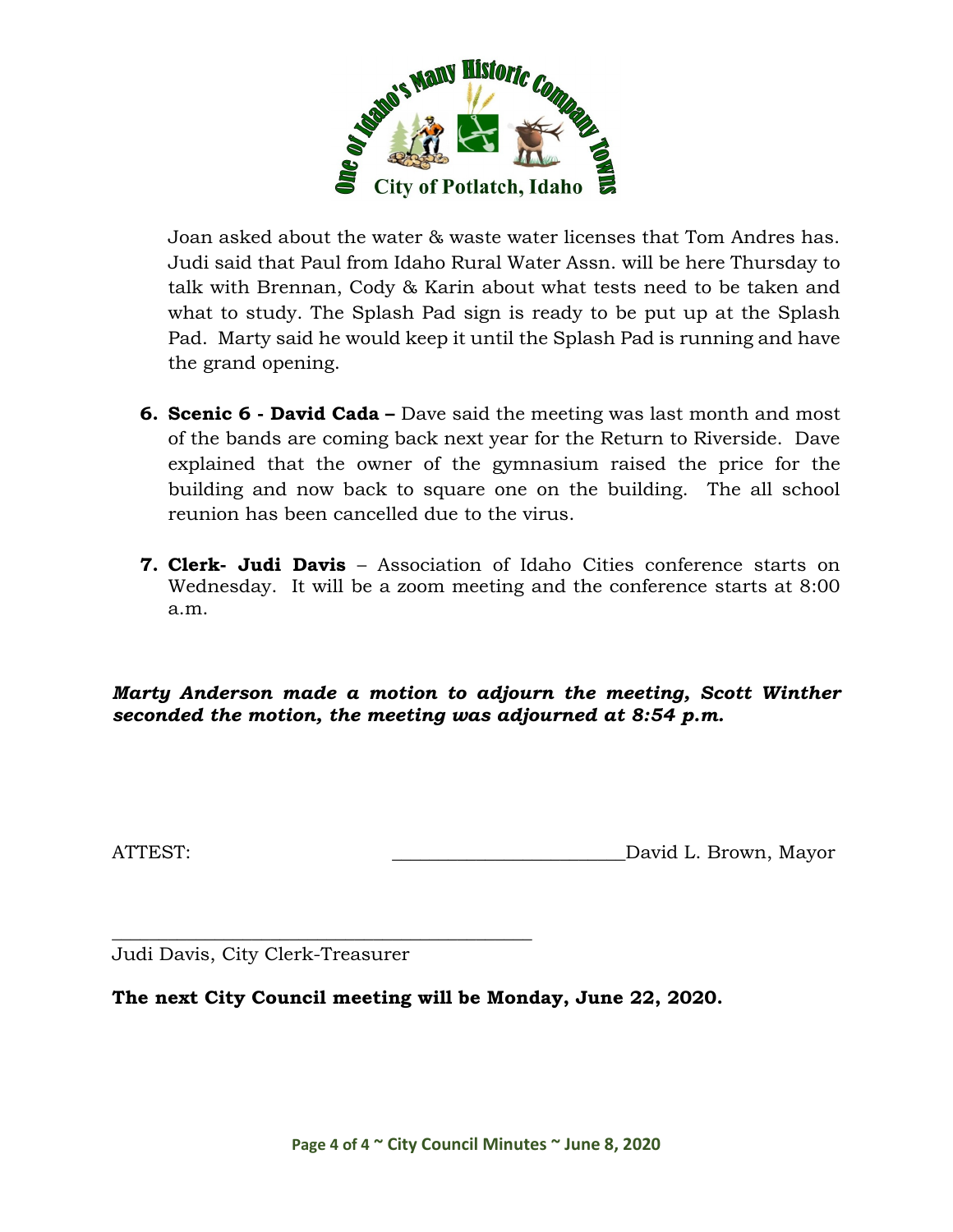Joan asked about the water & waste water licenses that Tom Andres has. Judi said that Paul from Idaho Rural Water Assn. will be here Thursday to talk with Brennan, Cody & Karin about what tests need to be taken and what to study. The Splash Pad sign is ready to be put up at the Splash Pad. Marty said he would keep it until the Splash Pad is running and have the grand opening.

6. **Scenic 6 - David Cada –** Dave said the meeting was last month and most of the bands are coming back next year for the Return to Riverside. Dave explained that the owner of the gymnasium raised the price for the building and now back to square one on the building. The all school reunion has been cancelled due to the virus.

7. **Clerk- Judi Davis** – Association of Idaho Cities conference starts on Wednesday. It will be a zoom meeting and the conference starts at 8:00 a.m.

***Marty Anderson made a motion to adjourn the meeting, Scott Winther seconded the motion, the meeting was adjourned at 8:54 p.m.***

ATTEST: ________________________David L. Brown, Mayor

_____________________________________________
Judi Davis, City Clerk-Treasurer

**The next City Council meeting will be Monday, June 22, 2020.**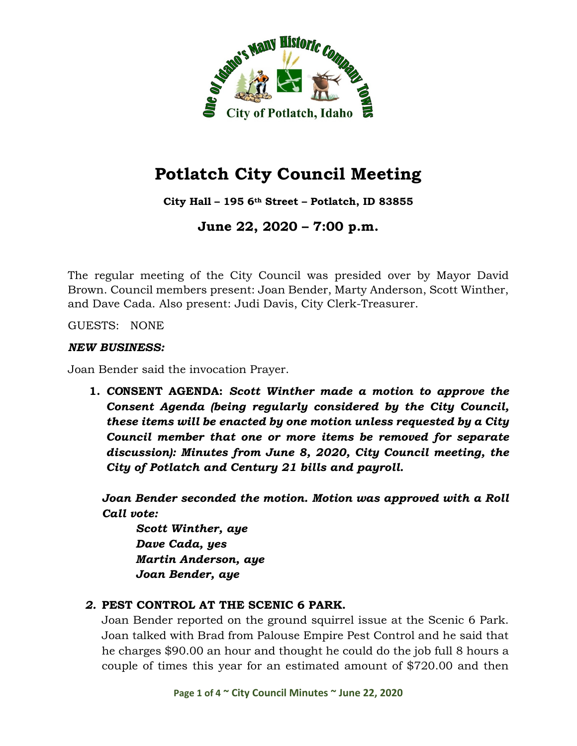# Potlatch City Council Meeting

**City Hall – 195 6th Street – Potlatch, ID 83855**

**June 22, 2020 – 7:00 p.m.**

The regular meeting of the City Council was presided over by Mayor David Brown. Council members present: Joan Bender, Marty Anderson, Scott Winther, and Dave Cada. Also present: Judi Davis, City Clerk-Treasurer.

GUESTS: NONE

***NEW BUSINESS:***

Joan Bender said the invocation Prayer.

1. ***CONSENT AGENDA:*** ***Scott Winther made a motion to approve the Consent Agenda (being regularly considered by the City Council, these items will be enacted by one motion unless requested by a City Council member that one or more items be removed for separate discussion): Minutes from June 8, 2020, City Council meeting, the City of Potlatch and Century 21 bills and payroll.***

   ***Joan Bender seconded the motion. Motion was approved with a Roll Call vote:***

   ***Scott Winther, aye***
   ***Dave Cada, yes***
   ***Martin Anderson, aye***
   ***Joan Bender, aye***

2. **PEST CONTROL AT THE SCENIC 6 PARK.**

   Joan Bender reported on the ground squirrel issue at the Scenic 6 Park. Joan talked with Brad from Palouse Empire Pest Control and he said that he charges $90.00 an hour and thought he could do the job full 8 hours a couple of times this year for an estimated amount of $720.00 and then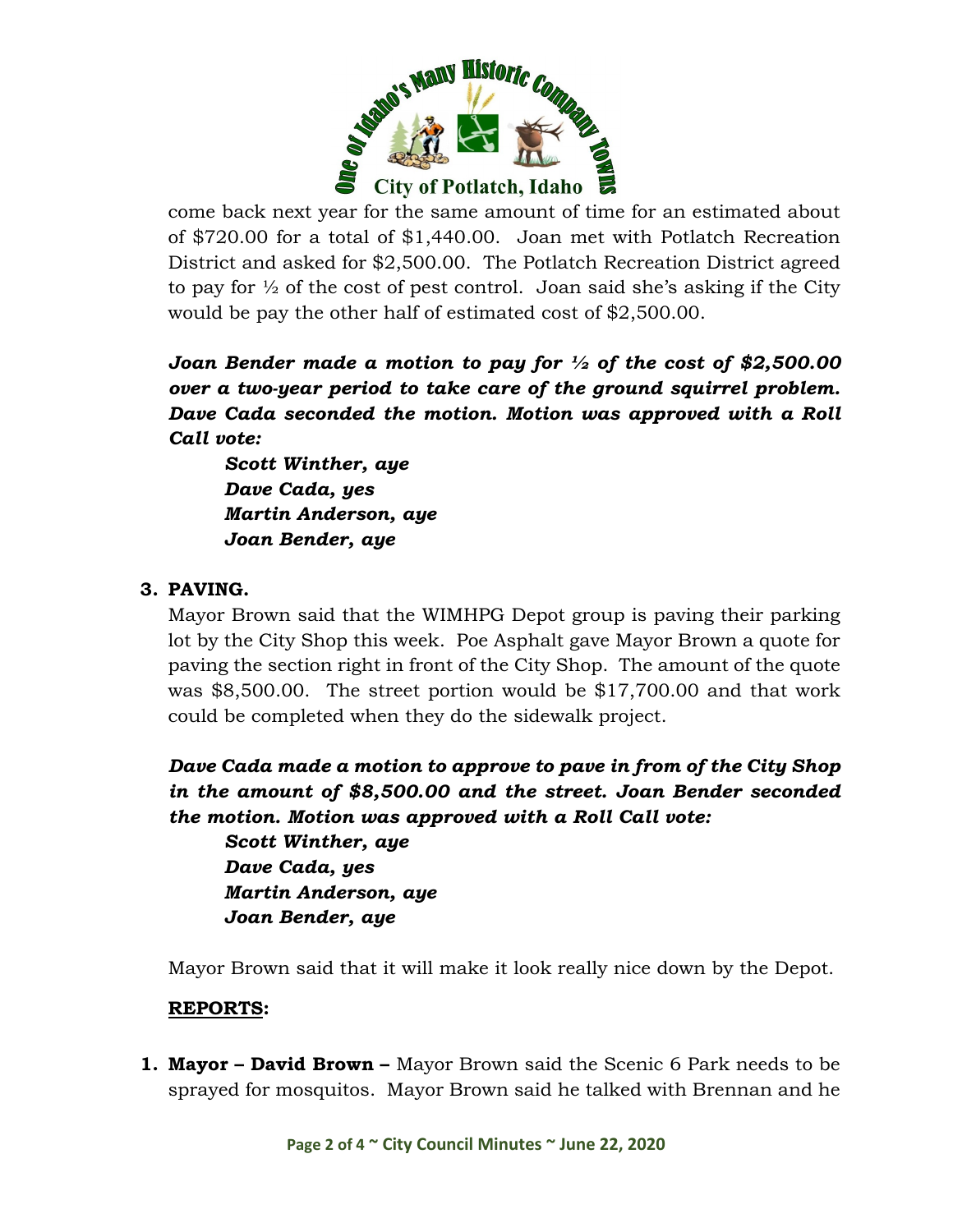come back next year for the same amount of time for an estimated about of $720.00 for a total of $1,440.00. Joan met with Potlatch Recreation District and asked for $2,500.00. The Potlatch Recreation District agreed to pay for ½ of the cost of pest control. Joan said she's asking if the City would be pay the other half of estimated cost of $2,500.00.

***Joan Bender made a motion to pay for ½ of the cost of $2,500.00 over a two-year period to take care of the ground squirrel problem. Dave Cada seconded the motion. Motion was approved with a Roll Call vote:***

> ***Scott Winther, aye***
> ***Dave Cada, yes***
> ***Martin Anderson, aye***
> ***Joan Bender, aye***

**3. PAVING.**

Mayor Brown said that the WIMHPG Depot group is paving their parking lot by the City Shop this week. Poe Asphalt gave Mayor Brown a quote for paving the section right in front of the City Shop. The amount of the quote was $8,500.00. The street portion would be $17,700.00 and that work could be completed when they do the sidewalk project.

***Dave Cada made a motion to approve to pave in from of the City Shop in the amount of $8,500.00 and the street. Joan Bender seconded the motion. Motion was approved with a Roll Call vote:***

> ***Scott Winther, aye***
> ***Dave Cada, yes***
> ***Martin Anderson, aye***
> ***Joan Bender, aye***

Mayor Brown said that it will make it look really nice down by the Depot.

## <u>REPORTS</u>:

1. **Mayor – David Brown –** Mayor Brown said the Scenic 6 Park needs to be sprayed for mosquitos. Mayor Brown said he talked with Brennan and he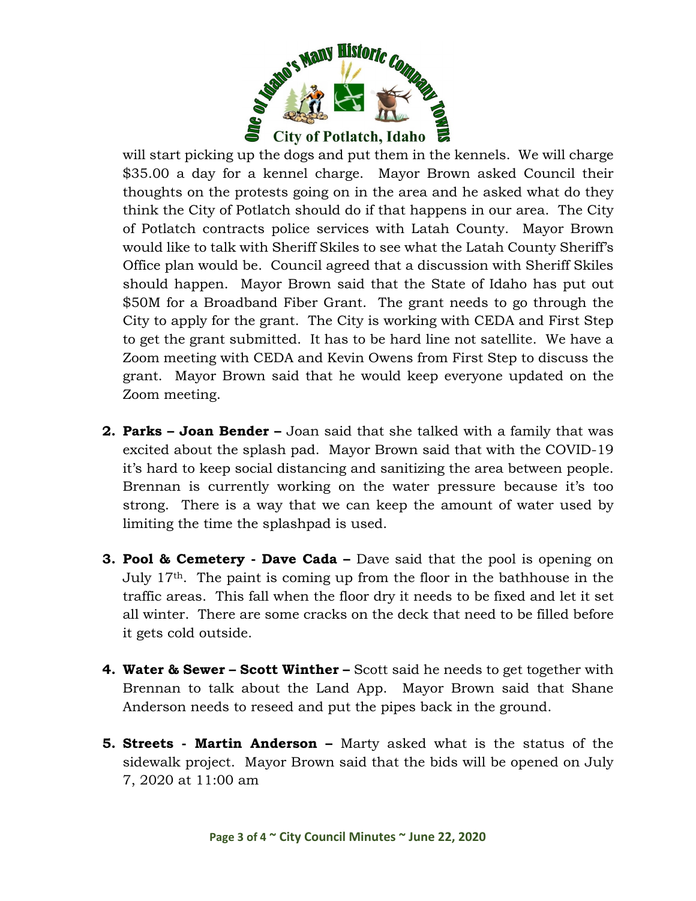will start picking up the dogs and put them in the kennels. We will charge $35.00 a day for a kennel charge. Mayor Brown asked Council their thoughts on the protests going on in the area and he asked what do they think the City of Potlatch should do if that happens in our area. The City of Potlatch contracts police services with Latah County. Mayor Brown would like to talk with Sheriff Skiles to see what the Latah County Sheriff's Office plan would be. Council agreed that a discussion with Sheriff Skiles should happen. Mayor Brown said that the State of Idaho has put out $50M for a Broadband Fiber Grant. The grant needs to go through the City to apply for the grant. The City is working with CEDA and First Step to get the grant submitted. It has to be hard line not satellite. We have a Zoom meeting with CEDA and Kevin Owens from First Step to discuss the grant. Mayor Brown said that he would keep everyone updated on the Zoom meeting.

2. **Parks – Joan Bender –** Joan said that she talked with a family that was excited about the splash pad. Mayor Brown said that with the COVID-19 it's hard to keep social distancing and sanitizing the area between people. Brennan is currently working on the water pressure because it's too strong. There is a way that we can keep the amount of water used by limiting the time the splashpad is used.

3. **Pool & Cemetery - Dave Cada –** Dave said that the pool is opening on July 17th. The paint is coming up from the floor in the bathhouse in the traffic areas. This fall when the floor dry it needs to be fixed and let it set all winter. There are some cracks on the deck that need to be filled before it gets cold outside.

4. **Water & Sewer – Scott Winther –** Scott said he needs to get together with Brennan to talk about the Land App. Mayor Brown said that Shane Anderson needs to reseed and put the pipes back in the ground.

5. **Streets - Martin Anderson –** Marty asked what is the status of the sidewalk project. Mayor Brown said that the bids will be opened on July 7, 2020 at 11:00 am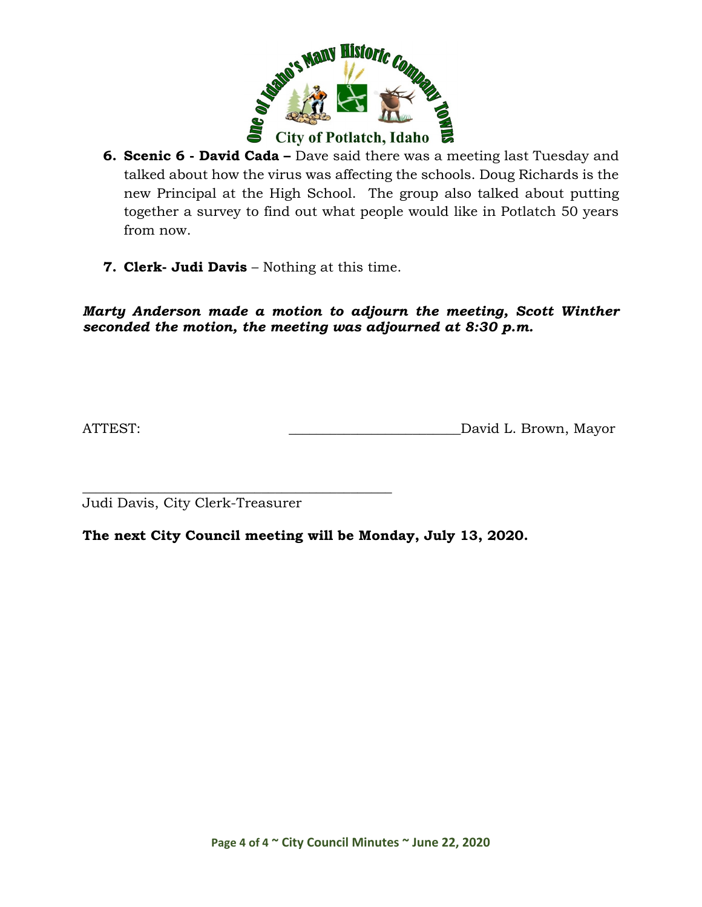6. **Scenic 6 - David Cada –** Dave said there was a meeting last Tuesday and talked about how the virus was affecting the schools. Doug Richards is the new Principal at the High School. The group also talked about putting together a survey to find out what people would like in Potlatch 50 years from now.

7. **Clerk- Judi Davis** – Nothing at this time.

***Marty Anderson made a motion to adjourn the meeting, Scott Winther seconded the motion, the meeting was adjourned at 8:30 p.m.***

ATTEST: ________________________David L. Brown, Mayor

______________________________________________

Judi Davis, City Clerk-Treasurer

**The next City Council meeting will be Monday, July 13, 2020.**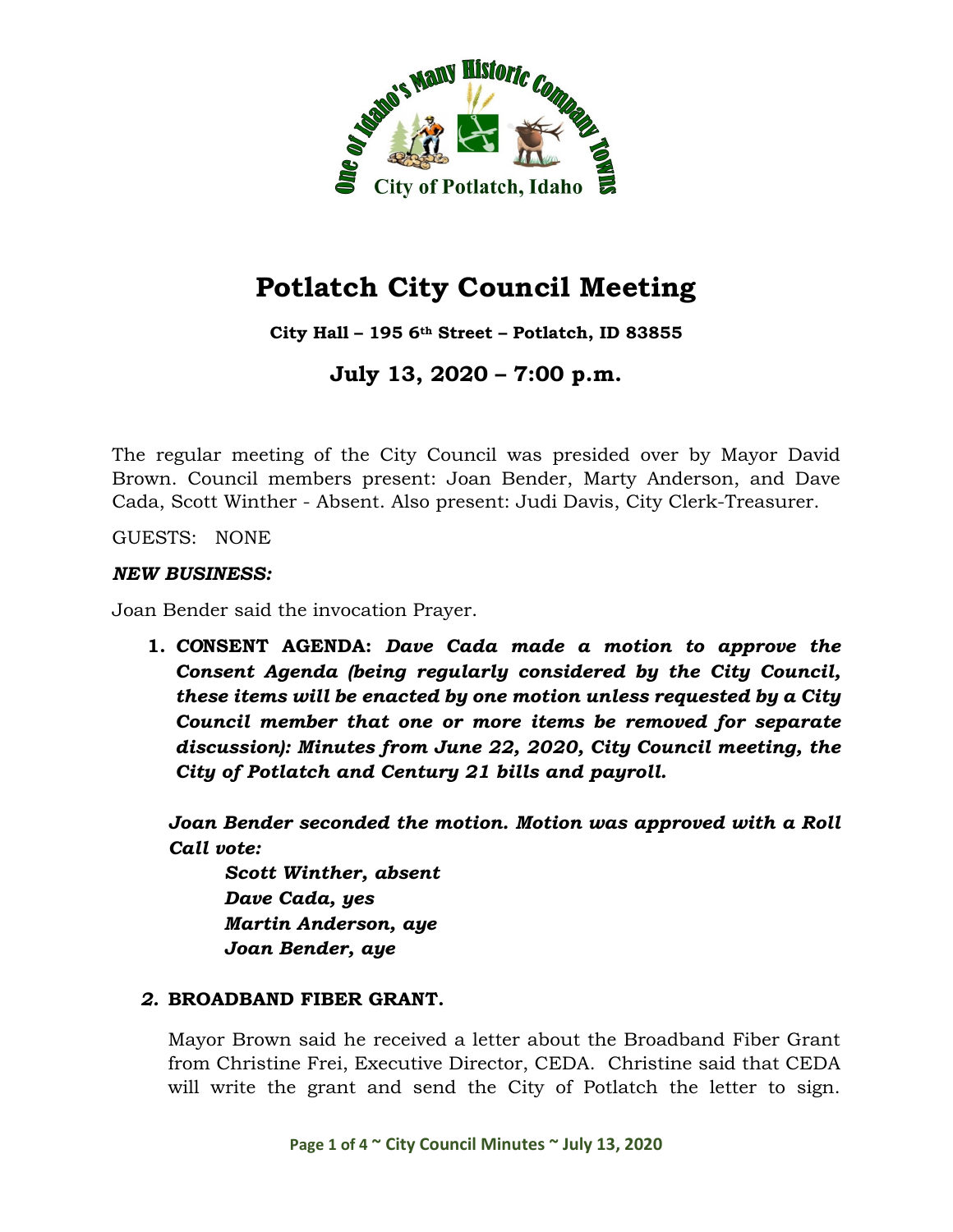# Potlatch City Council Meeting

**City Hall – 195 6th Street – Potlatch, ID 83855**

## July 13, 2020 – 7:00 p.m.

The regular meeting of the City Council was presided over by Mayor David Brown. Council members present: Joan Bender, Marty Anderson, and Dave Cada, Scott Winther - Absent. Also present: Judi Davis, City Clerk-Treasurer.

GUESTS: NONE

***NEW BUSINESS:***

Joan Bender said the invocation Prayer.

1. **CONSENT AGENDA:** ***Dave Cada made a motion to approve the Consent Agenda (being regularly considered by the City Council, these items will be enacted by one motion unless requested by a City Council member that one or more items be removed for separate discussion): Minutes from June 22, 2020, City Council meeting, the City of Potlatch and Century 21 bills and payroll.***

   ***Joan Bender seconded the motion. Motion was approved with a Roll Call vote:***

   ***Scott Winther, absent***
   ***Dave Cada, yes***
   ***Martin Anderson, aye***
   ***Joan Bender, aye***

2. **BROADBAND FIBER GRANT.**

   Mayor Brown said he received a letter about the Broadband Fiber Grant from Christine Frei, Executive Director, CEDA. Christine said that CEDA will write the grant and send the City of Potlatch the letter to sign.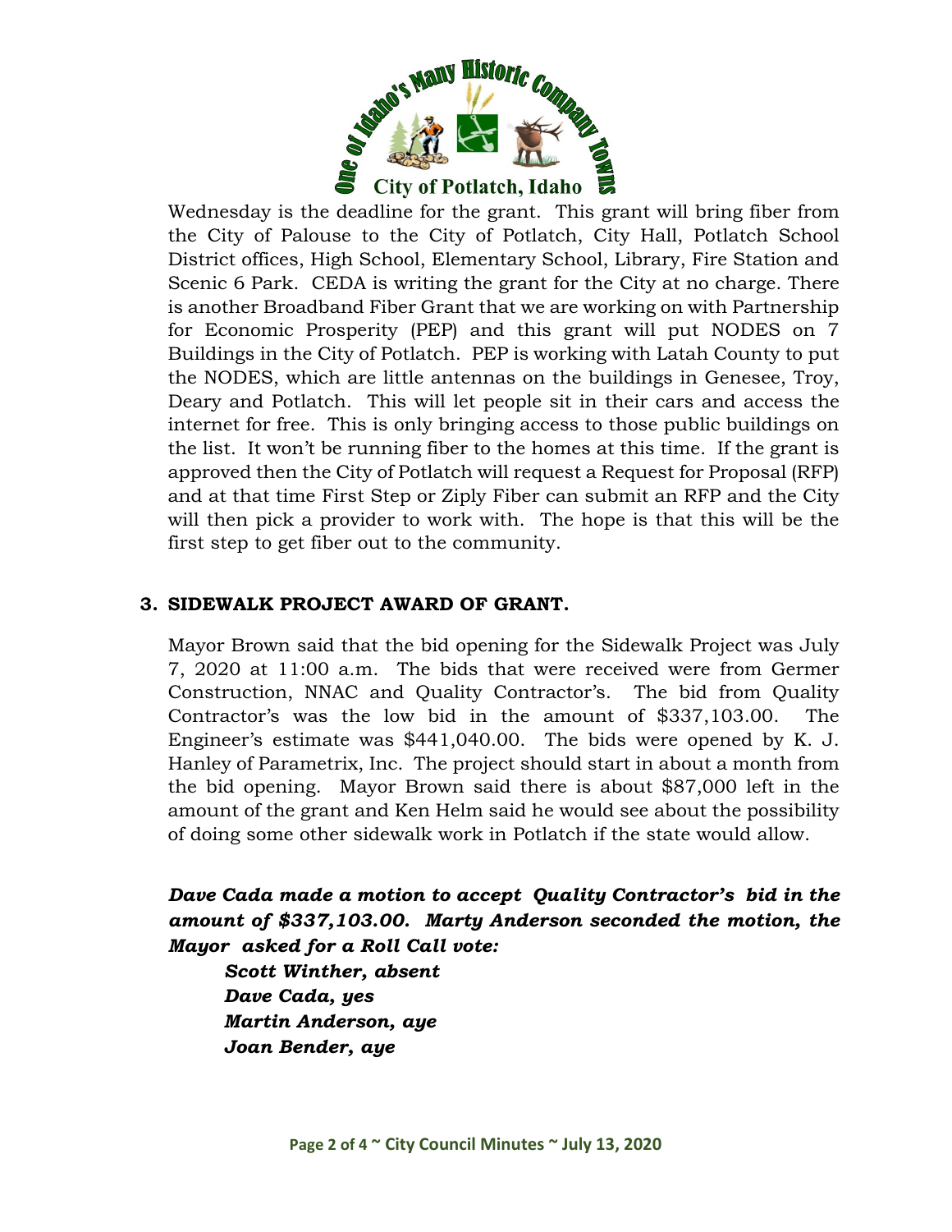Wednesday is the deadline for the grant. This grant will bring fiber from the City of Palouse to the City of Potlatch, City Hall, Potlatch School District offices, High School, Elementary School, Library, Fire Station and Scenic 6 Park. CEDA is writing the grant for the City at no charge. There is another Broadband Fiber Grant that we are working on with Partnership for Economic Prosperity (PEP) and this grant will put NODES on 7 Buildings in the City of Potlatch. PEP is working with Latah County to put the NODES, which are little antennas on the buildings in Genesee, Troy, Deary and Potlatch. This will let people sit in their cars and access the internet for free. This is only bringing access to those public buildings on the list. It won't be running fiber to the homes at this time. If the grant is approved then the City of Potlatch will request a Request for Proposal (RFP) and at that time First Step or Ziply Fiber can submit an RFP and the City will then pick a provider to work with. The hope is that this will be the first step to get fiber out to the community.

### 3. SIDEWALK PROJECT AWARD OF GRANT.

Mayor Brown said that the bid opening for the Sidewalk Project was July 7, 2020 at 11:00 a.m. The bids that were received were from Germer Construction, NNAC and Quality Contractor's. The bid from Quality Contractor's was the low bid in the amount of $337,103.00. The Engineer's estimate was $441,040.00. The bids were opened by K. J. Hanley of Parametrix, Inc. The project should start in about a month from the bid opening. Mayor Brown said there is about $87,000 left in the amount of the grant and Ken Helm said he would see about the possibility of doing some other sidewalk work in Potlatch if the state would allow.

***Dave Cada made a motion to accept Quality Contractor's bid in the amount of $337,103.00. Marty Anderson seconded the motion, the Mayor asked for a Roll Call vote:***

***Scott Winther, absent***
***Dave Cada, yes***
***Martin Anderson, aye***
***Joan Bender, aye***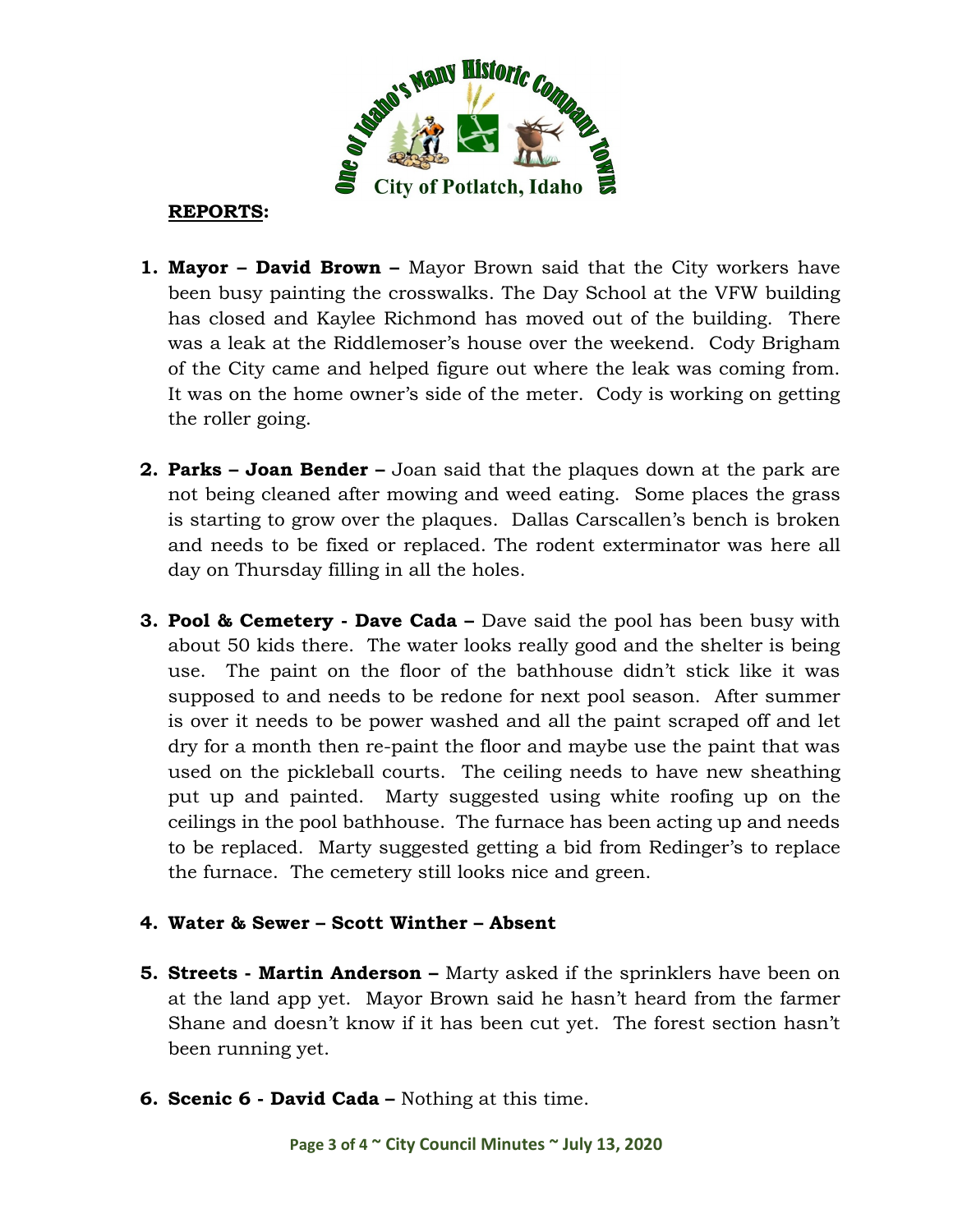**REPORTS:**

1. **Mayor – David Brown –** Mayor Brown said that the City workers have been busy painting the crosswalks. The Day School at the VFW building has closed and Kaylee Richmond has moved out of the building. There was a leak at the Riddlemoser's house over the weekend. Cody Brigham of the City came and helped figure out where the leak was coming from. It was on the home owner's side of the meter. Cody is working on getting the roller going.

2. **Parks – Joan Bender –** Joan said that the plaques down at the park are not being cleaned after mowing and weed eating. Some places the grass is starting to grow over the plaques. Dallas Carscallen's bench is broken and needs to be fixed or replaced. The rodent exterminator was here all day on Thursday filling in all the holes.

3. **Pool & Cemetery - Dave Cada –** Dave said the pool has been busy with about 50 kids there. The water looks really good and the shelter is being use. The paint on the floor of the bathhouse didn't stick like it was supposed to and needs to be redone for next pool season. After summer is over it needs to be power washed and all the paint scraped off and let dry for a month then re-paint the floor and maybe use the paint that was used on the pickleball courts. The ceiling needs to have new sheathing put up and painted. Marty suggested using white roofing up on the ceilings in the pool bathhouse. The furnace has been acting up and needs to be replaced. Marty suggested getting a bid from Redinger's to replace the furnace. The cemetery still looks nice and green.

4. **Water & Sewer – Scott Winther – Absent**

5. **Streets - Martin Anderson –** Marty asked if the sprinklers have been on at the land app yet. Mayor Brown said he hasn't heard from the farmer Shane and doesn't know if it has been cut yet. The forest section hasn't been running yet.

6. **Scenic 6 - David Cada –** Nothing at this time.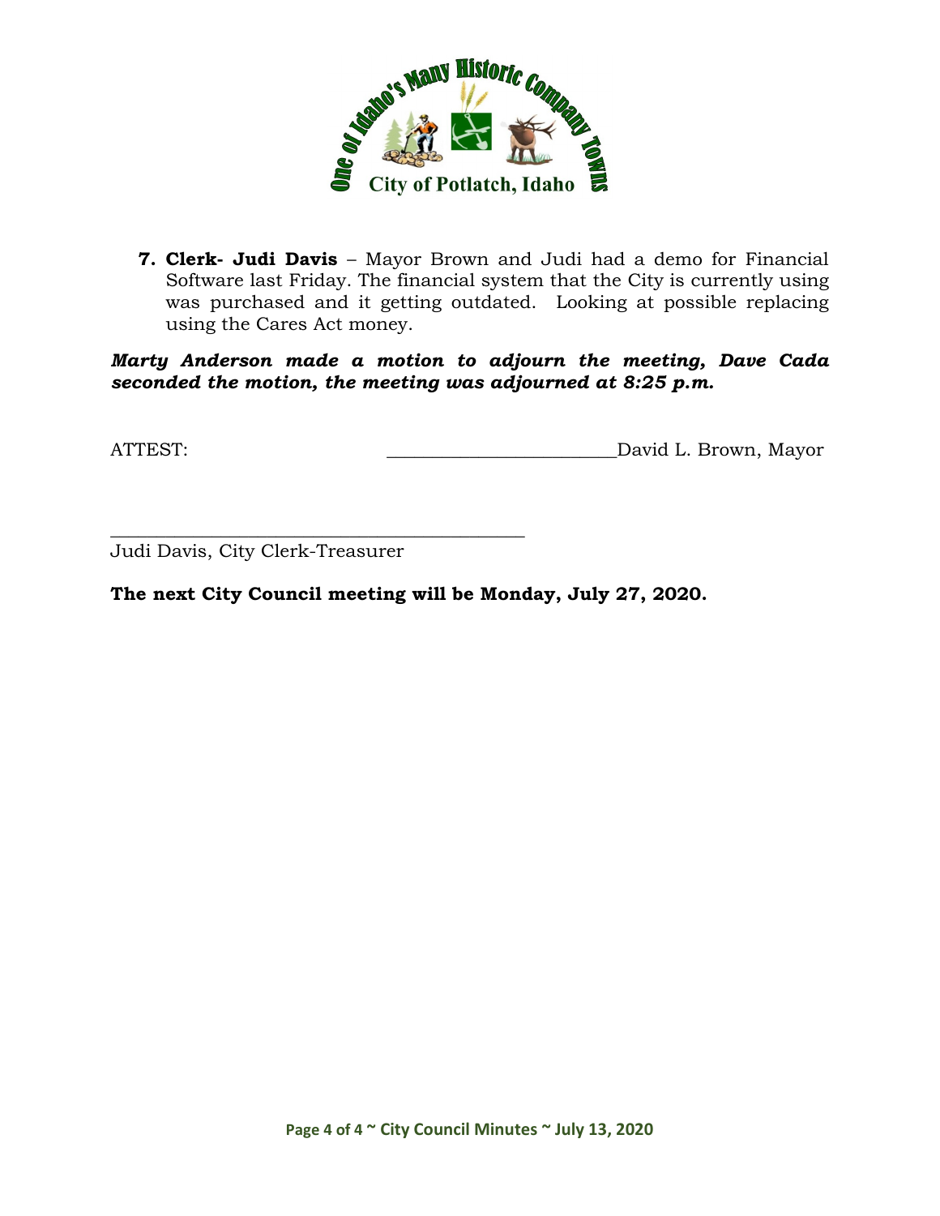7. **Clerk- Judi Davis** – Mayor Brown and Judi had a demo for Financial Software last Friday. The financial system that the City is currently using was purchased and it getting outdated. Looking at possible replacing using the Cares Act money.

***Marty Anderson made a motion to adjourn the meeting, Dave Cada seconded the motion, the meeting was adjourned at 8:25 p.m.***

ATTEST: \_\_\_\_\_\_\_\_\_\_\_\_\_\_\_\_\_\_\_\_\_\_\_\_\_David L. Brown, Mayor

\_\_\_\_\_\_\_\_\_\_\_\_\_\_\_\_\_\_\_\_\_\_\_\_\_\_\_\_\_\_\_\_\_\_\_\_\_\_\_\_\_\_\_\_\_

Judi Davis, City Clerk-Treasurer

**The next City Council meeting will be Monday, July 27, 2020.**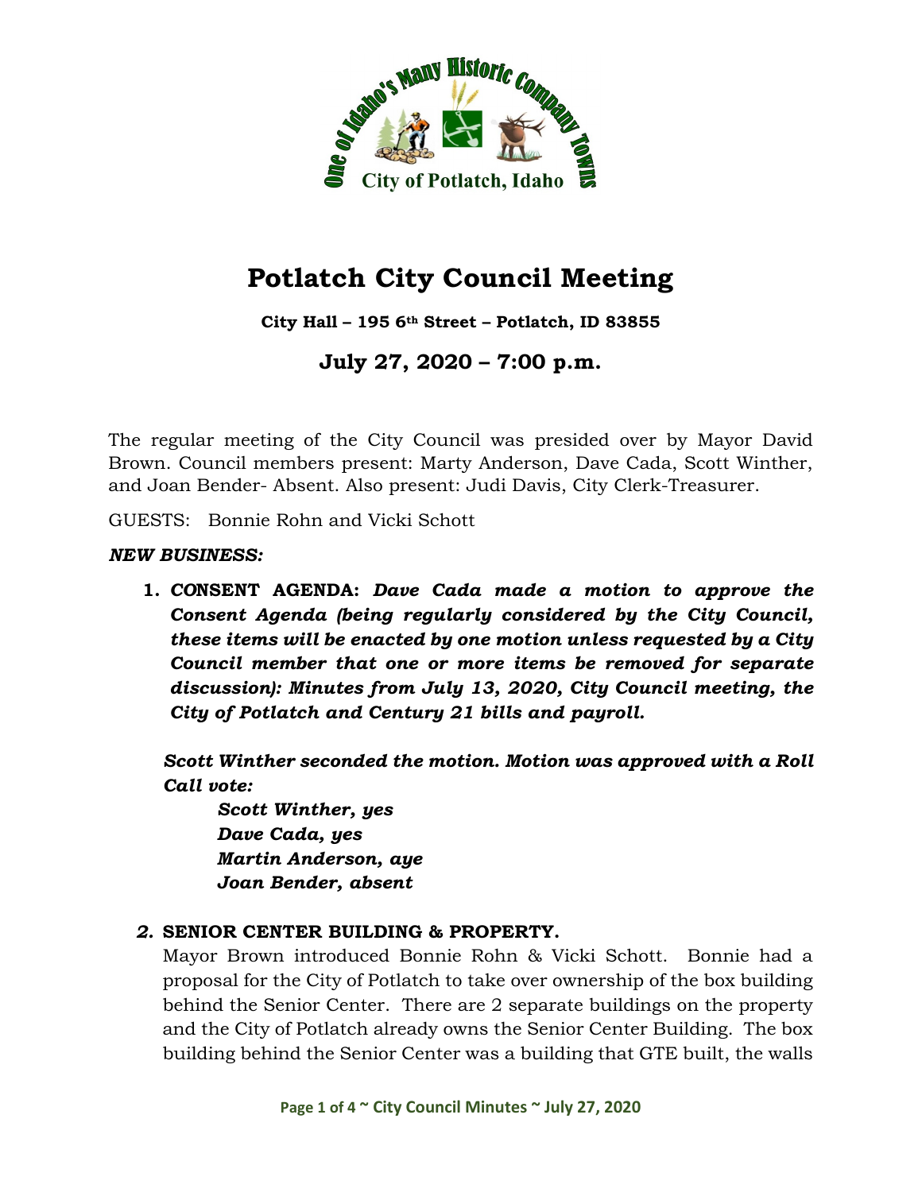# Potlatch City Council Meeting

**City Hall – 195 6th Street – Potlatch, ID 83855**

## July 27, 2020 – 7:00 p.m.

The regular meeting of the City Council was presided over by Mayor David Brown. Council members present: Marty Anderson, Dave Cada, Scott Winther, and Joan Bender- Absent. Also present: Judi Davis, City Clerk-Treasurer.

GUESTS: Bonnie Rohn and Vicki Schott

***NEW BUSINESS:***

1. **CONSENT AGENDA:** ***Dave Cada made a motion to approve the Consent Agenda (being regularly considered by the City Council, these items will be enacted by one motion unless requested by a City Council member that one or more items be removed for separate discussion): Minutes from July 13, 2020, City Council meeting, the City of Potlatch and Century 21 bills and payroll.***

   ***Scott Winther seconded the motion. Motion was approved with a Roll Call vote:***

   ***Scott Winther, yes***
   ***Dave Cada, yes***
   ***Martin Anderson, aye***
   ***Joan Bender, absent***

2. **SENIOR CENTER BUILDING & PROPERTY.**
   Mayor Brown introduced Bonnie Rohn & Vicki Schott. Bonnie had a proposal for the City of Potlatch to take over ownership of the box building behind the Senior Center. There are 2 separate buildings on the property and the City of Potlatch already owns the Senior Center Building. The box building behind the Senior Center was a building that GTE built, the walls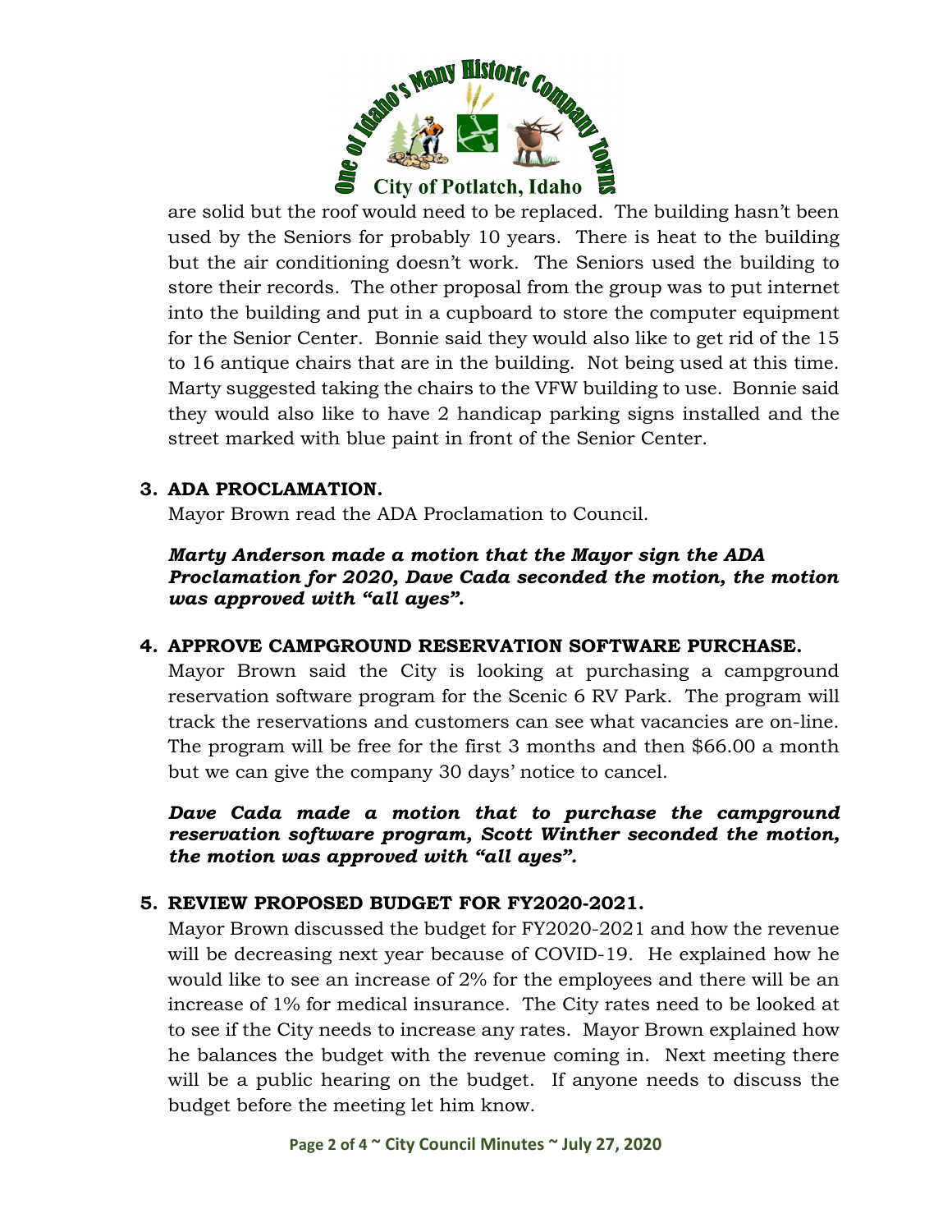are solid but the roof would need to be replaced. The building hasn't been used by the Seniors for probably 10 years. There is heat to the building but the air conditioning doesn't work. The Seniors used the building to store their records. The other proposal from the group was to put internet into the building and put in a cupboard to store the computer equipment for the Senior Center. Bonnie said they would also like to get rid of the 15 to 16 antique chairs that are in the building. Not being used at this time. Marty suggested taking the chairs to the VFW building to use. Bonnie said they would also like to have 2 handicap parking signs installed and the street marked with blue paint in front of the Senior Center.

**3. ADA PROCLAMATION.**

Mayor Brown read the ADA Proclamation to Council.

***Marty Anderson made a motion that the Mayor sign the ADA Proclamation for 2020, Dave Cada seconded the motion, the motion was approved with "all ayes".***

**4. APPROVE CAMPGROUND RESERVATION SOFTWARE PURCHASE.**

Mayor Brown said the City is looking at purchasing a campground reservation software program for the Scenic 6 RV Park. The program will track the reservations and customers can see what vacancies are on-line. The program will be free for the first 3 months and then $66.00 a month but we can give the company 30 days' notice to cancel.

***Dave Cada made a motion that to purchase the campground reservation software program, Scott Winther seconded the motion, the motion was approved with "all ayes".***

**5. REVIEW PROPOSED BUDGET FOR FY2020-2021.**

Mayor Brown discussed the budget for FY2020-2021 and how the revenue will be decreasing next year because of COVID-19. He explained how he would like to see an increase of 2% for the employees and there will be an increase of 1% for medical insurance. The City rates need to be looked at to see if the City needs to increase any rates. Mayor Brown explained how he balances the budget with the revenue coming in. Next meeting there will be a public hearing on the budget. If anyone needs to discuss the budget before the meeting let him know.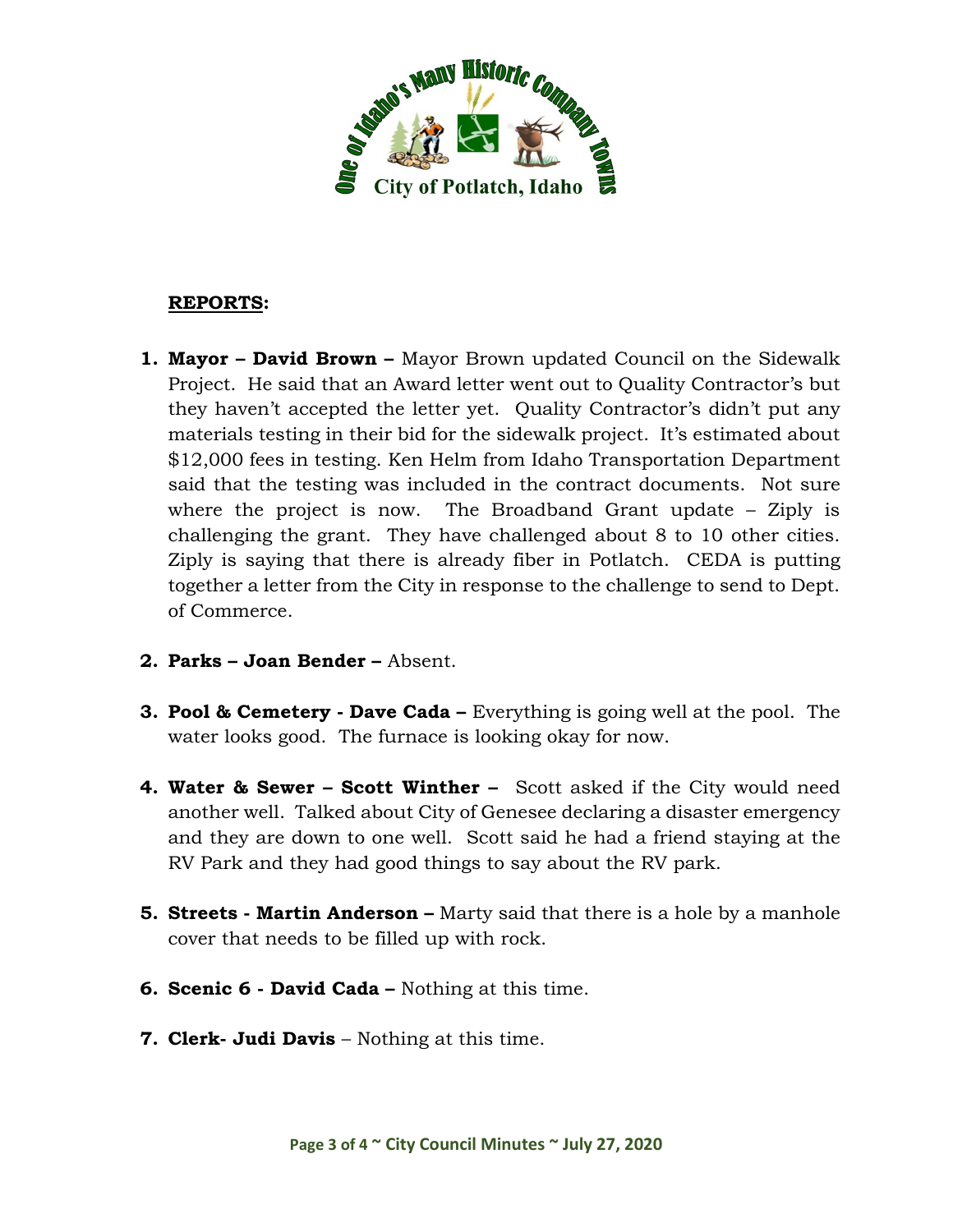**REPORTS:**

1. **Mayor – David Brown –** Mayor Brown updated Council on the Sidewalk Project. He said that an Award letter went out to Quality Contractor's but they haven't accepted the letter yet. Quality Contractor's didn't put any materials testing in their bid for the sidewalk project. It's estimated about $12,000 fees in testing. Ken Helm from Idaho Transportation Department said that the testing was included in the contract documents. Not sure where the project is now. The Broadband Grant update – Ziply is challenging the grant. They have challenged about 8 to 10 other cities. Ziply is saying that there is already fiber in Potlatch. CEDA is putting together a letter from the City in response to the challenge to send to Dept. of Commerce.

2. **Parks – Joan Bender –** Absent.

3. **Pool & Cemetery - Dave Cada –** Everything is going well at the pool. The water looks good. The furnace is looking okay for now.

4. **Water & Sewer – Scott Winther –** Scott asked if the City would need another well. Talked about City of Genesee declaring a disaster emergency and they are down to one well. Scott said he had a friend staying at the RV Park and they had good things to say about the RV park.

5. **Streets - Martin Anderson –** Marty said that there is a hole by a manhole cover that needs to be filled up with rock.

6. **Scenic 6 - David Cada –** Nothing at this time.

7. **Clerk- Judi Davis** – Nothing at this time.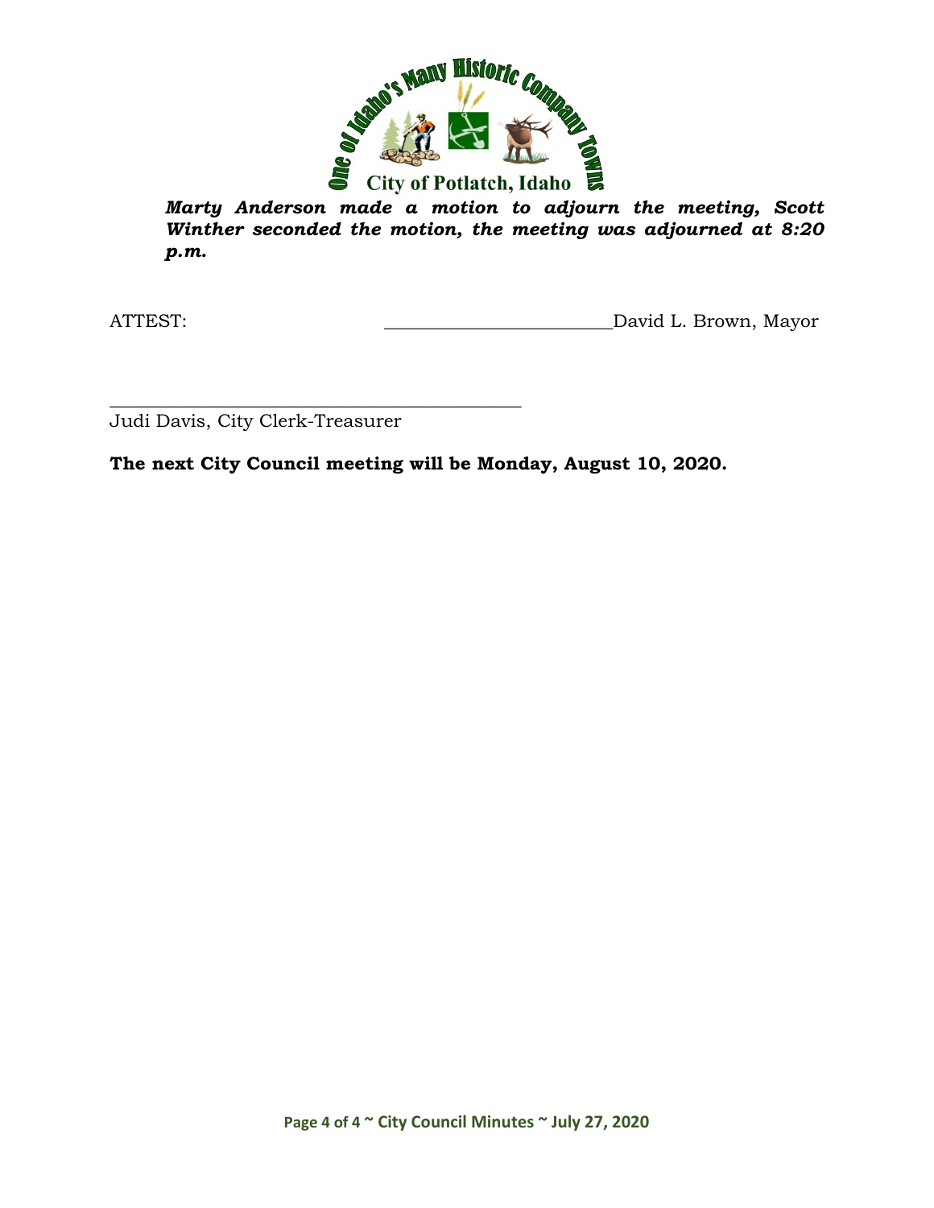***Marty Anderson made a motion to adjourn the meeting, Scott Winther seconded the motion, the meeting was adjourned at 8:20 p.m.***

ATTEST: ________________________ David L. Brown, Mayor

_____________________________________________

Judi Davis, City Clerk-Treasurer

**The next City Council meeting will be Monday, August 10, 2020.**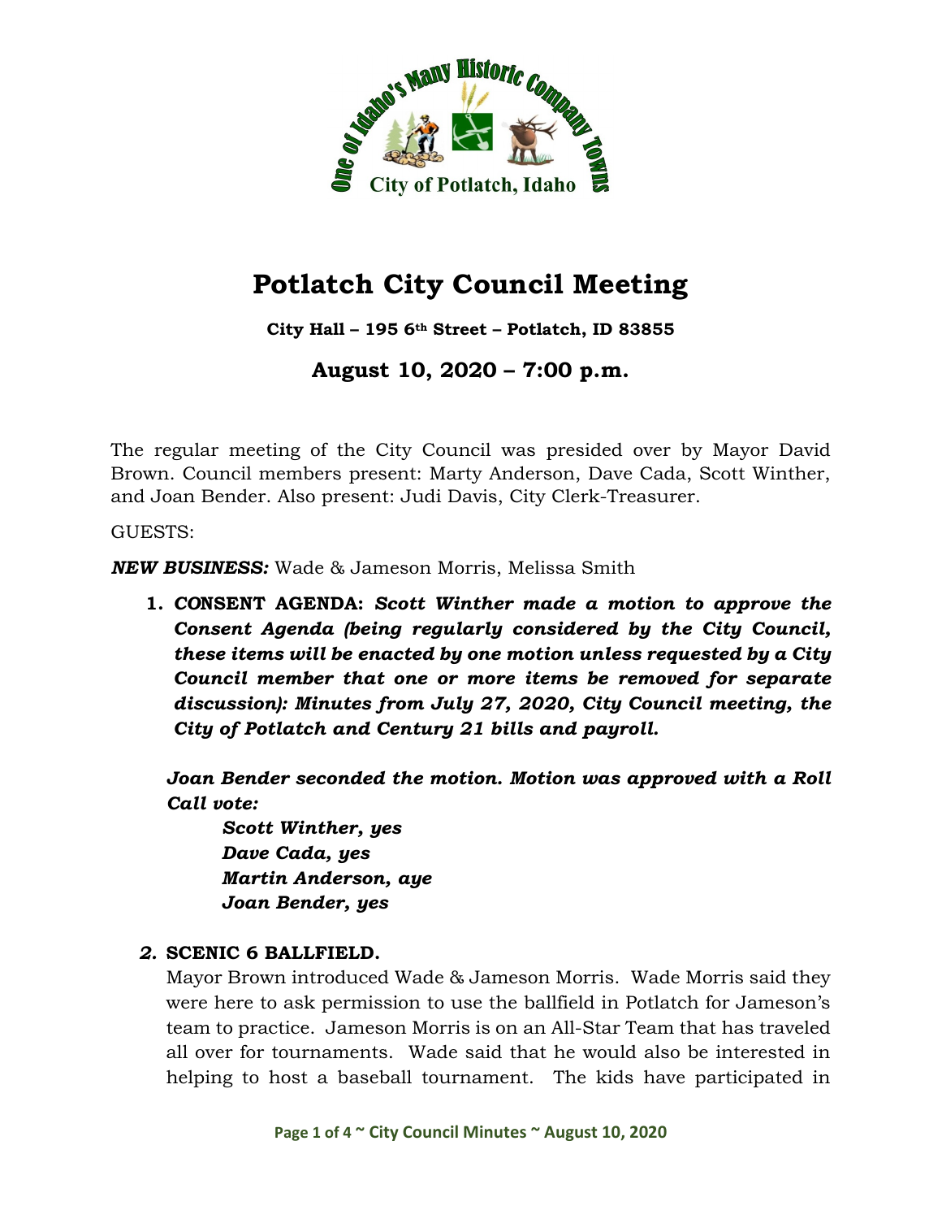# Potlatch City Council Meeting

**City Hall – 195 6th Street – Potlatch, ID 83855**

## August 10, 2020 – 7:00 p.m.

The regular meeting of the City Council was presided over by Mayor David Brown. Council members present: Marty Anderson, Dave Cada, Scott Winther, and Joan Bender. Also present: Judi Davis, City Clerk-Treasurer.

GUESTS:

***NEW BUSINESS:*** Wade & Jameson Morris, Melissa Smith

1. **CONSENT AGENDA:** ***Scott Winther made a motion to approve the Consent Agenda (being regularly considered by the City Council, these items will be enacted by one motion unless requested by a City Council member that one or more items be removed for separate discussion): Minutes from July 27, 2020, City Council meeting, the City of Potlatch and Century 21 bills and payroll.***

   ***Joan Bender seconded the motion. Motion was approved with a Roll Call vote:***

   ***Scott Winther, yes***
   ***Dave Cada, yes***
   ***Martin Anderson, aye***
   ***Joan Bender, yes***

2. **SCENIC 6 BALLFIELD.**
   Mayor Brown introduced Wade & Jameson Morris. Wade Morris said they were here to ask permission to use the ballfield in Potlatch for Jameson's team to practice. Jameson Morris is on an All-Star Team that has traveled all over for tournaments. Wade said that he would also be interested in helping to host a baseball tournament. The kids have participated in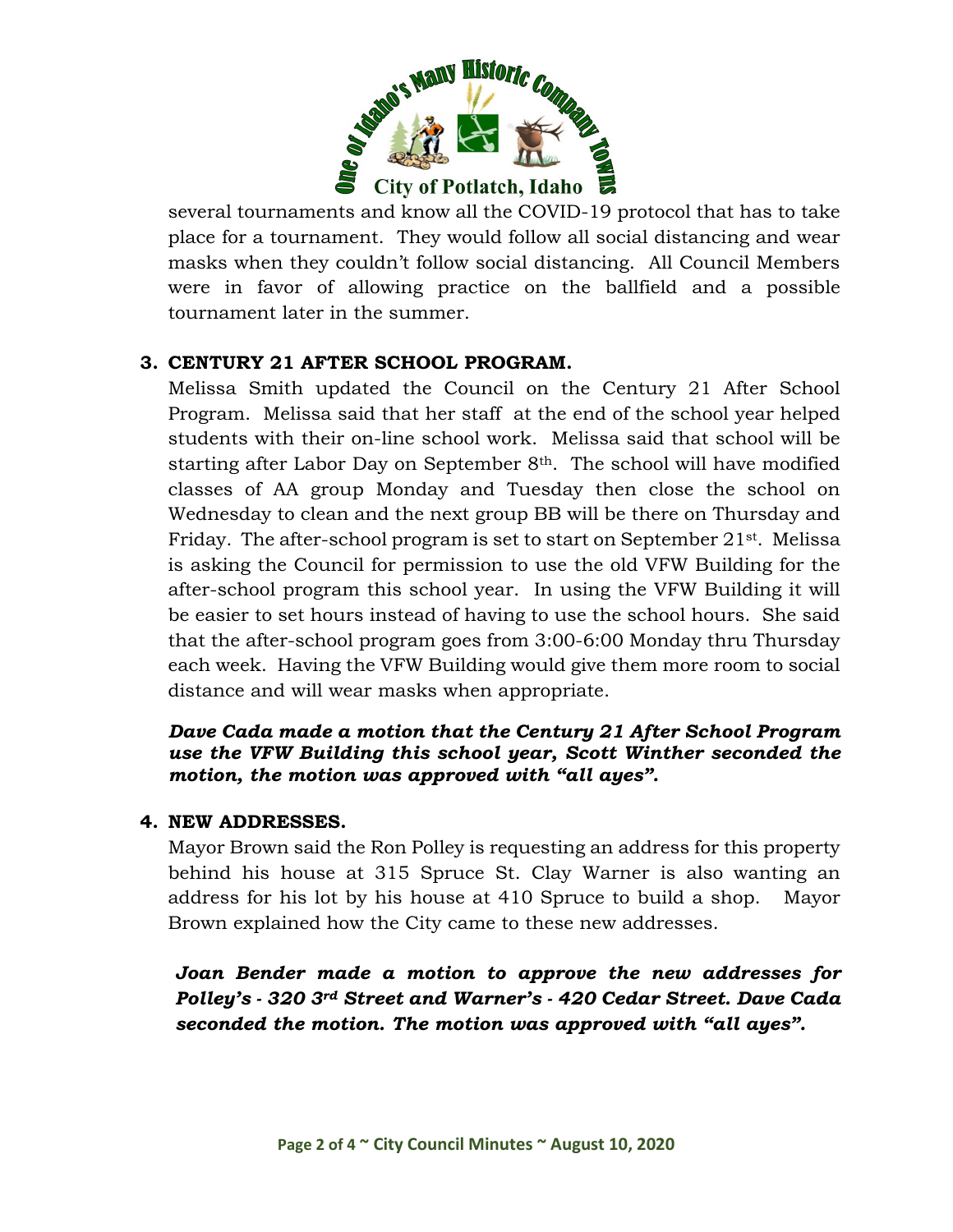several tournaments and know all the COVID-19 protocol that has to take place for a tournament. They would follow all social distancing and wear masks when they couldn't follow social distancing. All Council Members were in favor of allowing practice on the ballfield and a possible tournament later in the summer.

**3. CENTURY 21 AFTER SCHOOL PROGRAM.**

Melissa Smith updated the Council on the Century 21 After School Program. Melissa said that her staff at the end of the school year helped students with their on-line school work. Melissa said that school will be starting after Labor Day on September 8th. The school will have modified classes of AA group Monday and Tuesday then close the school on Wednesday to clean and the next group BB will be there on Thursday and Friday. The after-school program is set to start on September 21st. Melissa is asking the Council for permission to use the old VFW Building for the after-school program this school year. In using the VFW Building it will be easier to set hours instead of having to use the school hours. She said that the after-school program goes from 3:00-6:00 Monday thru Thursday each week. Having the VFW Building would give them more room to social distance and will wear masks when appropriate.

***Dave Cada made a motion that the Century 21 After School Program use the VFW Building this school year, Scott Winther seconded the motion, the motion was approved with "all ayes".***

**4. NEW ADDRESSES.**

Mayor Brown said the Ron Polley is requesting an address for this property behind his house at 315 Spruce St. Clay Warner is also wanting an address for his lot by his house at 410 Spruce to build a shop. Mayor Brown explained how the City came to these new addresses.

***Joan Bender made a motion to approve the new addresses for Polley's - 320 3rd Street and Warner's - 420 Cedar Street. Dave Cada seconded the motion. The motion was approved with "all ayes".***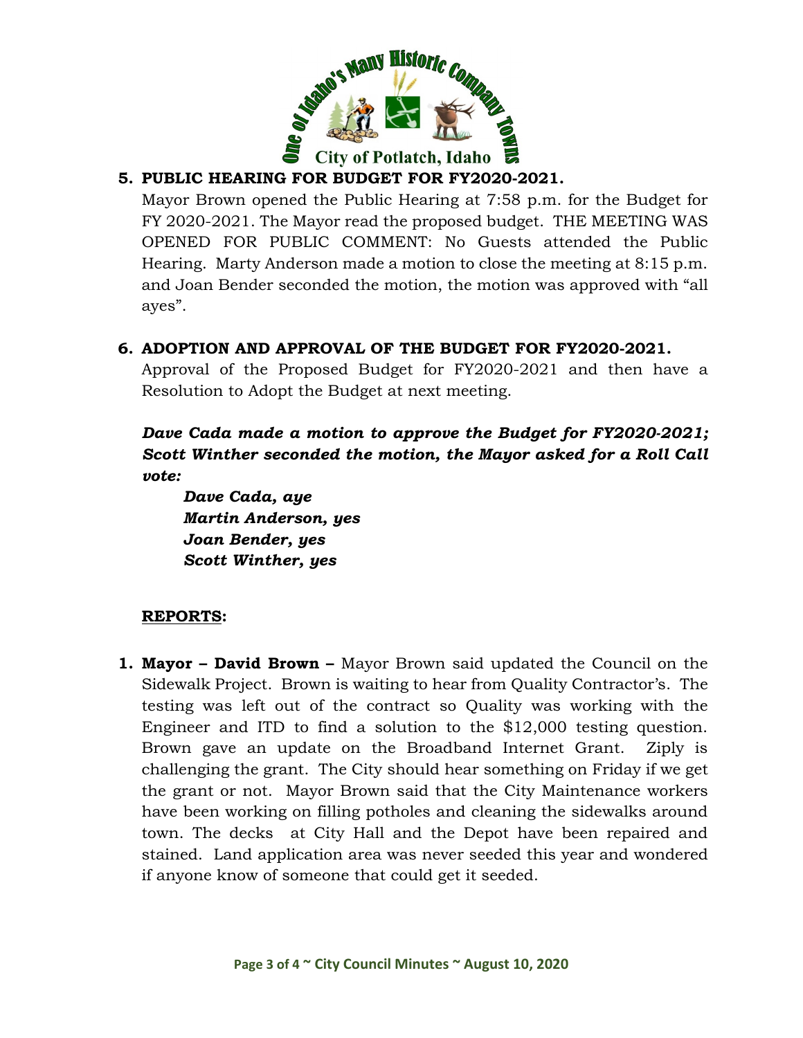**5. PUBLIC HEARING FOR BUDGET FOR FY2020-2021.**

Mayor Brown opened the Public Hearing at 7:58 p.m. for the Budget for FY 2020-2021. The Mayor read the proposed budget. THE MEETING WAS OPENED FOR PUBLIC COMMENT: No Guests attended the Public Hearing. Marty Anderson made a motion to close the meeting at 8:15 p.m. and Joan Bender seconded the motion, the motion was approved with "all ayes".

**6. ADOPTION AND APPROVAL OF THE BUDGET FOR FY2020-2021.**

Approval of the Proposed Budget for FY2020-2021 and then have a Resolution to Adopt the Budget at next meeting.

***Dave Cada made a motion to approve the Budget for FY2020-2021; Scott Winther seconded the motion, the Mayor asked for a Roll Call vote:***

***Dave Cada, aye***
***Martin Anderson, yes***
***Joan Bender, yes***
***Scott Winther, yes***

**REPORTS:**

1. **Mayor – David Brown –** Mayor Brown said updated the Council on the Sidewalk Project. Brown is waiting to hear from Quality Contractor's. The testing was left out of the contract so Quality was working with the Engineer and ITD to find a solution to the $12,000 testing question. Brown gave an update on the Broadband Internet Grant. Ziply is challenging the grant. The City should hear something on Friday if we get the grant or not. Mayor Brown said that the City Maintenance workers have been working on filling potholes and cleaning the sidewalks around town. The decks at City Hall and the Depot have been repaired and stained. Land application area was never seeded this year and wondered if anyone know of someone that could get it seeded.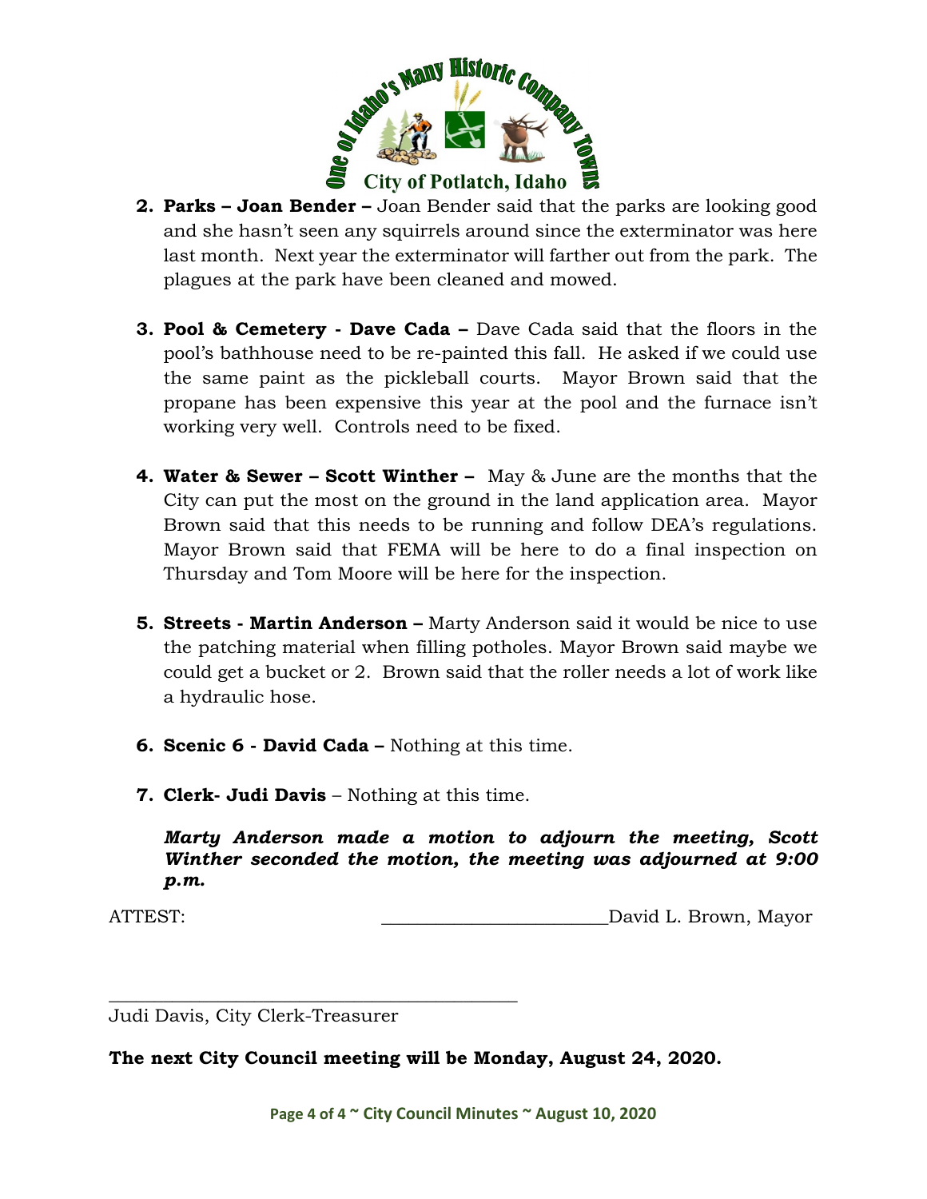2. **Parks – Joan Bender –** Joan Bender said that the parks are looking good and she hasn't seen any squirrels around since the exterminator was here last month. Next year the exterminator will farther out from the park. The plagues at the park have been cleaned and mowed.

3. **Pool & Cemetery - Dave Cada –** Dave Cada said that the floors in the pool's bathhouse need to be re-painted this fall. He asked if we could use the same paint as the pickleball courts. Mayor Brown said that the propane has been expensive this year at the pool and the furnace isn't working very well. Controls need to be fixed.

4. **Water & Sewer – Scott Winther –** May & June are the months that the City can put the most on the ground in the land application area. Mayor Brown said that this needs to be running and follow DEA's regulations. Mayor Brown said that FEMA will be here to do a final inspection on Thursday and Tom Moore will be here for the inspection.

5. **Streets - Martin Anderson –** Marty Anderson said it would be nice to use the patching material when filling potholes. Mayor Brown said maybe we could get a bucket or 2. Brown said that the roller needs a lot of work like a hydraulic hose.

6. **Scenic 6 - David Cada –** Nothing at this time.

7. **Clerk- Judi Davis** – Nothing at this time.

***Marty Anderson made a motion to adjourn the meeting, Scott Winther seconded the motion, the meeting was adjourned at 9:00 p.m.***

ATTEST: ________________________David L. Brown, Mayor

_____________________________________________
Judi Davis, City Clerk-Treasurer

**The next City Council meeting will be Monday, August 24, 2020.**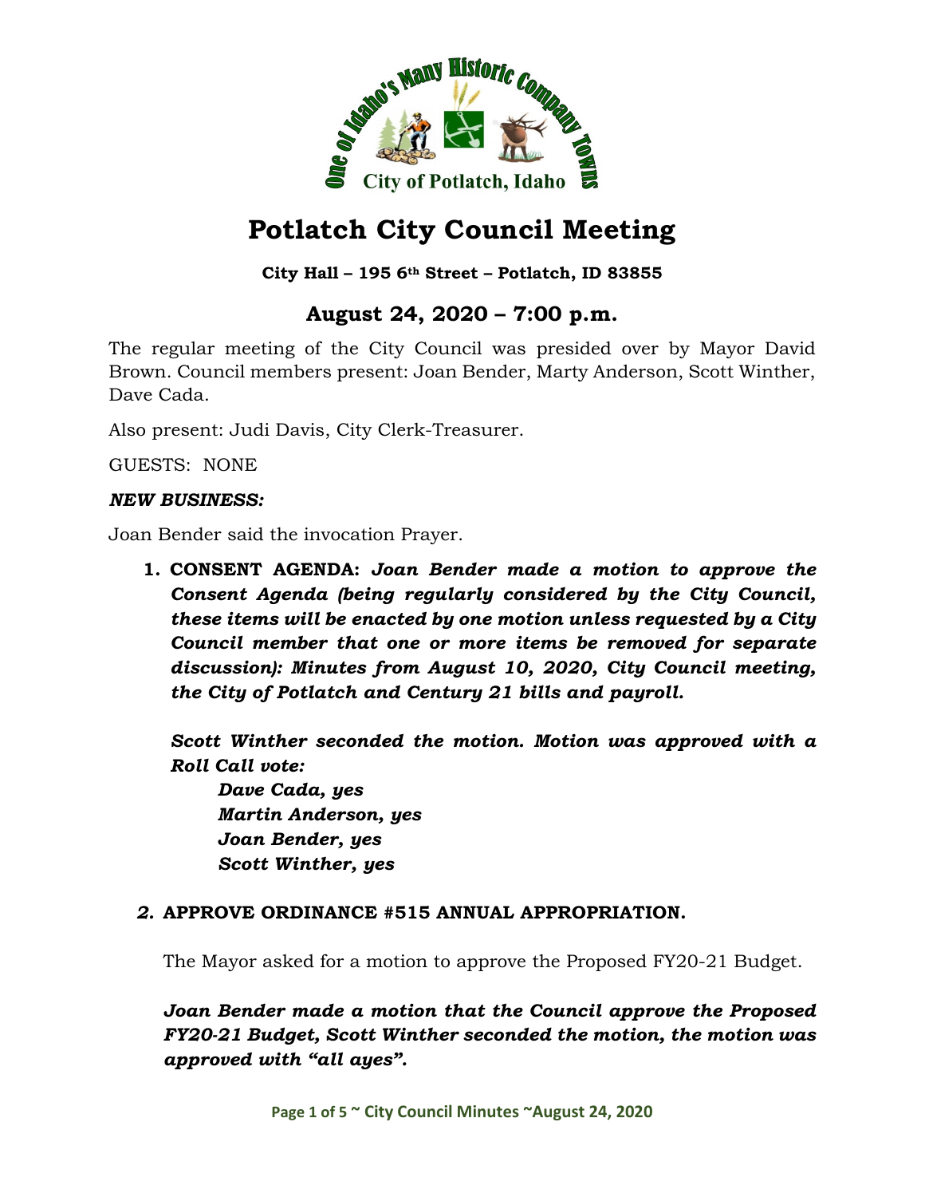# Potlatch City Council Meeting

**City Hall – 195 6th Street – Potlatch, ID 83855**

## August 24, 2020 – 7:00 p.m.

The regular meeting of the City Council was presided over by Mayor David Brown. Council members present: Joan Bender, Marty Anderson, Scott Winther, Dave Cada.

Also present: Judi Davis, City Clerk-Treasurer.

GUESTS: NONE

***NEW BUSINESS:***

Joan Bender said the invocation Prayer.

1. **CONSENT AGENDA:** ***Joan Bender made a motion to approve the Consent Agenda (being regularly considered by the City Council, these items will be enacted by one motion unless requested by a City Council member that one or more items be removed for separate discussion): Minutes from August 10, 2020, City Council meeting, the City of Potlatch and Century 21 bills and payroll.***

   ***Scott Winther seconded the motion. Motion was approved with a Roll Call vote:***

   ***Dave Cada, yes***
   ***Martin Anderson, yes***
   ***Joan Bender, yes***
   ***Scott Winther, yes***

2. **APPROVE ORDINANCE #515 ANNUAL APPROPRIATION.**

   The Mayor asked for a motion to approve the Proposed FY20-21 Budget.

   ***Joan Bender made a motion that the Council approve the Proposed FY20-21 Budget, Scott Winther seconded the motion, the motion was approved with "all ayes".***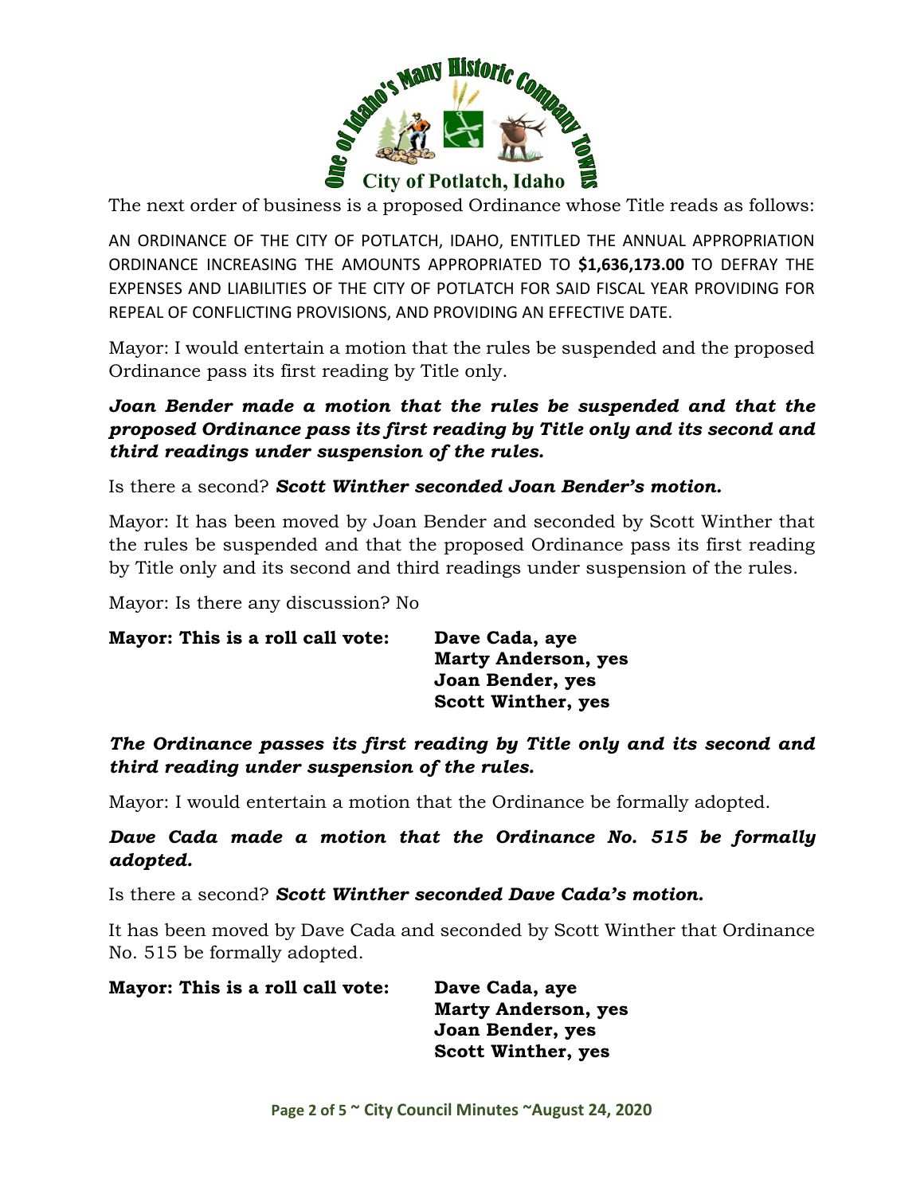The next order of business is a proposed Ordinance whose Title reads as follows:

AN ORDINANCE OF THE CITY OF POTLATCH, IDAHO, ENTITLED THE ANNUAL APPROPRIATION ORDINANCE INCREASING THE AMOUNTS APPROPRIATED TO **$1,636,173.00** TO DEFRAY THE EXPENSES AND LIABILITIES OF THE CITY OF POTLATCH FOR SAID FISCAL YEAR PROVIDING FOR REPEAL OF CONFLICTING PROVISIONS, AND PROVIDING AN EFFECTIVE DATE.

Mayor: I would entertain a motion that the rules be suspended and the proposed Ordinance pass its first reading by Title only.

***Joan Bender made a motion that the rules be suspended and that the proposed Ordinance pass its first reading by Title only and its second and third readings under suspension of the rules.***

Is there a second? ***Scott Winther seconded Joan Bender's motion.***

Mayor: It has been moved by Joan Bender and seconded by Scott Winther that the rules be suspended and that the proposed Ordinance pass its first reading by Title only and its second and third readings under suspension of the rules.

Mayor: Is there any discussion? No

**Mayor: This is a roll call vote:**
**Dave Cada, aye**
**Marty Anderson, yes**
**Joan Bender, yes**
**Scott Winther, yes**

***The Ordinance passes its first reading by Title only and its second and third reading under suspension of the rules.***

Mayor: I would entertain a motion that the Ordinance be formally adopted.

***Dave Cada made a motion that the Ordinance No. 515 be formally adopted.***

Is there a second? ***Scott Winther seconded Dave Cada's motion.***

It has been moved by Dave Cada and seconded by Scott Winther that Ordinance No. 515 be formally adopted.

**Mayor: This is a roll call vote:**
**Dave Cada, aye**
**Marty Anderson, yes**
**Joan Bender, yes**
**Scott Winther, yes**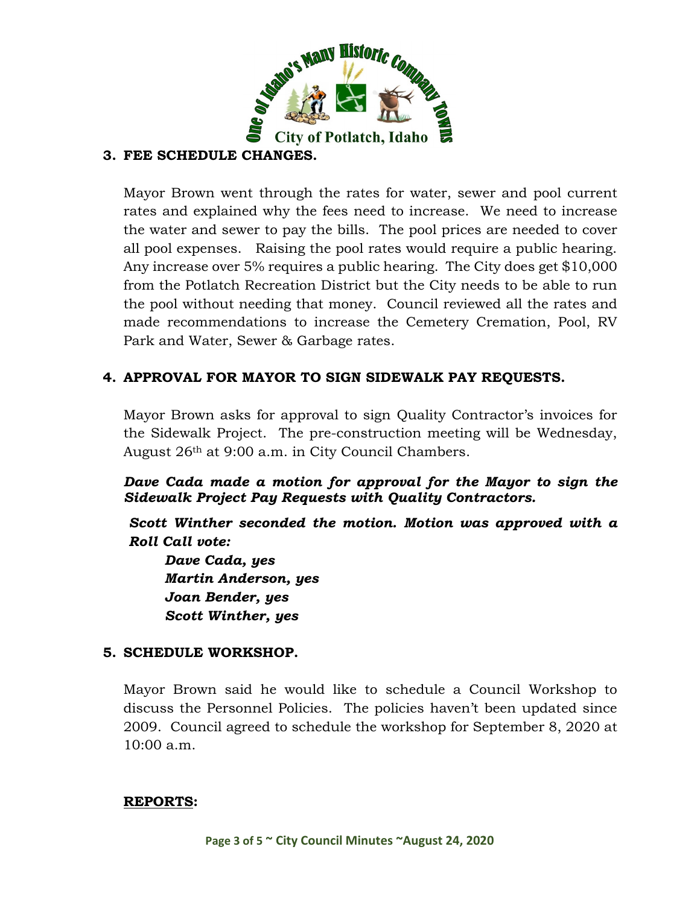**3. FEE SCHEDULE CHANGES.**

Mayor Brown went through the rates for water, sewer and pool current rates and explained why the fees need to increase. We need to increase the water and sewer to pay the bills. The pool prices are needed to cover all pool expenses. Raising the pool rates would require a public hearing. Any increase over 5% requires a public hearing. The City does get $10,000 from the Potlatch Recreation District but the City needs to be able to run the pool without needing that money. Council reviewed all the rates and made recommendations to increase the Cemetery Cremation, Pool, RV Park and Water, Sewer & Garbage rates.

**4. APPROVAL FOR MAYOR TO SIGN SIDEWALK PAY REQUESTS.**

Mayor Brown asks for approval to sign Quality Contractor's invoices for the Sidewalk Project. The pre-construction meeting will be Wednesday, August 26th at 9:00 a.m. in City Council Chambers.

***Dave Cada made a motion for approval for the Mayor to sign the Sidewalk Project Pay Requests with Quality Contractors.***

***Scott Winther seconded the motion. Motion was approved with a Roll Call vote:***

***Dave Cada, yes***
***Martin Anderson, yes***
***Joan Bender, yes***
***Scott Winther, yes***

**5. SCHEDULE WORKSHOP.**

Mayor Brown said he would like to schedule a Council Workshop to discuss the Personnel Policies. The policies haven't been updated since 2009. Council agreed to schedule the workshop for September 8, 2020 at 10:00 a.m.

**REPORTS:**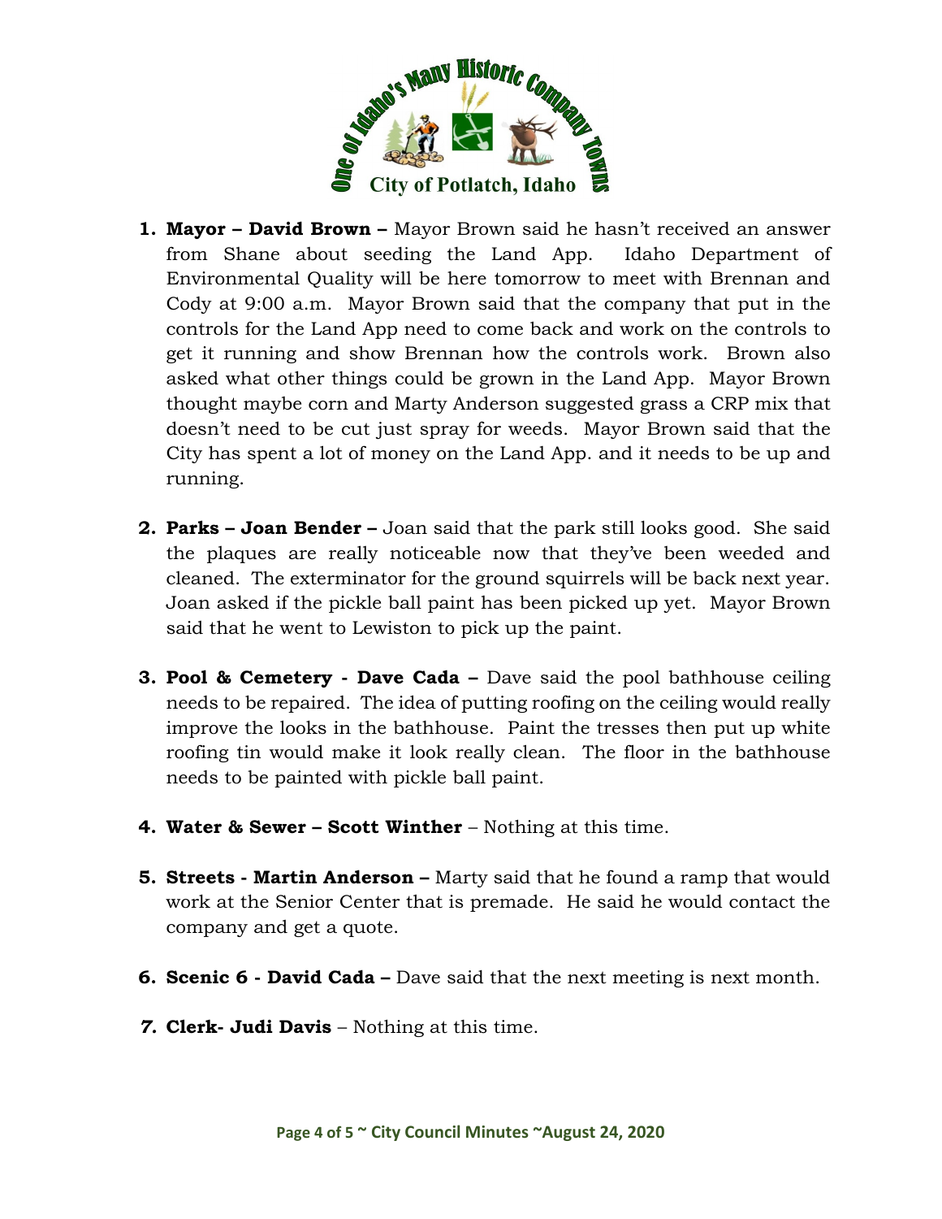1. **Mayor – David Brown –** Mayor Brown said he hasn't received an answer from Shane about seeding the Land App. Idaho Department of Environmental Quality will be here tomorrow to meet with Brennan and Cody at 9:00 a.m. Mayor Brown said that the company that put in the controls for the Land App need to come back and work on the controls to get it running and show Brennan how the controls work. Brown also asked what other things could be grown in the Land App. Mayor Brown thought maybe corn and Marty Anderson suggested grass a CRP mix that doesn't need to be cut just spray for weeds. Mayor Brown said that the City has spent a lot of money on the Land App. and it needs to be up and running.

2. **Parks – Joan Bender –** Joan said that the park still looks good. She said the plaques are really noticeable now that they've been weeded and cleaned. The exterminator for the ground squirrels will be back next year. Joan asked if the pickle ball paint has been picked up yet. Mayor Brown said that he went to Lewiston to pick up the paint.

3. **Pool & Cemetery - Dave Cada –** Dave said the pool bathhouse ceiling needs to be repaired. The idea of putting roofing on the ceiling would really improve the looks in the bathhouse. Paint the tresses then put up white roofing tin would make it look really clean. The floor in the bathhouse needs to be painted with pickle ball paint.

4. **Water & Sewer – Scott Winther** – Nothing at this time.

5. **Streets - Martin Anderson –** Marty said that he found a ramp that would work at the Senior Center that is premade. He said he would contact the company and get a quote.

6. **Scenic 6 - David Cada –** Dave said that the next meeting is next month.

7. **Clerk- Judi Davis** – Nothing at this time.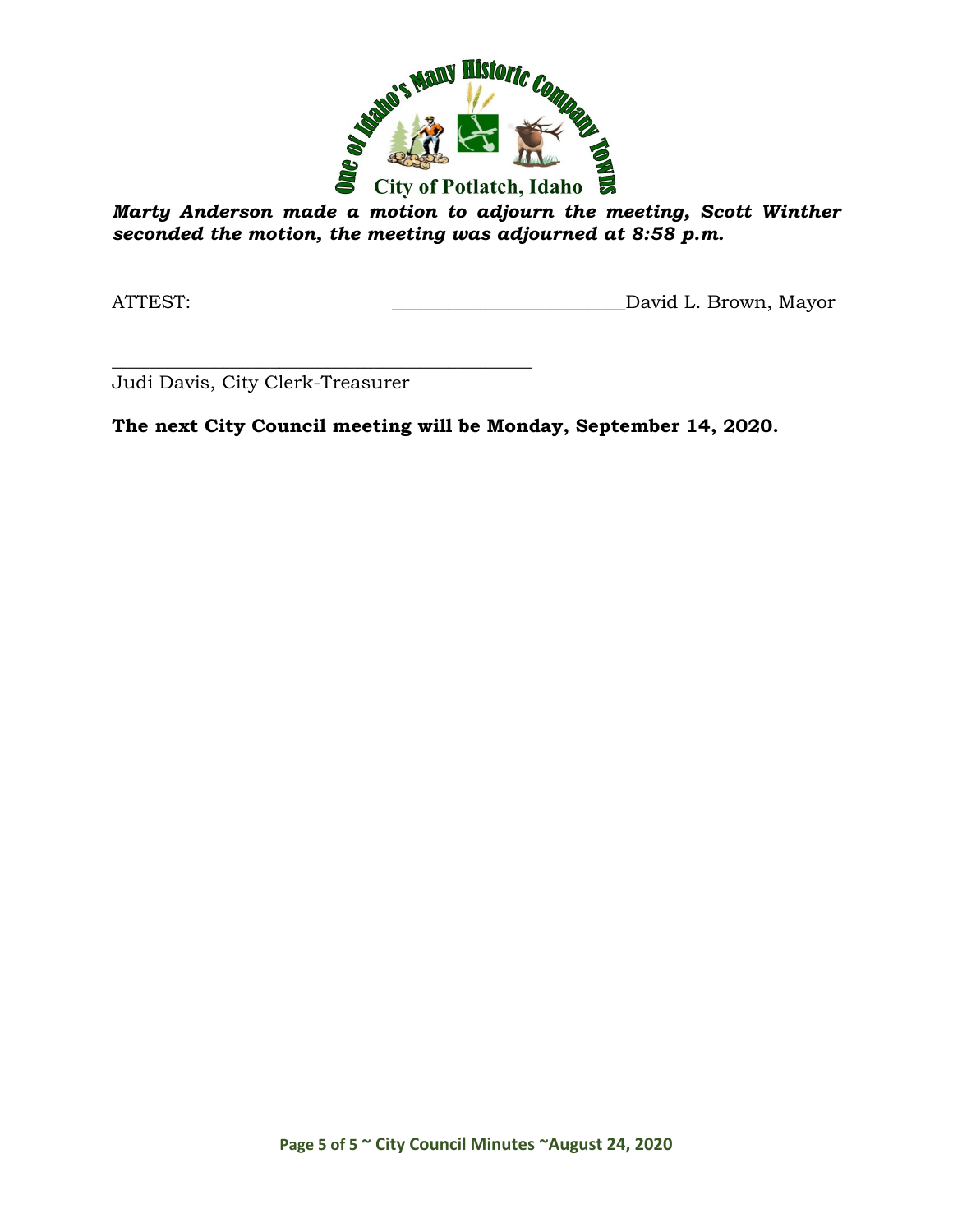***Marty Anderson made a motion to adjourn the meeting, Scott Winther seconded the motion, the meeting was adjourned at 8:58 p.m.***

ATTEST: ________________________David L. Brown, Mayor

_____________________________________________
Judi Davis, City Clerk-Treasurer

**The next City Council meeting will be Monday, September 14, 2020.**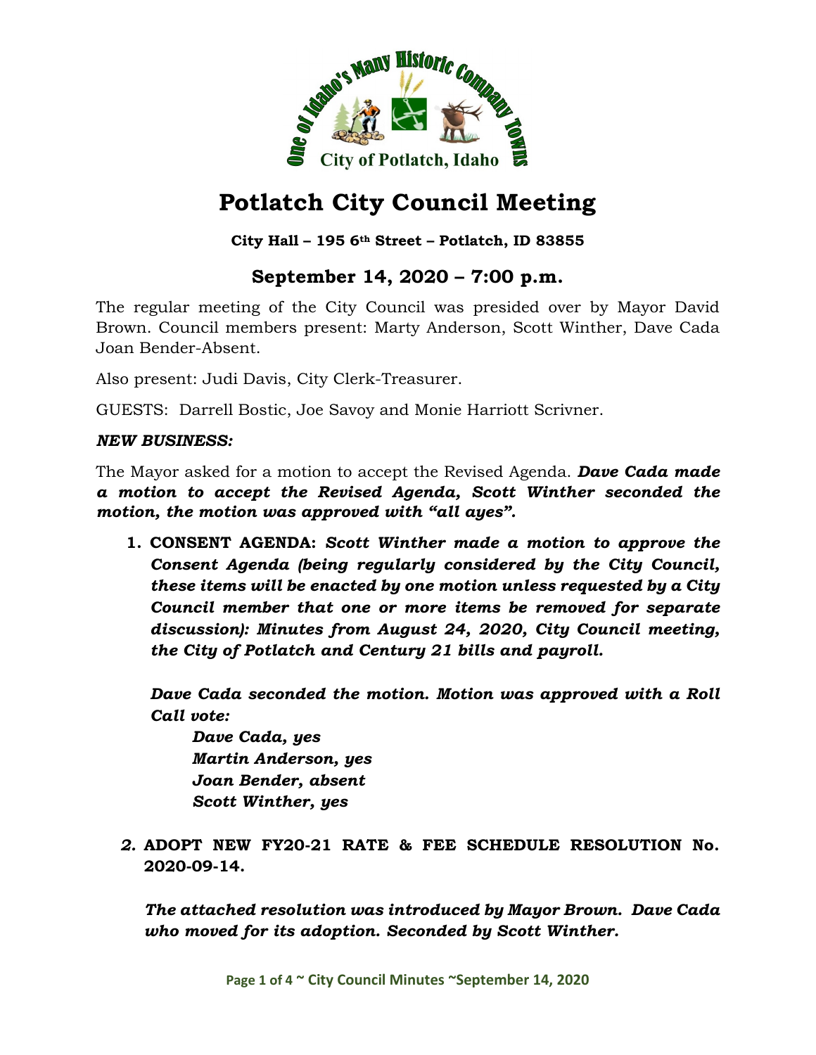# Potlatch City Council Meeting

**City Hall – 195 6th Street – Potlatch, ID 83855**

## September 14, 2020 – 7:00 p.m.

The regular meeting of the City Council was presided over by Mayor David Brown. Council members present: Marty Anderson, Scott Winther, Dave Cada Joan Bender-Absent.

Also present: Judi Davis, City Clerk-Treasurer.

GUESTS: Darrell Bostic, Joe Savoy and Monie Harriott Scrivner.

***NEW BUSINESS:***

The Mayor asked for a motion to accept the Revised Agenda. ***Dave Cada made a motion to accept the Revised Agenda, Scott Winther seconded the motion, the motion was approved with "all ayes".***

1. **CONSENT AGENDA:** ***Scott Winther made a motion to approve the Consent Agenda (being regularly considered by the City Council, these items will be enacted by one motion unless requested by a City Council member that one or more items be removed for separate discussion): Minutes from August 24, 2020, City Council meeting, the City of Potlatch and Century 21 bills and payroll.***

   ***Dave Cada seconded the motion. Motion was approved with a Roll Call vote:***

   ***Dave Cada, yes***
   ***Martin Anderson, yes***
   ***Joan Bender, absent***
   ***Scott Winther, yes***

2. **ADOPT NEW FY20-21 RATE & FEE SCHEDULE RESOLUTION No. 2020-09-14.**

   ***The attached resolution was introduced by Mayor Brown. Dave Cada who moved for its adoption. Seconded by Scott Winther.***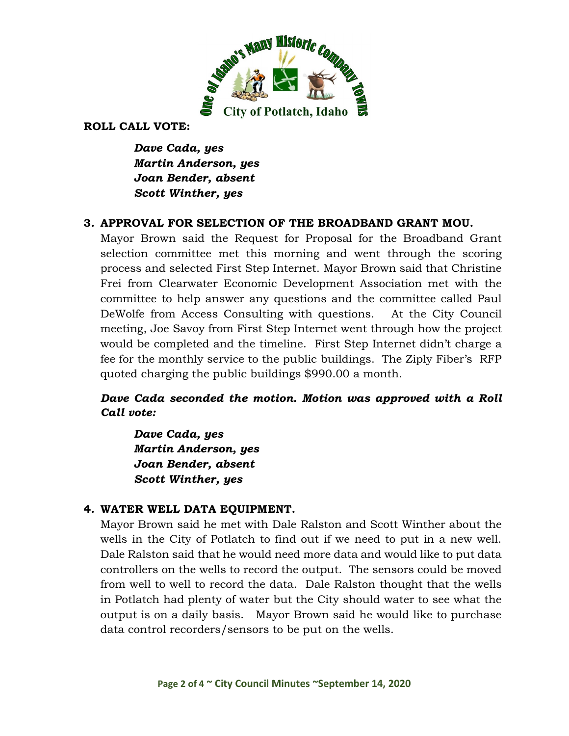**ROLL CALL VOTE:**

> ***Dave Cada, yes***
> ***Martin Anderson, yes***
> ***Joan Bender, absent***
> ***Scott Winther, yes***

**3. APPROVAL FOR SELECTION OF THE BROADBAND GRANT MOU.**

Mayor Brown said the Request for Proposal for the Broadband Grant selection committee met this morning and went through the scoring process and selected First Step Internet. Mayor Brown said that Christine Frei from Clearwater Economic Development Association met with the committee to help answer any questions and the committee called Paul DeWolfe from Access Consulting with questions. At the City Council meeting, Joe Savoy from First Step Internet went through how the project would be completed and the timeline. First Step Internet didn't charge a fee for the monthly service to the public buildings. The Ziply Fiber's RFP quoted charging the public buildings $990.00 a month.

***Dave Cada seconded the motion. Motion was approved with a Roll Call vote:***

> ***Dave Cada, yes***
> ***Martin Anderson, yes***
> ***Joan Bender, absent***
> ***Scott Winther, yes***

**4. WATER WELL DATA EQUIPMENT.**

Mayor Brown said he met with Dale Ralston and Scott Winther about the wells in the City of Potlatch to find out if we need to put in a new well. Dale Ralston said that he would need more data and would like to put data controllers on the wells to record the output. The sensors could be moved from well to well to record the data. Dale Ralston thought that the wells in Potlatch had plenty of water but the City should water to see what the output is on a daily basis. Mayor Brown said he would like to purchase data control recorders/sensors to be put on the wells.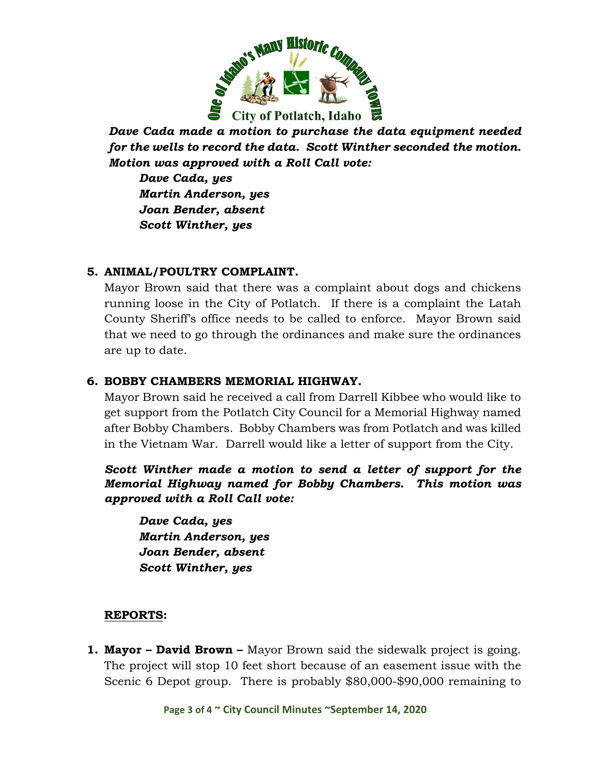***Dave Cada made a motion to purchase the data equipment needed for the wells to record the data. Scott Winther seconded the motion. Motion was approved with a Roll Call vote:***

***Dave Cada, yes***
***Martin Anderson, yes***
***Joan Bender, absent***
***Scott Winther, yes***

**5. ANIMAL/POULTRY COMPLAINT.**

Mayor Brown said that there was a complaint about dogs and chickens running loose in the City of Potlatch. If there is a complaint the Latah County Sheriff's office needs to be called to enforce. Mayor Brown said that we need to go through the ordinances and make sure the ordinances are up to date.

**6. BOBBY CHAMBERS MEMORIAL HIGHWAY.**

Mayor Brown said he received a call from Darrell Kibbee who would like to get support from the Potlatch City Council for a Memorial Highway named after Bobby Chambers. Bobby Chambers was from Potlatch and was killed in the Vietnam War. Darrell would like a letter of support from the City.

***Scott Winther made a motion to send a letter of support for the Memorial Highway named for Bobby Chambers. This motion was approved with a Roll Call vote:***

***Dave Cada, yes***
***Martin Anderson, yes***
***Joan Bender, absent***
***Scott Winther, yes***

**REPORTS:**

**1. Mayor – David Brown –** Mayor Brown said the sidewalk project is going. The project will stop 10 feet short because of an easement issue with the Scenic 6 Depot group. There is probably $80,000-$90,000 remaining to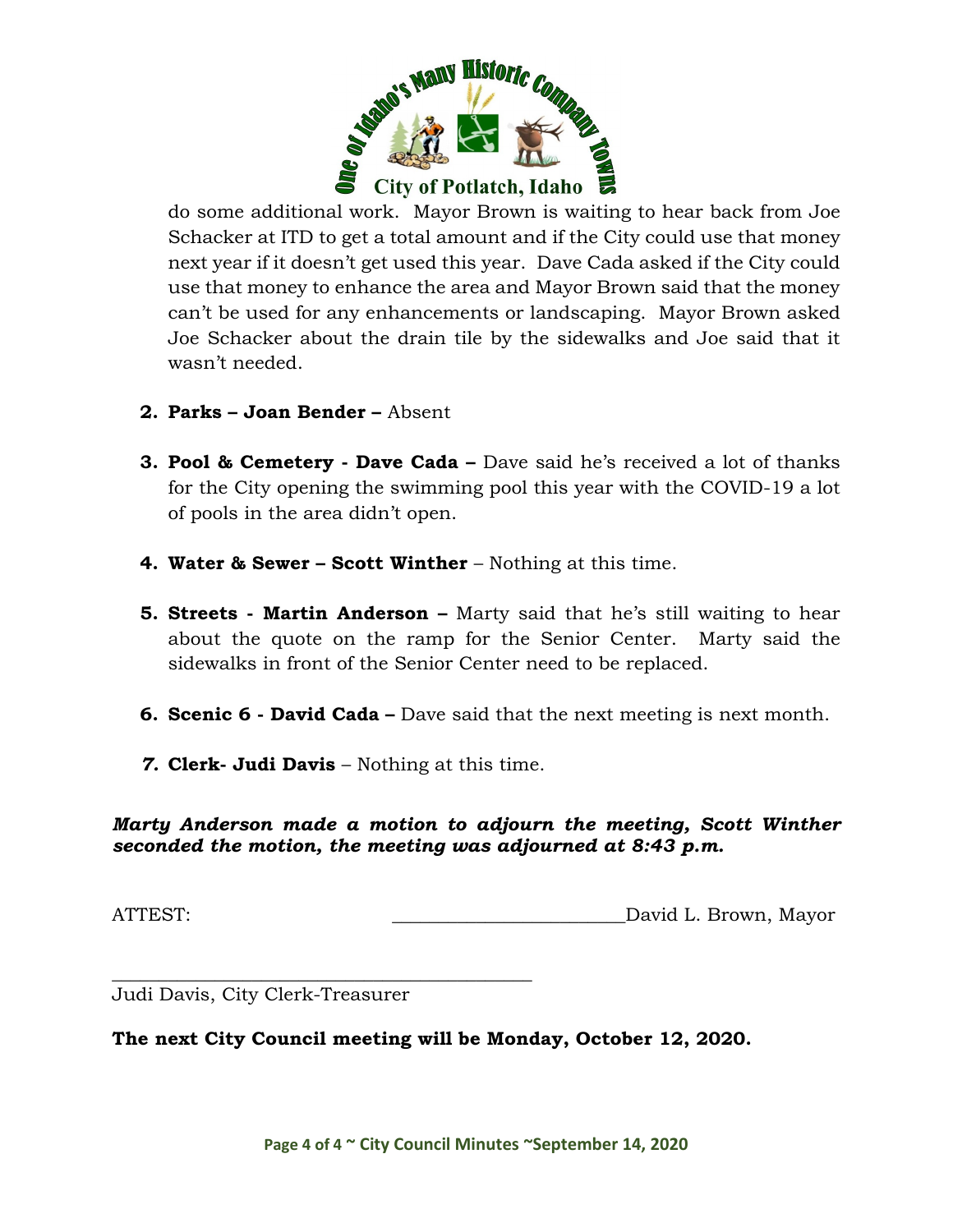do some additional work. Mayor Brown is waiting to hear back from Joe Schacker at ITD to get a total amount and if the City could use that money next year if it doesn't get used this year. Dave Cada asked if the City could use that money to enhance the area and Mayor Brown said that the money can't be used for any enhancements or landscaping. Mayor Brown asked Joe Schacker about the drain tile by the sidewalks and Joe said that it wasn't needed.

2. **Parks – Joan Bender –** Absent

3. **Pool & Cemetery - Dave Cada –** Dave said he's received a lot of thanks for the City opening the swimming pool this year with the COVID-19 a lot of pools in the area didn't open.

4. **Water & Sewer – Scott Winther** – Nothing at this time.

5. **Streets - Martin Anderson –** Marty said that he's still waiting to hear about the quote on the ramp for the Senior Center. Marty said the sidewalks in front of the Senior Center need to be replaced.

6. **Scenic 6 - David Cada –** Dave said that the next meeting is next month.

7. **Clerk- Judi Davis** – Nothing at this time.

***Marty Anderson made a motion to adjourn the meeting, Scott Winther seconded the motion, the meeting was adjourned at 8:43 p.m.***

ATTEST: ________________________ David L. Brown, Mayor

_____________________________________________
Judi Davis, City Clerk-Treasurer

**The next City Council meeting will be Monday, October 12, 2020.**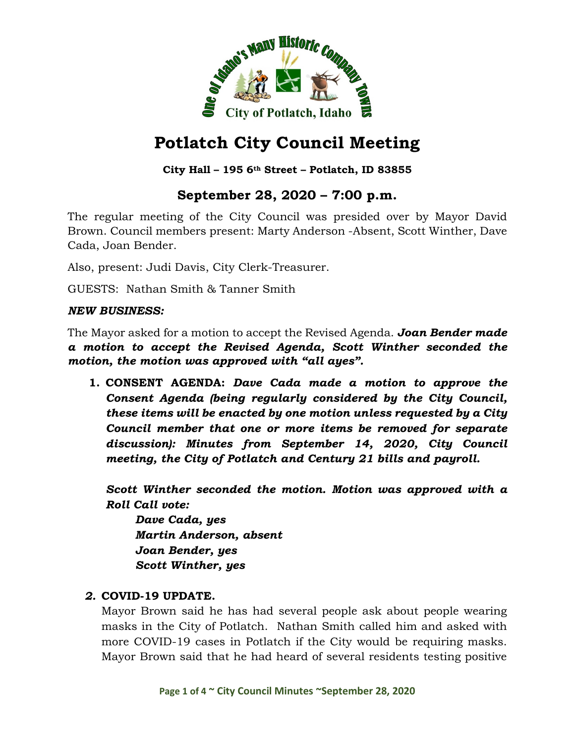# Potlatch City Council Meeting

**City Hall – 195 6th Street – Potlatch, ID 83855**

## September 28, 2020 – 7:00 p.m.

The regular meeting of the City Council was presided over by Mayor David Brown. Council members present: Marty Anderson -Absent, Scott Winther, Dave Cada, Joan Bender.

Also, present: Judi Davis, City Clerk-Treasurer.

GUESTS: Nathan Smith & Tanner Smith

***NEW BUSINESS:***

The Mayor asked for a motion to accept the Revised Agenda. ***Joan Bender made a motion to accept the Revised Agenda, Scott Winther seconded the motion, the motion was approved with "all ayes".***

1. **CONSENT AGENDA:** ***Dave Cada made a motion to approve the Consent Agenda (being regularly considered by the City Council, these items will be enacted by one motion unless requested by a City Council member that one or more items be removed for separate discussion): Minutes from September 14, 2020, City Council meeting, the City of Potlatch and Century 21 bills and payroll.***

   ***Scott Winther seconded the motion. Motion was approved with a Roll Call vote:***

   ***Dave Cada, yes***
   ***Martin Anderson, absent***
   ***Joan Bender, yes***
   ***Scott Winther, yes***

2. **COVID-19 UPDATE.**
   Mayor Brown said he has had several people ask about people wearing masks in the City of Potlatch. Nathan Smith called him and asked with more COVID-19 cases in Potlatch if the City would be requiring masks. Mayor Brown said that he had heard of several residents testing positive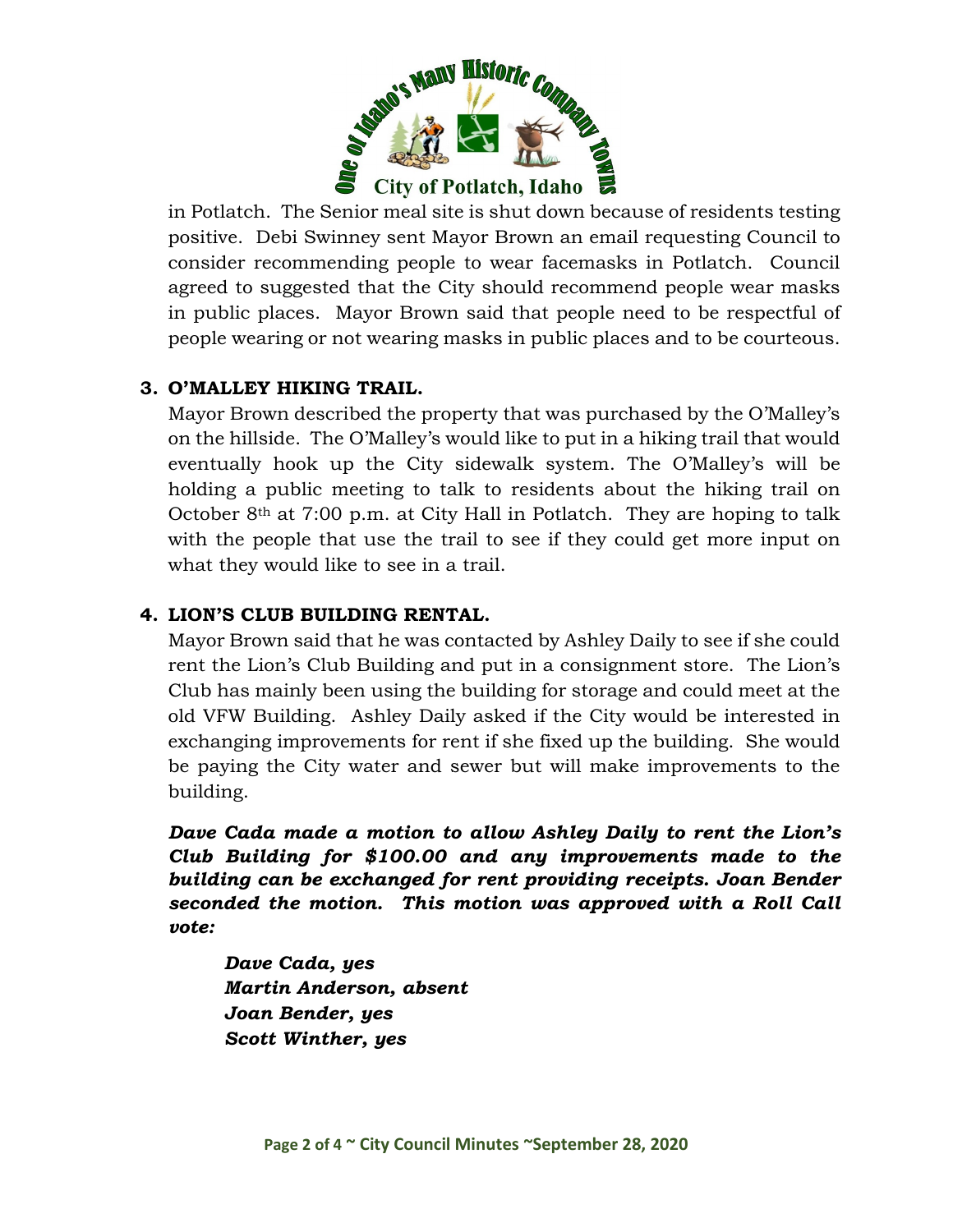in Potlatch. The Senior meal site is shut down because of residents testing positive. Debi Swinney sent Mayor Brown an email requesting Council to consider recommending people to wear facemasks in Potlatch. Council agreed to suggested that the City should recommend people wear masks in public places. Mayor Brown said that people need to be respectful of people wearing or not wearing masks in public places and to be courteous.

**3. O'MALLEY HIKING TRAIL.**

Mayor Brown described the property that was purchased by the O'Malley's on the hillside. The O'Malley's would like to put in a hiking trail that would eventually hook up the City sidewalk system. The O'Malley's will be holding a public meeting to talk to residents about the hiking trail on October 8th at 7:00 p.m. at City Hall in Potlatch. They are hoping to talk with the people that use the trail to see if they could get more input on what they would like to see in a trail.

**4. LION'S CLUB BUILDING RENTAL.**

Mayor Brown said that he was contacted by Ashley Daily to see if she could rent the Lion's Club Building and put in a consignment store. The Lion's Club has mainly been using the building for storage and could meet at the old VFW Building. Ashley Daily asked if the City would be interested in exchanging improvements for rent if she fixed up the building. She would be paying the City water and sewer but will make improvements to the building.

***Dave Cada made a motion to allow Ashley Daily to rent the Lion's Club Building for $100.00 and any improvements made to the building can be exchanged for rent providing receipts. Joan Bender seconded the motion. This motion was approved with a Roll Call vote:***

***Dave Cada, yes***
***Martin Anderson, absent***
***Joan Bender, yes***
***Scott Winther, yes***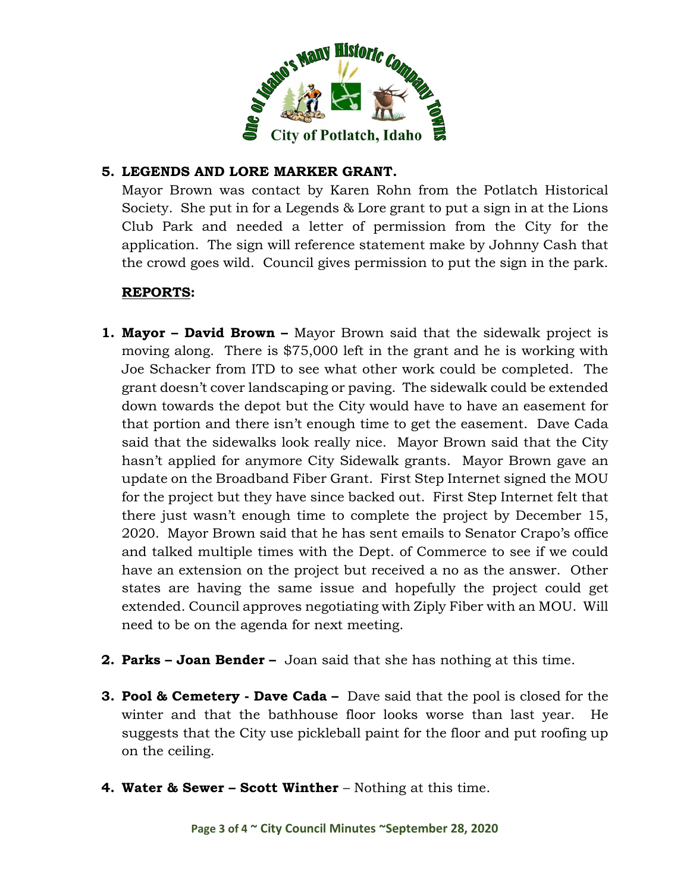**5. LEGENDS AND LORE MARKER GRANT.**

Mayor Brown was contact by Karen Rohn from the Potlatch Historical Society. She put in for a Legends & Lore grant to put a sign in at the Lions Club Park and needed a letter of permission from the City for the application. The sign will reference statement make by Johnny Cash that the crowd goes wild. Council gives permission to put the sign in the park.

**REPORTS:**

1. **Mayor – David Brown –** Mayor Brown said that the sidewalk project is moving along. There is $75,000 left in the grant and he is working with Joe Schacker from ITD to see what other work could be completed. The grant doesn't cover landscaping or paving. The sidewalk could be extended down towards the depot but the City would have to have an easement for that portion and there isn't enough time to get the easement. Dave Cada said that the sidewalks look really nice. Mayor Brown said that the City hasn't applied for anymore City Sidewalk grants. Mayor Brown gave an update on the Broadband Fiber Grant. First Step Internet signed the MOU for the project but they have since backed out. First Step Internet felt that there just wasn't enough time to complete the project by December 15, 2020. Mayor Brown said that he has sent emails to Senator Crapo's office and talked multiple times with the Dept. of Commerce to see if we could have an extension on the project but received a no as the answer. Other states are having the same issue and hopefully the project could get extended. Council approves negotiating with Ziply Fiber with an MOU. Will need to be on the agenda for next meeting.

2. **Parks – Joan Bender –** Joan said that she has nothing at this time.

3. **Pool & Cemetery - Dave Cada –** Dave said that the pool is closed for the winter and that the bathhouse floor looks worse than last year. He suggests that the City use pickleball paint for the floor and put roofing up on the ceiling.

4. **Water & Sewer – Scott Winther** – Nothing at this time.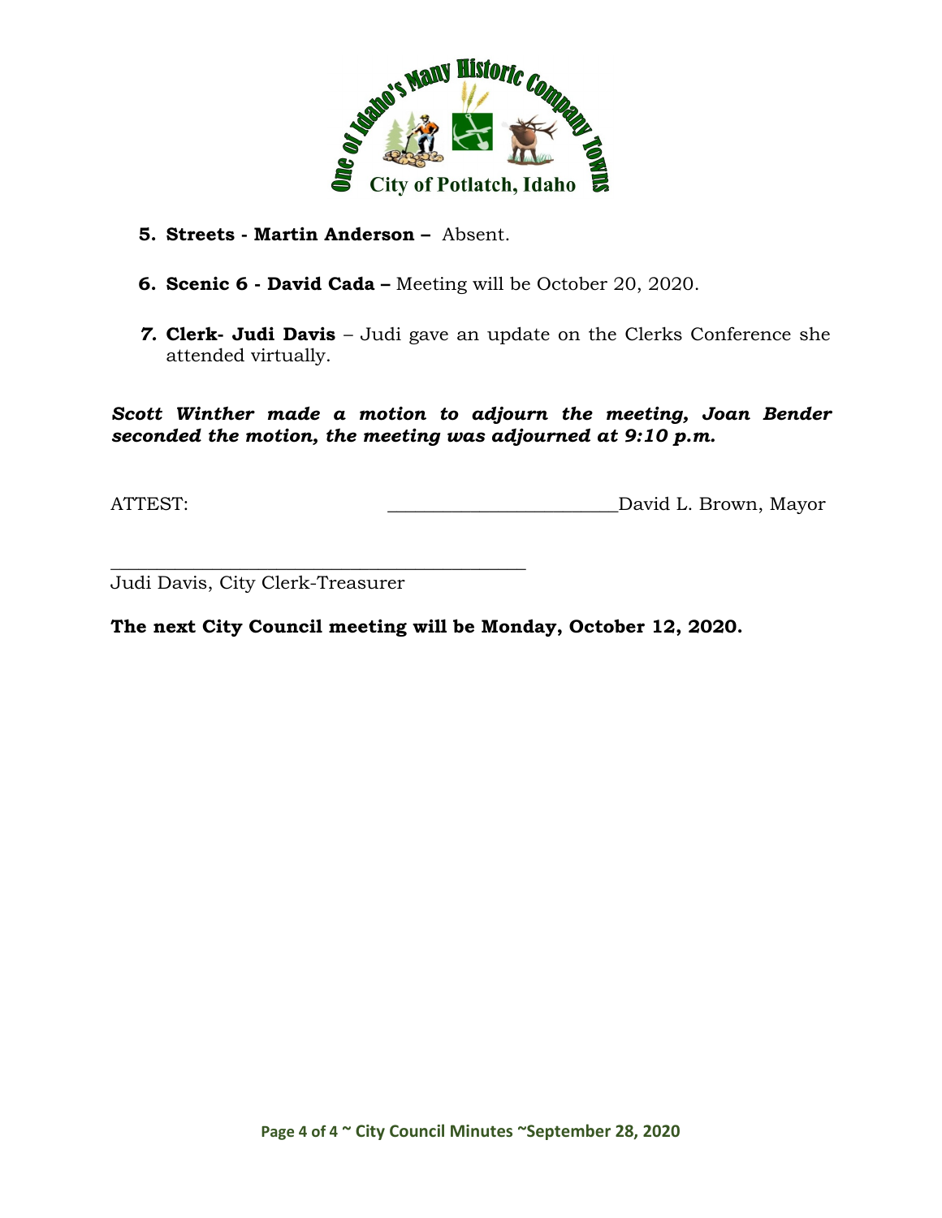5. **Streets - Martin Anderson –** Absent.

6. **Scenic 6 - David Cada –** Meeting will be October 20, 2020.

7. **Clerk- Judi Davis** – Judi gave an update on the Clerks Conference she attended virtually.

***Scott Winther made a motion to adjourn the meeting, Joan Bender seconded the motion, the meeting was adjourned at 9:10 p.m.***

ATTEST: ________________________David L. Brown, Mayor

_____________________________________________
Judi Davis, City Clerk-Treasurer

**The next City Council meeting will be Monday, October 12, 2020.**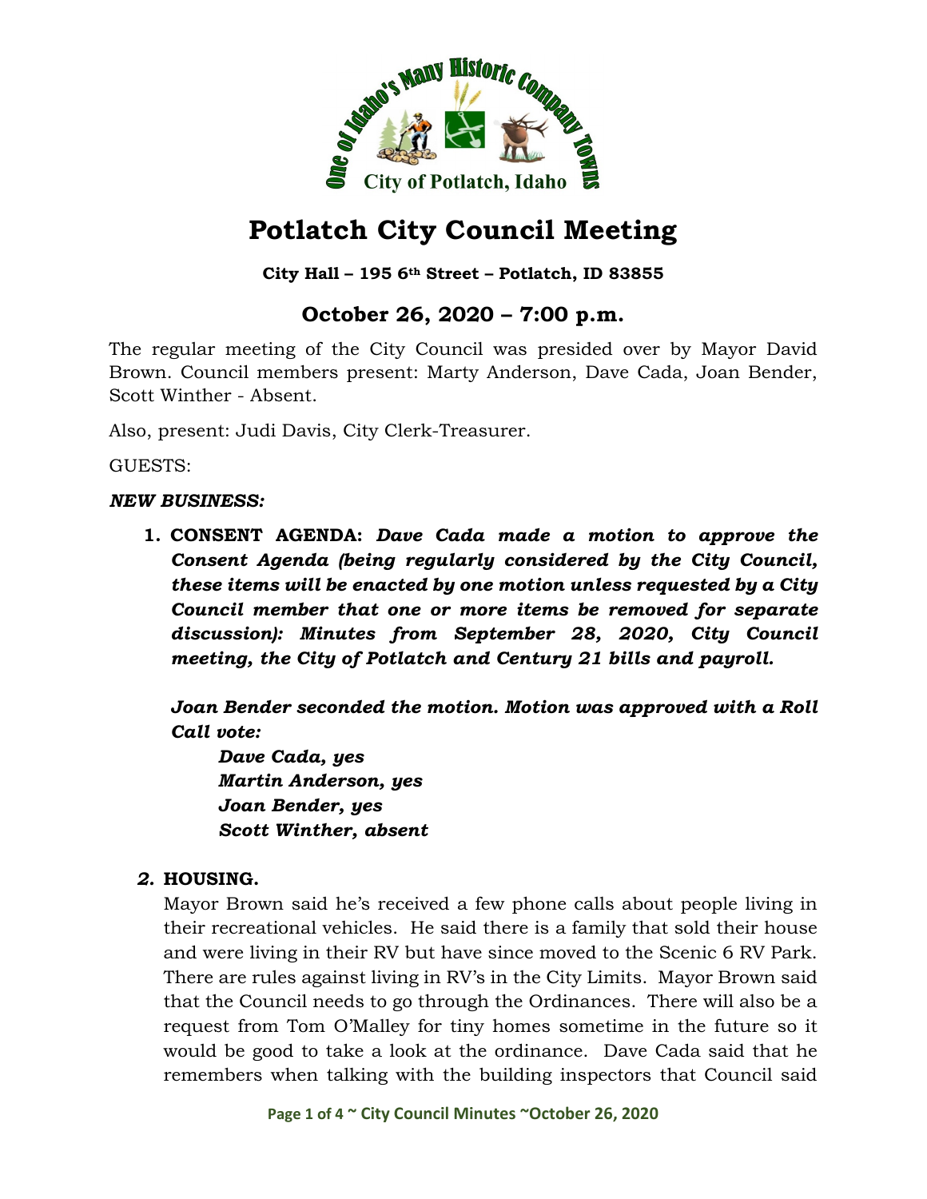# Potlatch City Council Meeting

**City Hall – 195 6th Street – Potlatch, ID 83855**

## October 26, 2020 – 7:00 p.m.

The regular meeting of the City Council was presided over by Mayor David Brown. Council members present: Marty Anderson, Dave Cada, Joan Bender, Scott Winther - Absent.

Also, present: Judi Davis, City Clerk-Treasurer.

GUESTS:

***NEW BUSINESS:***

1. **CONSENT AGENDA:** ***Dave Cada made a motion to approve the Consent Agenda (being regularly considered by the City Council, these items will be enacted by one motion unless requested by a City Council member that one or more items be removed for separate discussion): Minutes from September 28, 2020, City Council meeting, the City of Potlatch and Century 21 bills and payroll.***

   ***Joan Bender seconded the motion. Motion was approved with a Roll Call vote:***

   ***Dave Cada, yes***
   ***Martin Anderson, yes***
   ***Joan Bender, yes***
   ***Scott Winther, absent***

2. **HOUSING.**
   Mayor Brown said he's received a few phone calls about people living in their recreational vehicles. He said there is a family that sold their house and were living in their RV but have since moved to the Scenic 6 RV Park. There are rules against living in RV's in the City Limits. Mayor Brown said that the Council needs to go through the Ordinances. There will also be a request from Tom O'Malley for tiny homes sometime in the future so it would be good to take a look at the ordinance. Dave Cada said that he remembers when talking with the building inspectors that Council said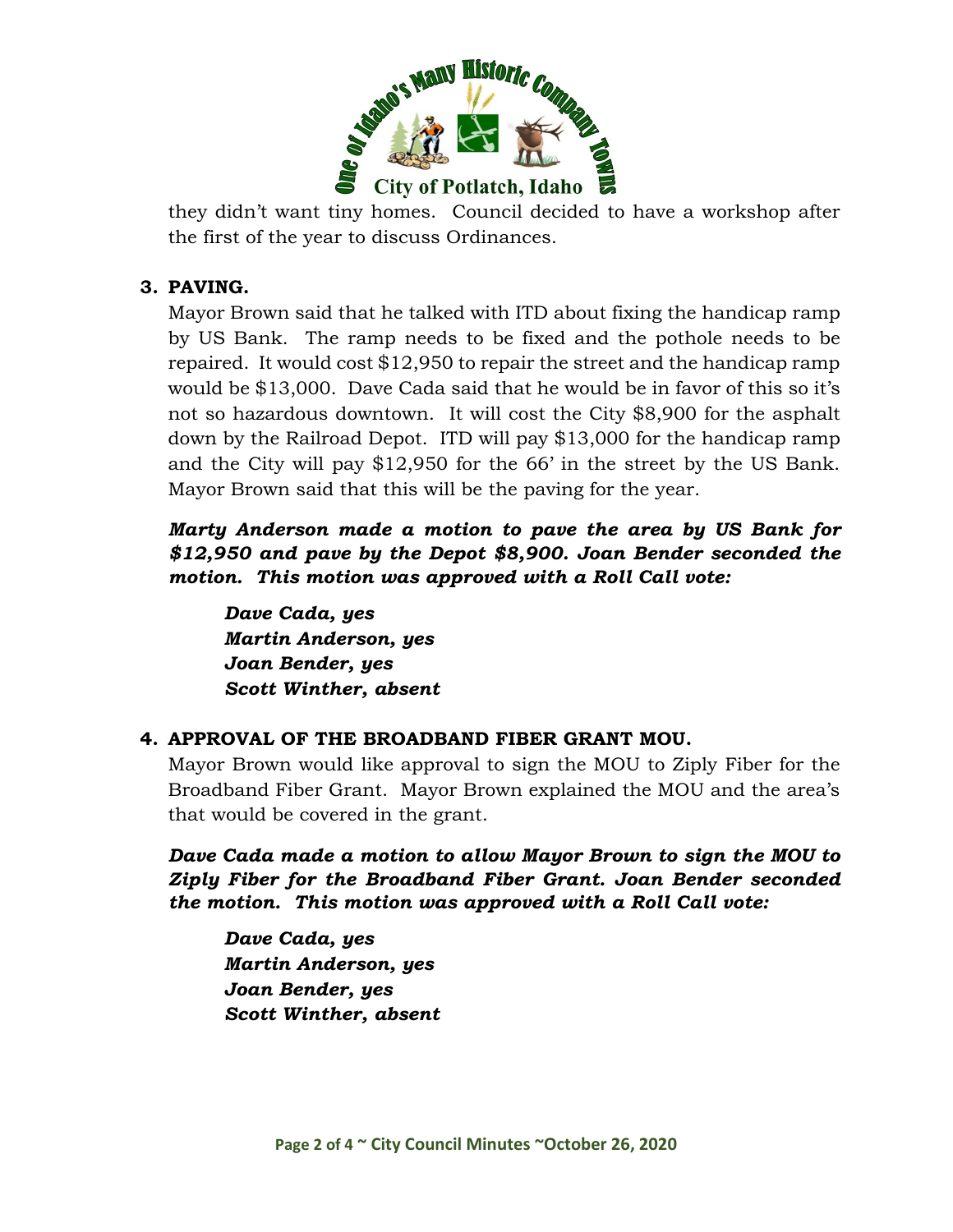they didn't want tiny homes. Council decided to have a workshop after the first of the year to discuss Ordinances.

**3. PAVING.**

Mayor Brown said that he talked with ITD about fixing the handicap ramp by US Bank. The ramp needs to be fixed and the pothole needs to be repaired. It would cost $12,950 to repair the street and the handicap ramp would be $13,000. Dave Cada said that he would be in favor of this so it's not so hazardous downtown. It will cost the City $8,900 for the asphalt down by the Railroad Depot. ITD will pay $13,000 for the handicap ramp and the City will pay $12,950 for the 66' in the street by the US Bank. Mayor Brown said that this will be the paving for the year.

***Marty Anderson made a motion to pave the area by US Bank for $12,950 and pave by the Depot $8,900. Joan Bender seconded the motion. This motion was approved with a Roll Call vote:***

***Dave Cada, yes***
***Martin Anderson, yes***
***Joan Bender, yes***
***Scott Winther, absent***

**4. APPROVAL OF THE BROADBAND FIBER GRANT MOU.**

Mayor Brown would like approval to sign the MOU to Ziply Fiber for the Broadband Fiber Grant. Mayor Brown explained the MOU and the area's that would be covered in the grant.

***Dave Cada made a motion to allow Mayor Brown to sign the MOU to Ziply Fiber for the Broadband Fiber Grant. Joan Bender seconded the motion. This motion was approved with a Roll Call vote:***

***Dave Cada, yes***
***Martin Anderson, yes***
***Joan Bender, yes***
***Scott Winther, absent***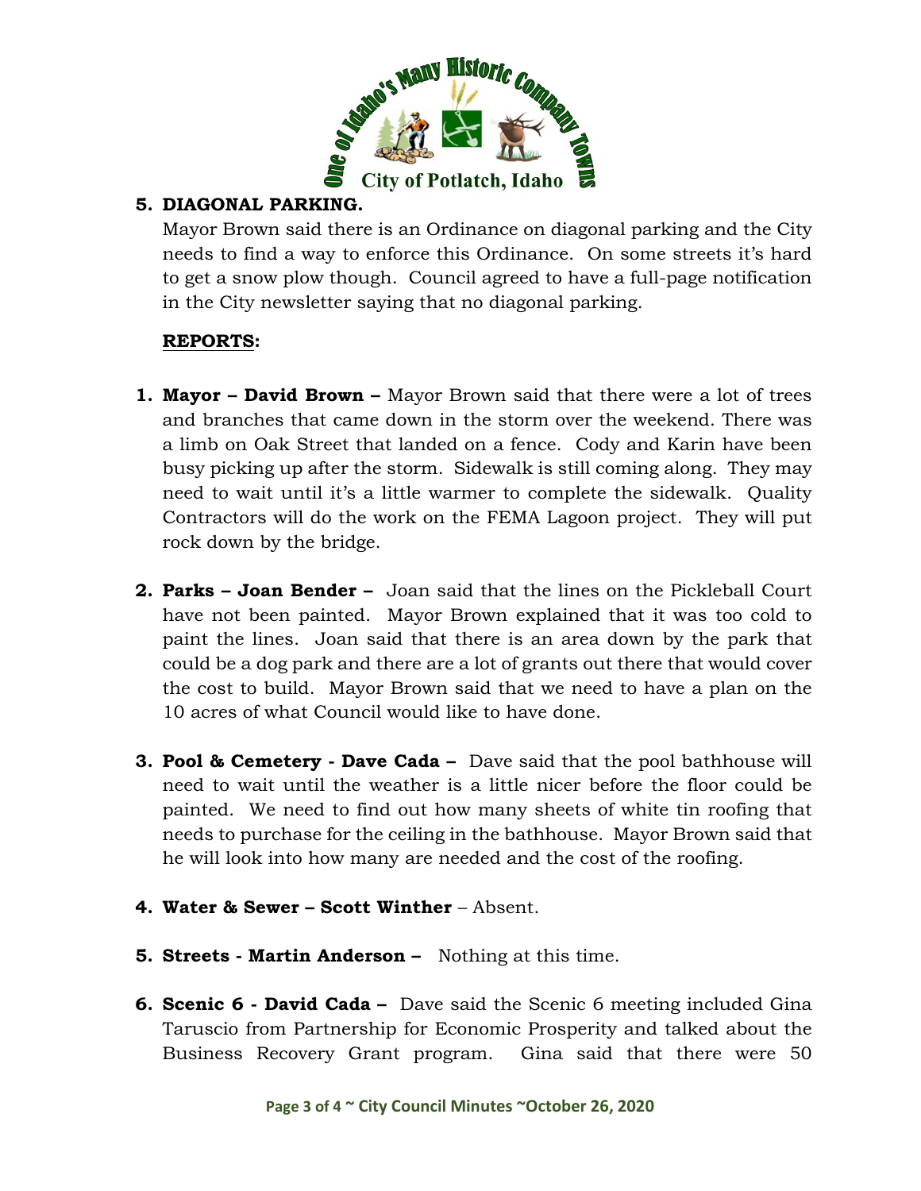**5. DIAGONAL PARKING.**

Mayor Brown said there is an Ordinance on diagonal parking and the City needs to find a way to enforce this Ordinance. On some streets it's hard to get a snow plow though. Council agreed to have a full-page notification in the City newsletter saying that no diagonal parking.

**REPORTS:**

1. **Mayor – David Brown –** Mayor Brown said that there were a lot of trees and branches that came down in the storm over the weekend. There was a limb on Oak Street that landed on a fence. Cody and Karin have been busy picking up after the storm. Sidewalk is still coming along. They may need to wait until it's a little warmer to complete the sidewalk. Quality Contractors will do the work on the FEMA Lagoon project. They will put rock down by the bridge.

2. **Parks – Joan Bender –** Joan said that the lines on the Pickleball Court have not been painted. Mayor Brown explained that it was too cold to paint the lines. Joan said that there is an area down by the park that could be a dog park and there are a lot of grants out there that would cover the cost to build. Mayor Brown said that we need to have a plan on the 10 acres of what Council would like to have done.

3. **Pool & Cemetery - Dave Cada –** Dave said that the pool bathhouse will need to wait until the weather is a little nicer before the floor could be painted. We need to find out how many sheets of white tin roofing that needs to purchase for the ceiling in the bathhouse. Mayor Brown said that he will look into how many are needed and the cost of the roofing.

4. **Water & Sewer – Scott Winther** – Absent.

5. **Streets - Martin Anderson –** Nothing at this time.

6. **Scenic 6 - David Cada –** Dave said the Scenic 6 meeting included Gina Taruscio from Partnership for Economic Prosperity and talked about the Business Recovery Grant program. Gina said that there were 50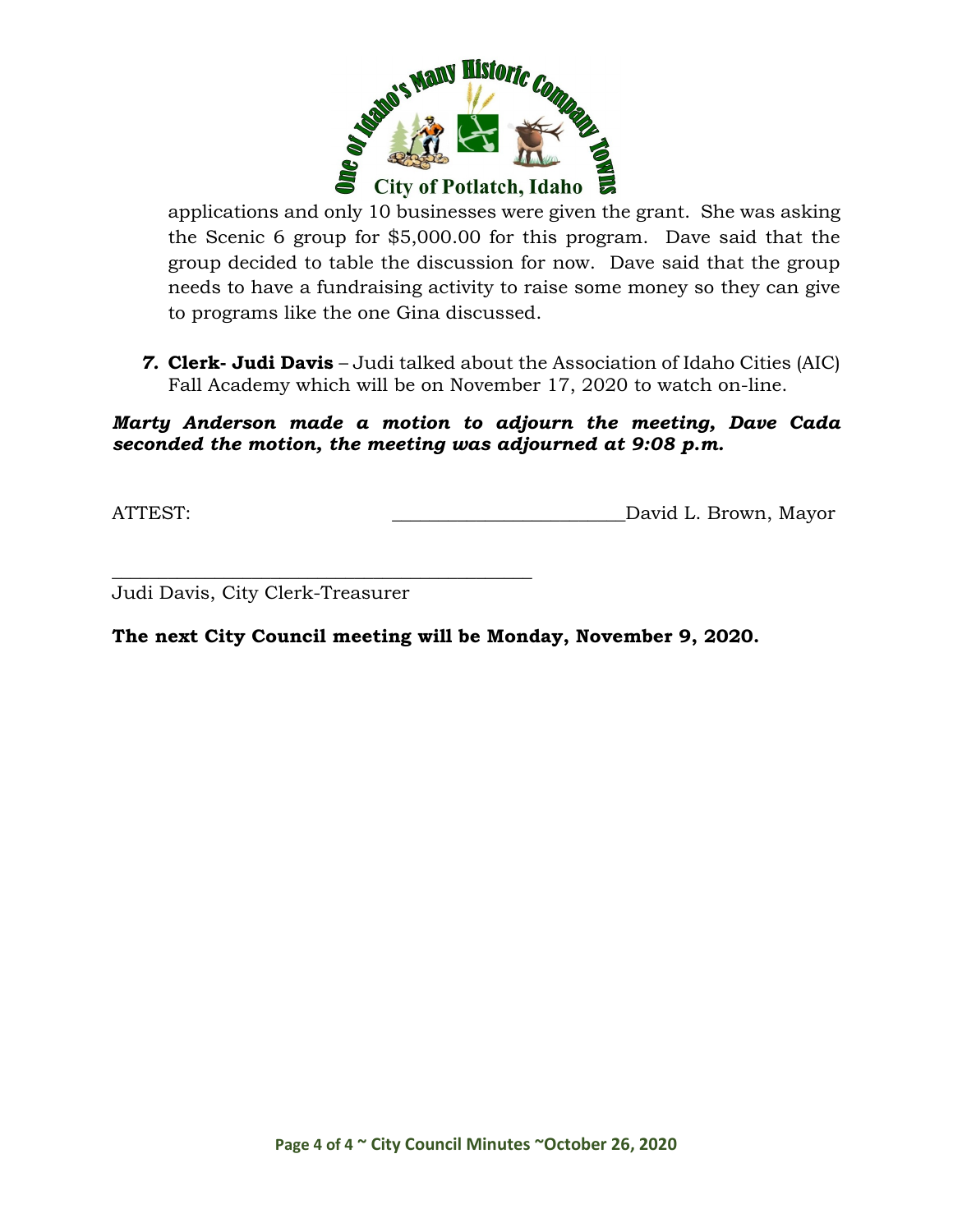applications and only 10 businesses were given the grant. She was asking the Scenic 6 group for $5,000.00 for this program. Dave said that the group decided to table the discussion for now. Dave said that the group needs to have a fundraising activity to raise some money so they can give to programs like the one Gina discussed.

7. **Clerk- Judi Davis** – Judi talked about the Association of Idaho Cities (AIC) Fall Academy which will be on November 17, 2020 to watch on-line.

***Marty Anderson made a motion to adjourn the meeting, Dave Cada seconded the motion, the meeting was adjourned at 9:08 p.m.***

ATTEST: ________________________David L. Brown, Mayor

_______________________________________________
Judi Davis, City Clerk-Treasurer

**The next City Council meeting will be Monday, November 9, 2020.**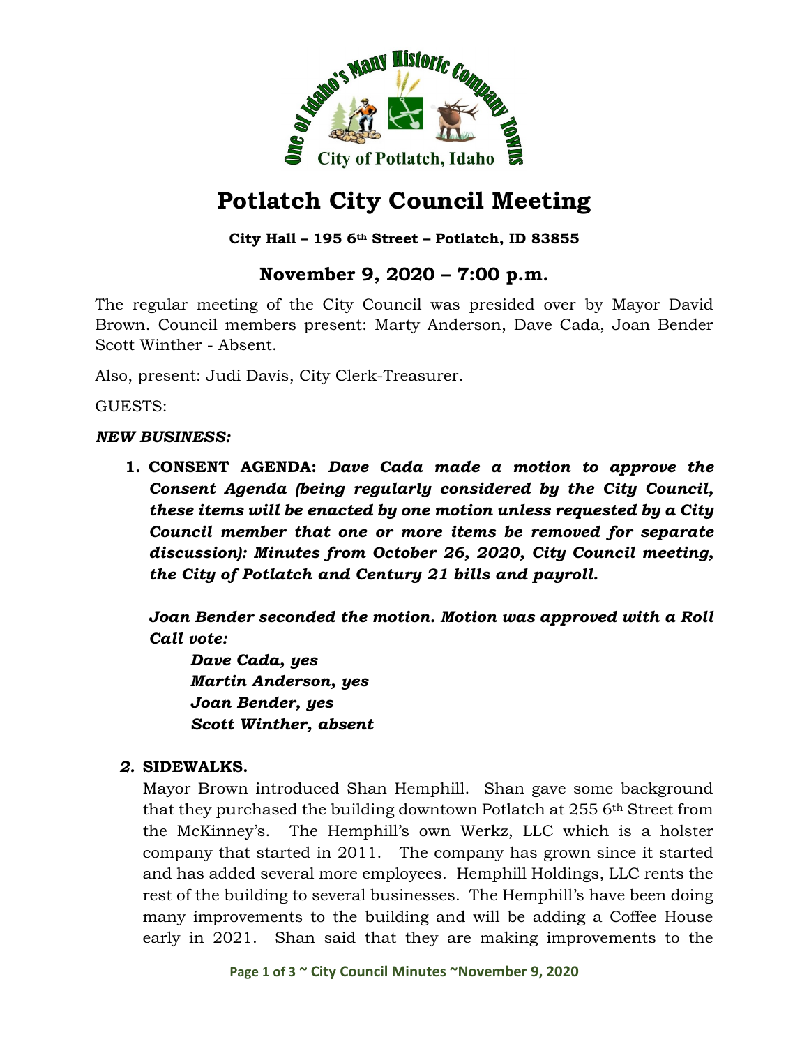# Potlatch City Council Meeting

**City Hall – 195 6th Street – Potlatch, ID 83855**

## November 9, 2020 – 7:00 p.m.

The regular meeting of the City Council was presided over by Mayor David Brown. Council members present: Marty Anderson, Dave Cada, Joan Bender Scott Winther - Absent.

Also, present: Judi Davis, City Clerk-Treasurer.

GUESTS:

***NEW BUSINESS:***

1. **CONSENT AGENDA:** ***Dave Cada made a motion to approve the Consent Agenda (being regularly considered by the City Council, these items will be enacted by one motion unless requested by a City Council member that one or more items be removed for separate discussion): Minutes from October 26, 2020, City Council meeting, the City of Potlatch and Century 21 bills and payroll.***

   ***Joan Bender seconded the motion. Motion was approved with a Roll Call vote:***

   ***Dave Cada, yes***
   ***Martin Anderson, yes***
   ***Joan Bender, yes***
   ***Scott Winther, absent***

2. **SIDEWALKS.**
   Mayor Brown introduced Shan Hemphill. Shan gave some background that they purchased the building downtown Potlatch at 255 6th Street from the McKinney's. The Hemphill's own Werkz, LLC which is a holster company that started in 2011. The company has grown since it started and has added several more employees. Hemphill Holdings, LLC rents the rest of the building to several businesses. The Hemphill's have been doing many improvements to the building and will be adding a Coffee House early in 2021. Shan said that they are making improvements to the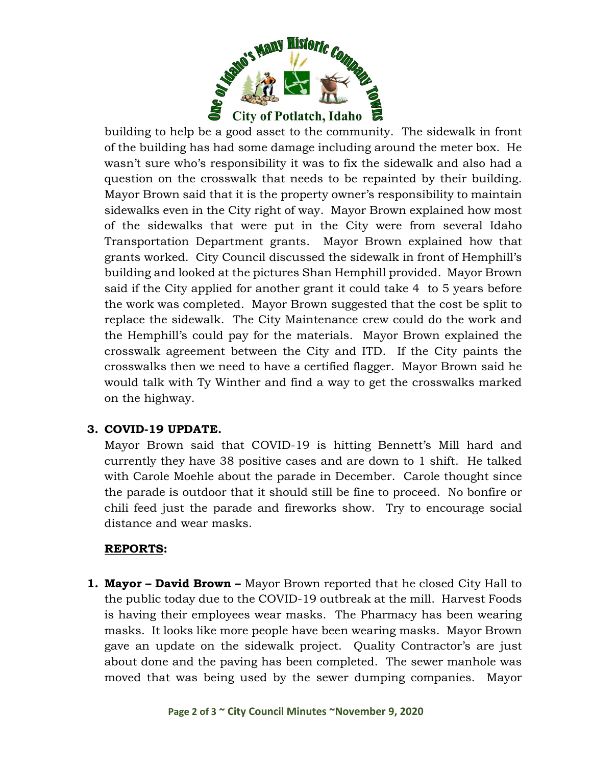building to help be a good asset to the community. The sidewalk in front of the building has had some damage including around the meter box. He wasn't sure who's responsibility it was to fix the sidewalk and also had a question on the crosswalk that needs to be repainted by their building. Mayor Brown said that it is the property owner's responsibility to maintain sidewalks even in the City right of way. Mayor Brown explained how most of the sidewalks that were put in the City were from several Idaho Transportation Department grants. Mayor Brown explained how that grants worked. City Council discussed the sidewalk in front of Hemphill's building and looked at the pictures Shan Hemphill provided. Mayor Brown said if the City applied for another grant it could take 4 to 5 years before the work was completed. Mayor Brown suggested that the cost be split to replace the sidewalk. The City Maintenance crew could do the work and the Hemphill's could pay for the materials. Mayor Brown explained the crosswalk agreement between the City and ITD. If the City paints the crosswalks then we need to have a certified flagger. Mayor Brown said he would talk with Ty Winther and find a way to get the crosswalks marked on the highway.

**3. COVID-19 UPDATE.**

Mayor Brown said that COVID-19 is hitting Bennett's Mill hard and currently they have 38 positive cases and are down to 1 shift. He talked with Carole Moehle about the parade in December. Carole thought since the parade is outdoor that it should still be fine to proceed. No bonfire or chili feed just the parade and fireworks show. Try to encourage social distance and wear masks.

**REPORTS:**

1. **Mayor – David Brown –** Mayor Brown reported that he closed City Hall to the public today due to the COVID-19 outbreak at the mill. Harvest Foods is having their employees wear masks. The Pharmacy has been wearing masks. It looks like more people have been wearing masks. Mayor Brown gave an update on the sidewalk project. Quality Contractor's are just about done and the paving has been completed. The sewer manhole was moved that was being used by the sewer dumping companies. Mayor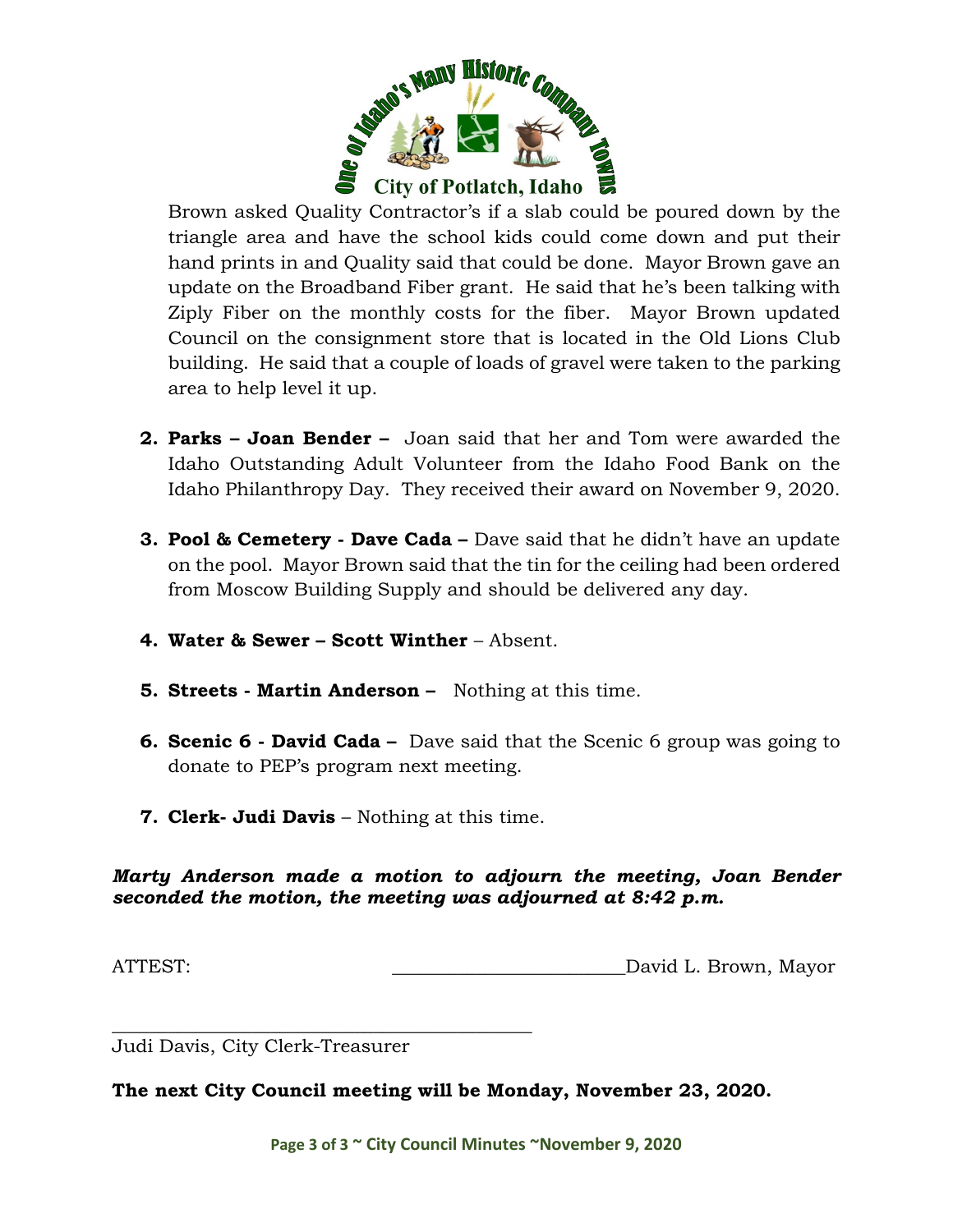Brown asked Quality Contractor's if a slab could be poured down by the triangle area and have the school kids could come down and put their hand prints in and Quality said that could be done. Mayor Brown gave an update on the Broadband Fiber grant. He said that he's been talking with Ziply Fiber on the monthly costs for the fiber. Mayor Brown updated Council on the consignment store that is located in the Old Lions Club building. He said that a couple of loads of gravel were taken to the parking area to help level it up.

2. **Parks – Joan Bender –** Joan said that her and Tom were awarded the Idaho Outstanding Adult Volunteer from the Idaho Food Bank on the Idaho Philanthropy Day. They received their award on November 9, 2020.

3. **Pool & Cemetery - Dave Cada –** Dave said that he didn't have an update on the pool. Mayor Brown said that the tin for the ceiling had been ordered from Moscow Building Supply and should be delivered any day.

4. **Water & Sewer – Scott Winther** – Absent.

5. **Streets - Martin Anderson –** Nothing at this time.

6. **Scenic 6 - David Cada –** Dave said that the Scenic 6 group was going to donate to PEP's program next meeting.

7. **Clerk- Judi Davis** – Nothing at this time.

***Marty Anderson made a motion to adjourn the meeting, Joan Bender seconded the motion, the meeting was adjourned at 8:42 p.m.***

ATTEST: ________________________David L. Brown, Mayor

______________________________________________
Judi Davis, City Clerk-Treasurer

**The next City Council meeting will be Monday, November 23, 2020.**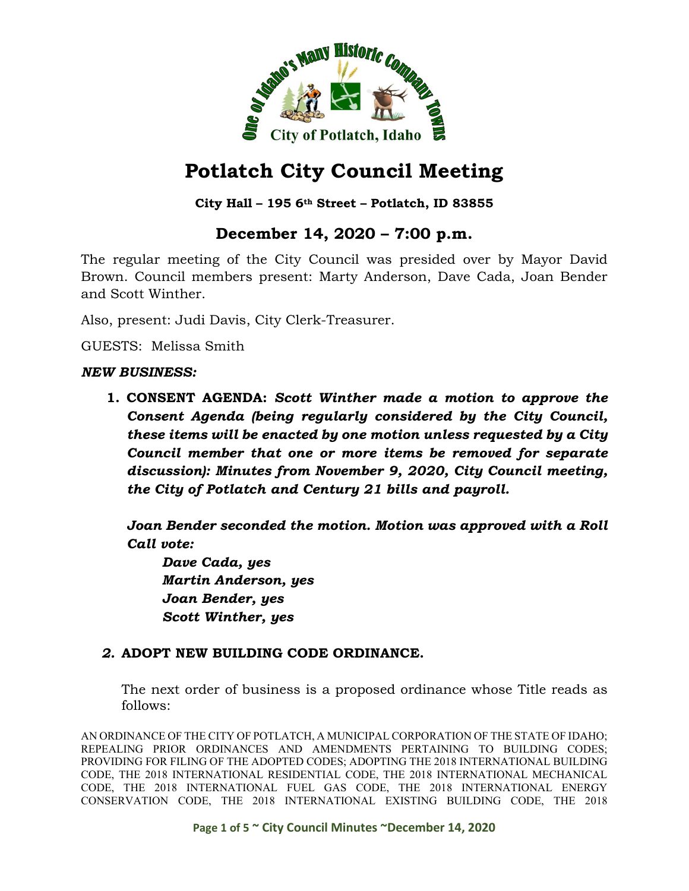# Potlatch City Council Meeting

**City Hall – 195 6th Street – Potlatch, ID 83855**

## December 14, 2020 – 7:00 p.m.

The regular meeting of the City Council was presided over by Mayor David Brown. Council members present: Marty Anderson, Dave Cada, Joan Bender and Scott Winther.

Also, present: Judi Davis, City Clerk-Treasurer.

GUESTS: Melissa Smith

***NEW BUSINESS:***

1. **CONSENT AGENDA:** ***Scott Winther made a motion to approve the Consent Agenda (being regularly considered by the City Council, these items will be enacted by one motion unless requested by a City Council member that one or more items be removed for separate discussion): Minutes from November 9, 2020, City Council meeting, the City of Potlatch and Century 21 bills and payroll.***

   ***Joan Bender seconded the motion. Motion was approved with a Roll Call vote:***

   ***Dave Cada, yes***
   ***Martin Anderson, yes***
   ***Joan Bender, yes***
   ***Scott Winther, yes***

2. **ADOPT NEW BUILDING CODE ORDINANCE.**

   The next order of business is a proposed ordinance whose Title reads as follows:

AN ORDINANCE OF THE CITY OF POTLATCH, A MUNICIPAL CORPORATION OF THE STATE OF IDAHO; REPEALING PRIOR ORDINANCES AND AMENDMENTS PERTAINING TO BUILDING CODES; PROVIDING FOR FILING OF THE ADOPTED CODES; ADOPTING THE 2018 INTERNATIONAL BUILDING CODE, THE 2018 INTERNATIONAL RESIDENTIAL CODE, THE 2018 INTERNATIONAL MECHANICAL CODE, THE 2018 INTERNATIONAL FUEL GAS CODE, THE 2018 INTERNATIONAL ENERGY CONSERVATION CODE, THE 2018 INTERNATIONAL EXISTING BUILDING CODE, THE 2018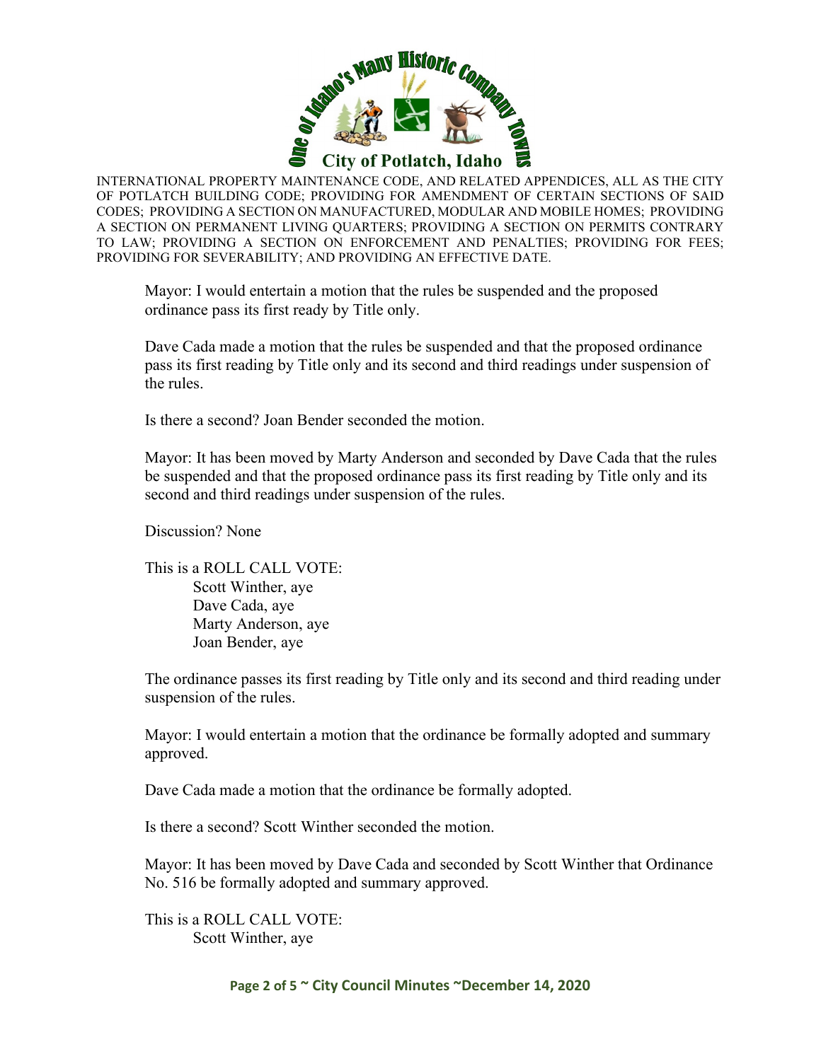INTERNATIONAL PROPERTY MAINTENANCE CODE, AND RELATED APPENDICES, ALL AS THE CITY OF POTLATCH BUILDING CODE; PROVIDING FOR AMENDMENT OF CERTAIN SECTIONS OF SAID CODES; PROVIDING A SECTION ON MANUFACTURED, MODULAR AND MOBILE HOMES; PROVIDING A SECTION ON PERMANENT LIVING QUARTERS; PROVIDING A SECTION ON PERMITS CONTRARY TO LAW; PROVIDING A SECTION ON ENFORCEMENT AND PENALTIES; PROVIDING FOR FEES; PROVIDING FOR SEVERABILITY; AND PROVIDING AN EFFECTIVE DATE.

Mayor: I would entertain a motion that the rules be suspended and the proposed ordinance pass its first ready by Title only.

Dave Cada made a motion that the rules be suspended and that the proposed ordinance pass its first reading by Title only and its second and third readings under suspension of the rules.

Is there a second? Joan Bender seconded the motion.

Mayor: It has been moved by Marty Anderson and seconded by Dave Cada that the rules be suspended and that the proposed ordinance pass its first reading by Title only and its second and third readings under suspension of the rules.

Discussion? None

This is a ROLL CALL VOTE:
- Scott Winther, aye
- Dave Cada, aye
- Marty Anderson, aye
- Joan Bender, aye

The ordinance passes its first reading by Title only and its second and third reading under suspension of the rules.

Mayor: I would entertain a motion that the ordinance be formally adopted and summary approved.

Dave Cada made a motion that the ordinance be formally adopted.

Is there a second? Scott Winther seconded the motion.

Mayor: It has been moved by Dave Cada and seconded by Scott Winther that Ordinance No. 516 be formally adopted and summary approved.

This is a ROLL CALL VOTE:
- Scott Winther, aye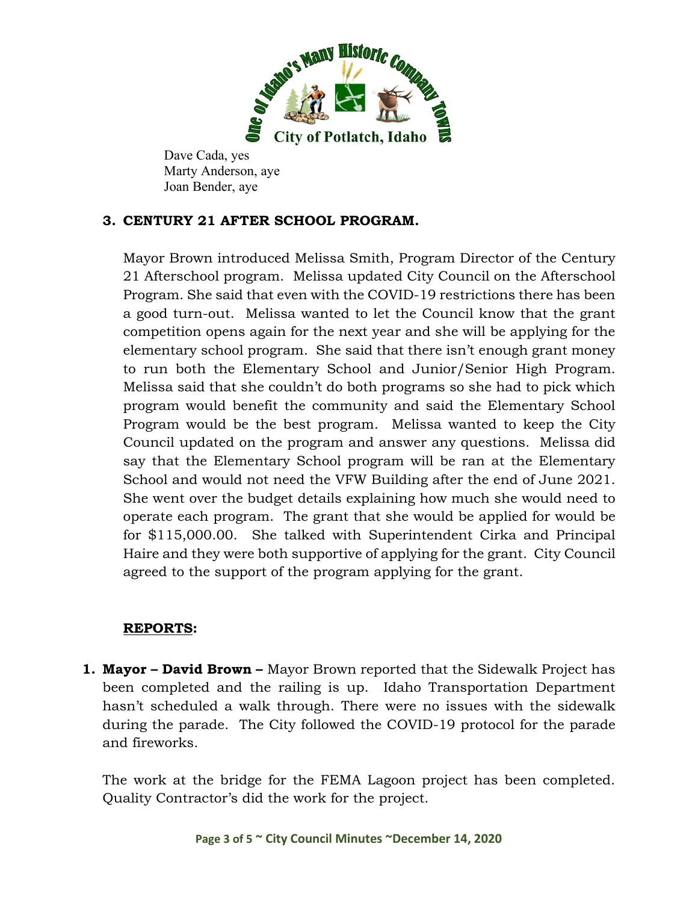Dave Cada, yes
Marty Anderson, aye
Joan Bender, aye

**3. CENTURY 21 AFTER SCHOOL PROGRAM.**

Mayor Brown introduced Melissa Smith, Program Director of the Century 21 Afterschool program. Melissa updated City Council on the Afterschool Program. She said that even with the COVID-19 restrictions there has been a good turn-out. Melissa wanted to let the Council know that the grant competition opens again for the next year and she will be applying for the elementary school program. She said that there isn't enough grant money to run both the Elementary School and Junior/Senior High Program. Melissa said that she couldn't do both programs so she had to pick which program would benefit the community and said the Elementary School Program would be the best program. Melissa wanted to keep the City Council updated on the program and answer any questions. Melissa did say that the Elementary School program will be ran at the Elementary School and would not need the VFW Building after the end of June 2021. She went over the budget details explaining how much she would need to operate each program. The grant that she would be applied for would be for $115,000.00. She talked with Superintendent Cirka and Principal Haire and they were both supportive of applying for the grant. City Council agreed to the support of the program applying for the grant.

**REPORTS:**

1. **Mayor – David Brown –** Mayor Brown reported that the Sidewalk Project has been completed and the railing is up. Idaho Transportation Department hasn't scheduled a walk through. There were no issues with the sidewalk during the parade. The City followed the COVID-19 protocol for the parade and fireworks.

   The work at the bridge for the FEMA Lagoon project has been completed. Quality Contractor's did the work for the project.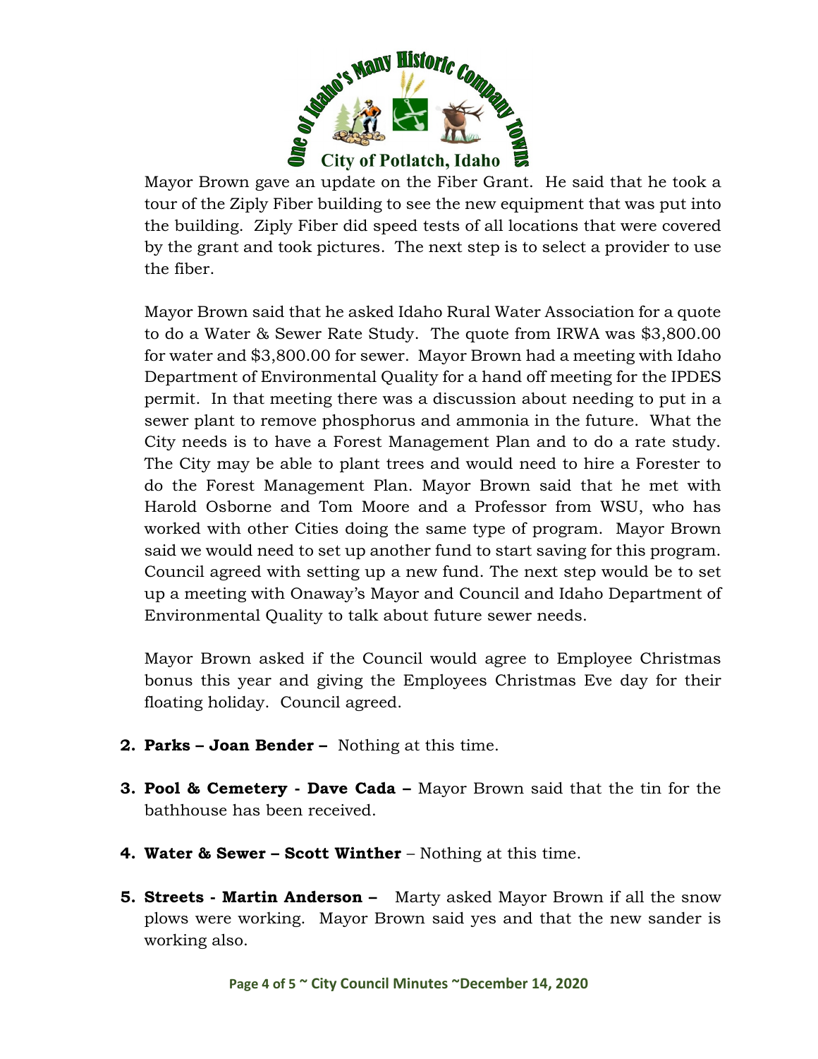Mayor Brown gave an update on the Fiber Grant. He said that he took a tour of the Ziply Fiber building to see the new equipment that was put into the building. Ziply Fiber did speed tests of all locations that were covered by the grant and took pictures. The next step is to select a provider to use the fiber.

Mayor Brown said that he asked Idaho Rural Water Association for a quote to do a Water & Sewer Rate Study. The quote from IRWA was $3,800.00 for water and $3,800.00 for sewer. Mayor Brown had a meeting with Idaho Department of Environmental Quality for a hand off meeting for the IPDES permit. In that meeting there was a discussion about needing to put in a sewer plant to remove phosphorus and ammonia in the future. What the City needs is to have a Forest Management Plan and to do a rate study. The City may be able to plant trees and would need to hire a Forester to do the Forest Management Plan. Mayor Brown said that he met with Harold Osborne and Tom Moore and a Professor from WSU, who has worked with other Cities doing the same type of program. Mayor Brown said we would need to set up another fund to start saving for this program. Council agreed with setting up a new fund. The next step would be to set up a meeting with Onaway's Mayor and Council and Idaho Department of Environmental Quality to talk about future sewer needs.

Mayor Brown asked if the Council would agree to Employee Christmas bonus this year and giving the Employees Christmas Eve day for their floating holiday. Council agreed.

2. **Parks – Joan Bender –** Nothing at this time.

3. **Pool & Cemetery - Dave Cada –** Mayor Brown said that the tin for the bathhouse has been received.

4. **Water & Sewer – Scott Winther** – Nothing at this time.

5. **Streets - Martin Anderson –** Marty asked Mayor Brown if all the snow plows were working. Mayor Brown said yes and that the new sander is working also.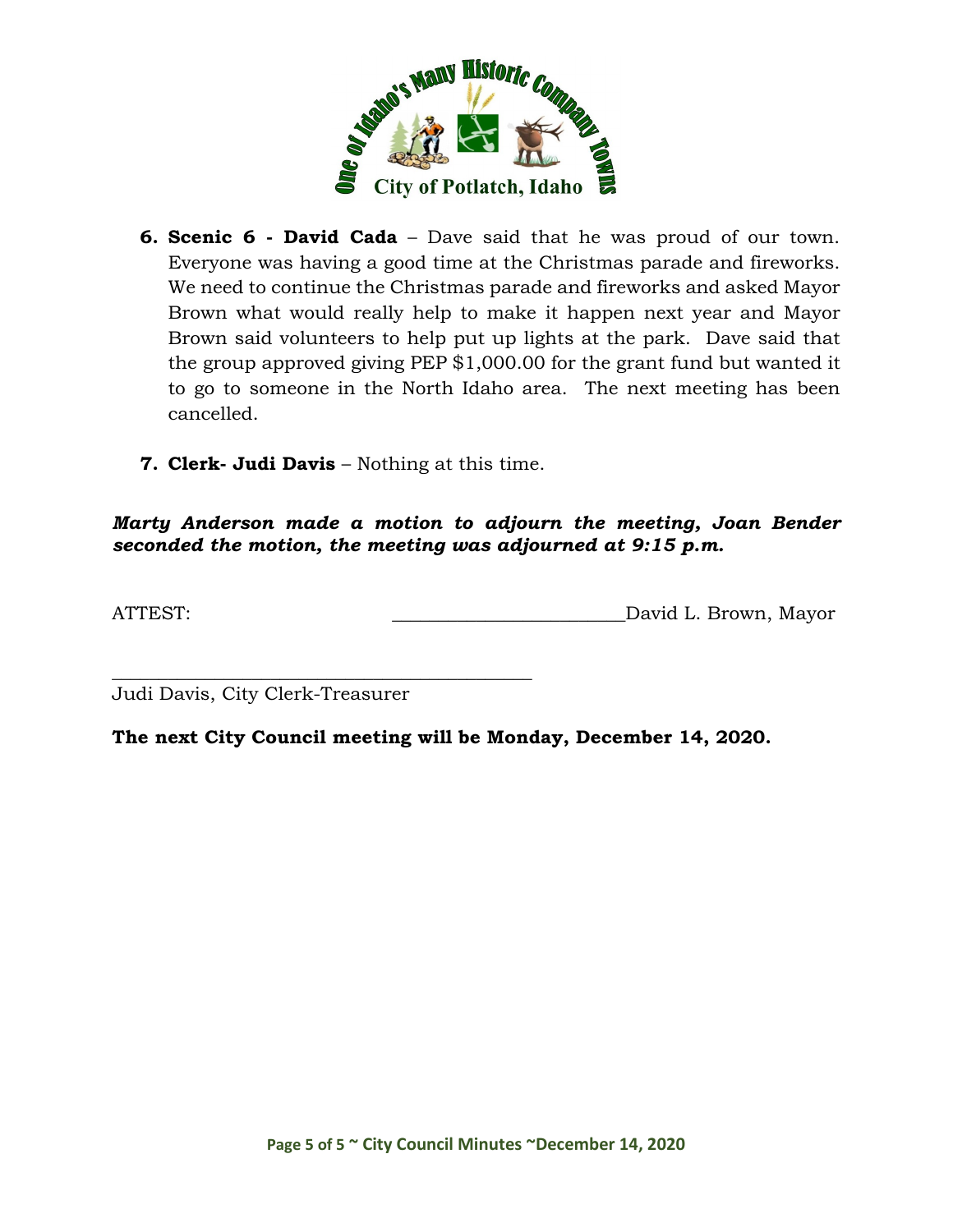6. **Scenic 6 - David Cada** – Dave said that he was proud of our town. Everyone was having a good time at the Christmas parade and fireworks. We need to continue the Christmas parade and fireworks and asked Mayor Brown what would really help to make it happen next year and Mayor Brown said volunteers to help put up lights at the park. Dave said that the group approved giving PEP $1,000.00 for the grant fund but wanted it to go to someone in the North Idaho area. The next meeting has been cancelled.

7. **Clerk- Judi Davis** – Nothing at this time.

***Marty Anderson made a motion to adjourn the meeting, Joan Bender seconded the motion, the meeting was adjourned at 9:15 p.m.***

ATTEST: ________________________David L. Brown, Mayor

____________________________________________
Judi Davis, City Clerk-Treasurer

**The next City Council meeting will be Monday, December 14, 2020.**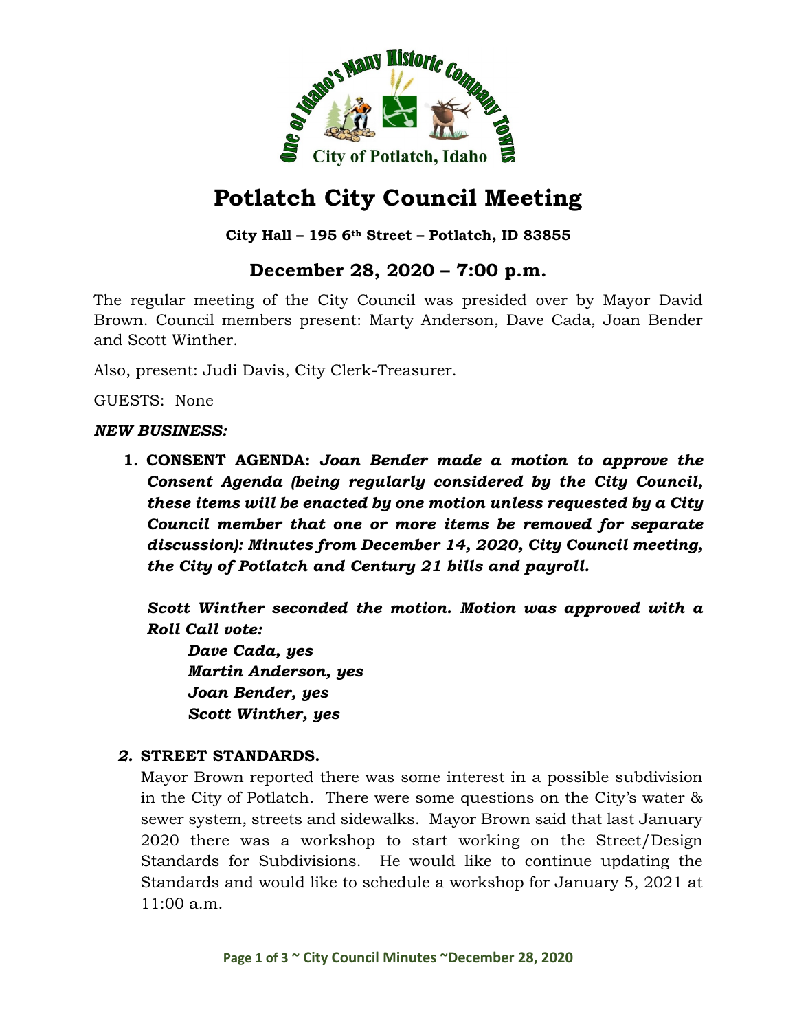# Potlatch City Council Meeting

**City Hall – 195 6th Street – Potlatch, ID 83855**

## December 28, 2020 – 7:00 p.m.

The regular meeting of the City Council was presided over by Mayor David Brown. Council members present: Marty Anderson, Dave Cada, Joan Bender and Scott Winther.

Also, present: Judi Davis, City Clerk-Treasurer.

GUESTS: None

***NEW BUSINESS:***

1. **CONSENT AGENDA:** ***Joan Bender made a motion to approve the Consent Agenda (being regularly considered by the City Council, these items will be enacted by one motion unless requested by a City Council member that one or more items be removed for separate discussion): Minutes from December 14, 2020, City Council meeting, the City of Potlatch and Century 21 bills and payroll.***

   ***Scott Winther seconded the motion. Motion was approved with a Roll Call vote:***

   ***Dave Cada, yes***
   ***Martin Anderson, yes***
   ***Joan Bender, yes***
   ***Scott Winther, yes***

2. **STREET STANDARDS.**

   Mayor Brown reported there was some interest in a possible subdivision in the City of Potlatch. There were some questions on the City's water & sewer system, streets and sidewalks. Mayor Brown said that last January 2020 there was a workshop to start working on the Street/Design Standards for Subdivisions. He would like to continue updating the Standards and would like to schedule a workshop for January 5, 2021 at 11:00 a.m.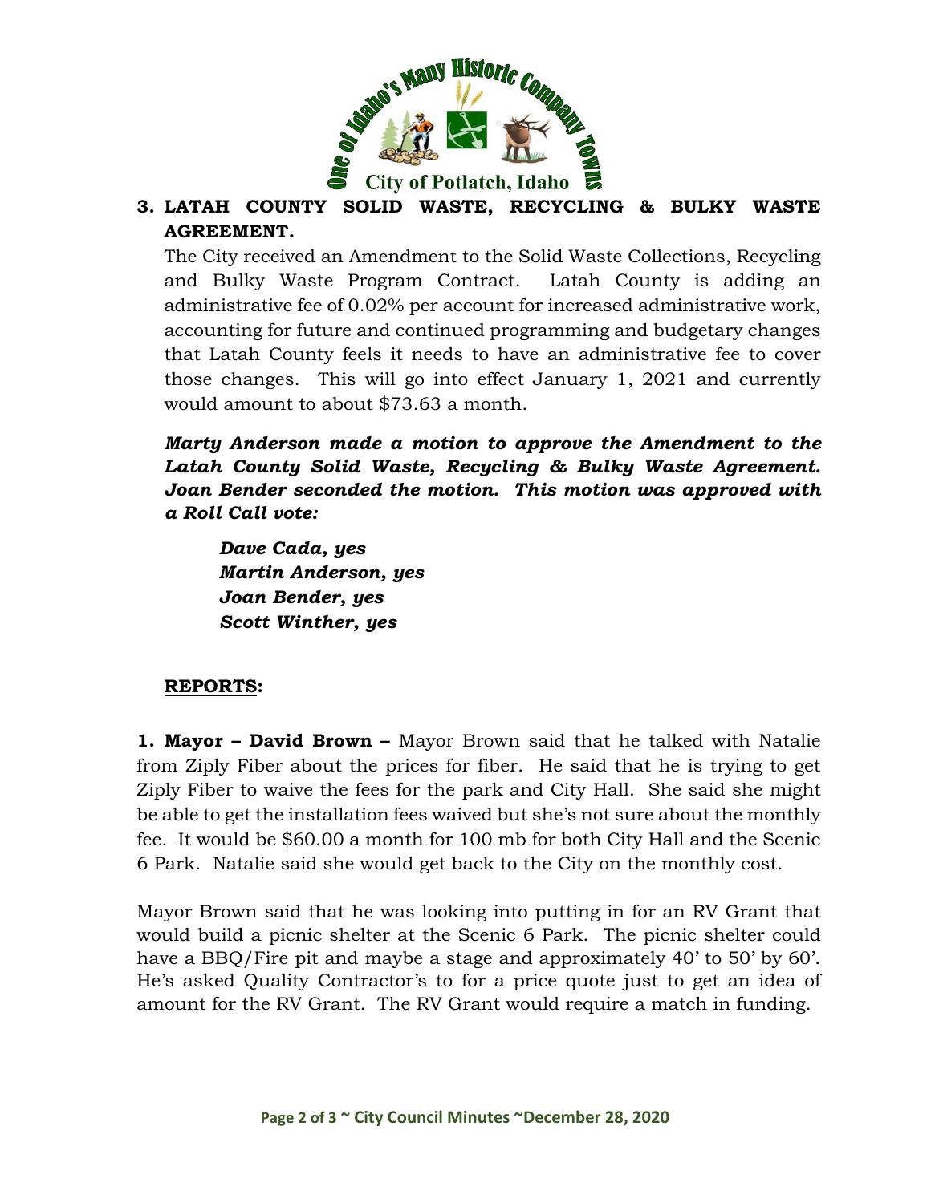**3. LATAH COUNTY SOLID WASTE, RECYCLING & BULKY WASTE AGREEMENT.**

The City received an Amendment to the Solid Waste Collections, Recycling and Bulky Waste Program Contract. Latah County is adding an administrative fee of 0.02% per account for increased administrative work, accounting for future and continued programming and budgetary changes that Latah County feels it needs to have an administrative fee to cover those changes. This will go into effect January 1, 2021 and currently would amount to about $73.63 a month.

***Marty Anderson made a motion to approve the Amendment to the Latah County Solid Waste, Recycling & Bulky Waste Agreement. Joan Bender seconded the motion. This motion was approved with a Roll Call vote:***

***Dave Cada, yes***
***Martin Anderson, yes***
***Joan Bender, yes***
***Scott Winther, yes***

**REPORTS:**

**1. Mayor – David Brown –** Mayor Brown said that he talked with Natalie from Ziply Fiber about the prices for fiber. He said that he is trying to get Ziply Fiber to waive the fees for the park and City Hall. She said she might be able to get the installation fees waived but she's not sure about the monthly fee. It would be $60.00 a month for 100 mb for both City Hall and the Scenic 6 Park. Natalie said she would get back to the City on the monthly cost.

Mayor Brown said that he was looking into putting in for an RV Grant that would build a picnic shelter at the Scenic 6 Park. The picnic shelter could have a BBQ/Fire pit and maybe a stage and approximately 40' to 50' by 60'. He's asked Quality Contractor's to for a price quote just to get an idea of amount for the RV Grant. The RV Grant would require a match in funding.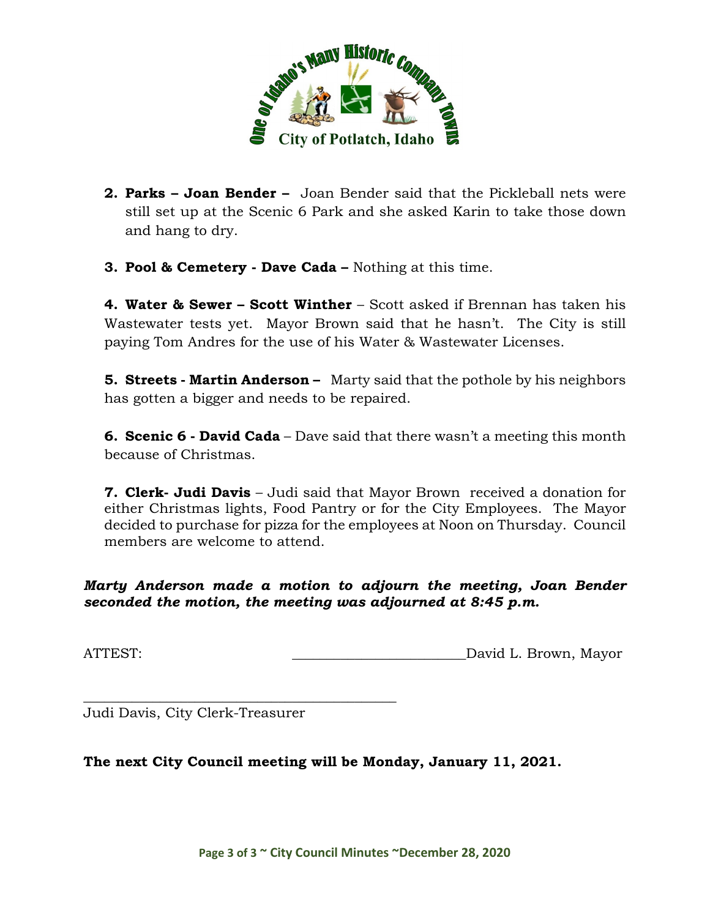2. **Parks – Joan Bender –** Joan Bender said that the Pickleball nets were still set up at the Scenic 6 Park and she asked Karin to take those down and hang to dry.

3. **Pool & Cemetery - Dave Cada –** Nothing at this time.

4. **Water & Sewer – Scott Winther** – Scott asked if Brennan has taken his Wastewater tests yet. Mayor Brown said that he hasn't. The City is still paying Tom Andres for the use of his Water & Wastewater Licenses.

5. **Streets - Martin Anderson –** Marty said that the pothole by his neighbors has gotten a bigger and needs to be repaired.

6. **Scenic 6 - David Cada** – Dave said that there wasn't a meeting this month because of Christmas.

7. **Clerk- Judi Davis** – Judi said that Mayor Brown received a donation for either Christmas lights, Food Pantry or for the City Employees. The Mayor decided to purchase for pizza for the employees at Noon on Thursday. Council members are welcome to attend.

***Marty Anderson made a motion to adjourn the meeting, Joan Bender seconded the motion, the meeting was adjourned at 8:45 p.m.***

ATTEST: ________________________David L. Brown, Mayor

_____________________________________________
Judi Davis, City Clerk-Treasurer

**The next City Council meeting will be Monday, January 11, 2021.**